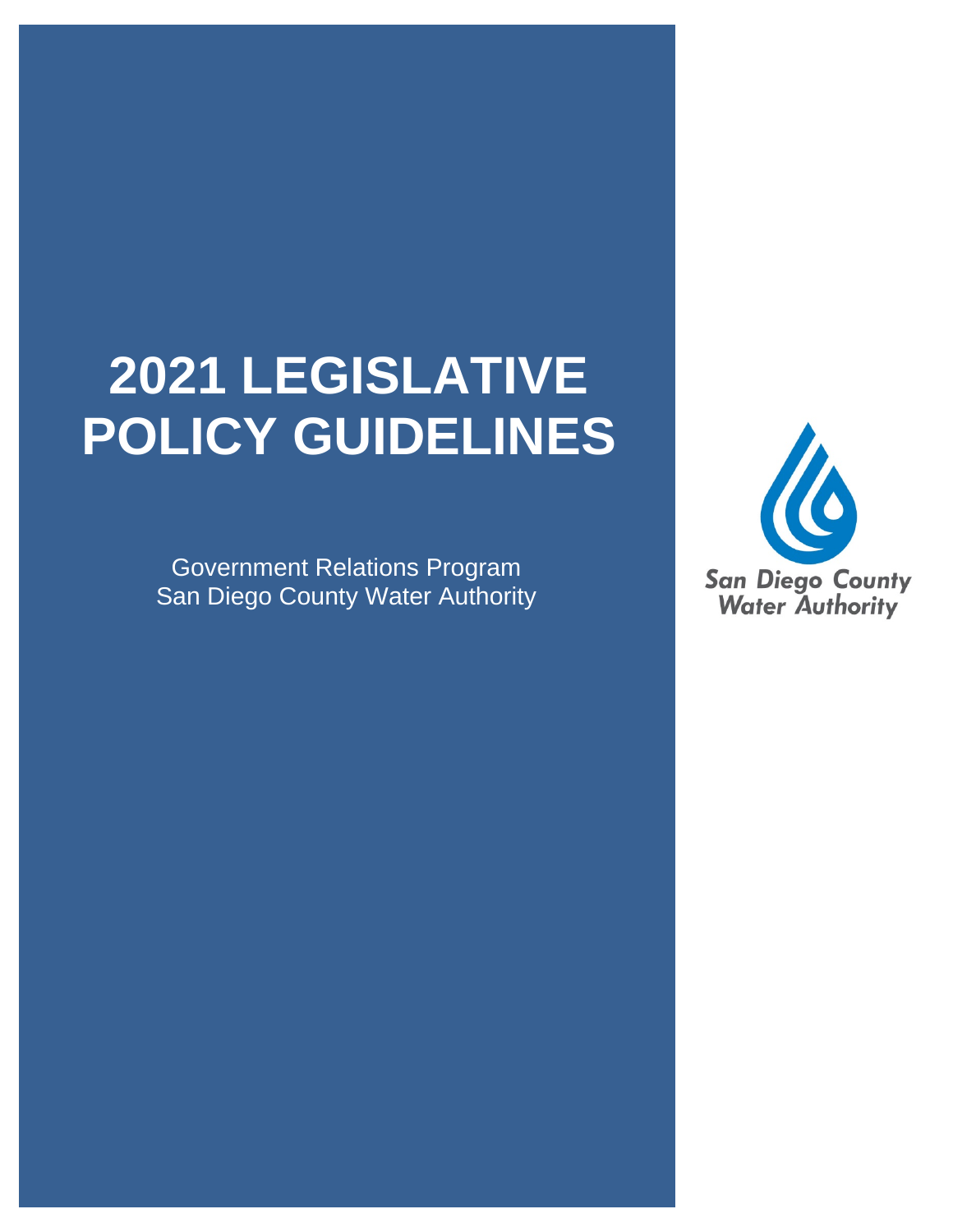# 2021 LEGISLATIVE POLICY GUIDELINES

Government Relations Program
San Diego County Water Authority

San Diego County Water Authority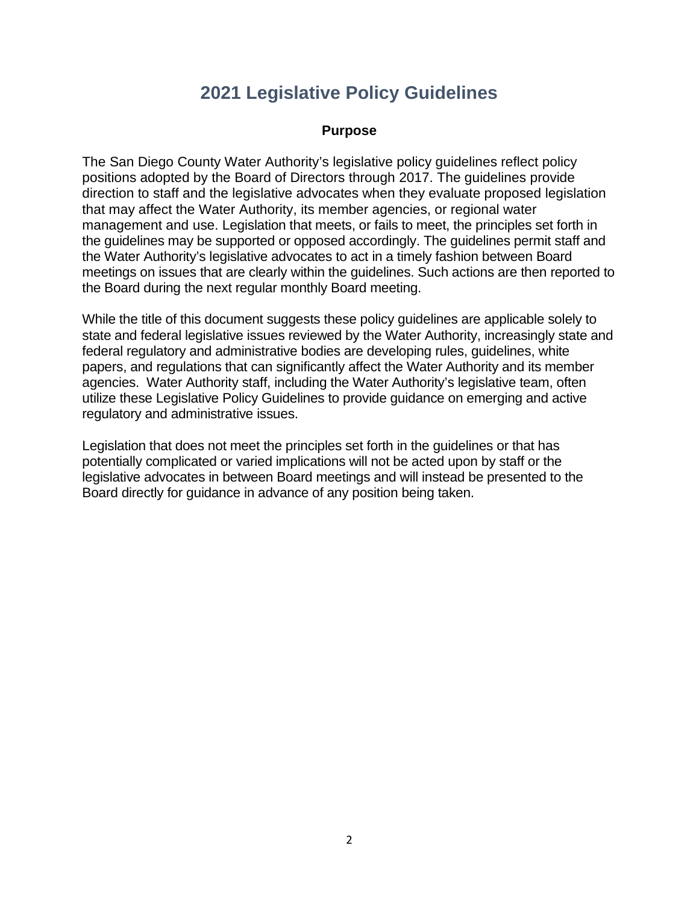# 2021 Legislative Policy Guidelines

## Purpose

The San Diego County Water Authority's legislative policy guidelines reflect policy positions adopted by the Board of Directors through 2017. The guidelines provide direction to staff and the legislative advocates when they evaluate proposed legislation that may affect the Water Authority, its member agencies, or regional water management and use. Legislation that meets, or fails to meet, the principles set forth in the guidelines may be supported or opposed accordingly. The guidelines permit staff and the Water Authority's legislative advocates to act in a timely fashion between Board meetings on issues that are clearly within the guidelines. Such actions are then reported to the Board during the next regular monthly Board meeting.

While the title of this document suggests these policy guidelines are applicable solely to state and federal legislative issues reviewed by the Water Authority, increasingly state and federal regulatory and administrative bodies are developing rules, guidelines, white papers, and regulations that can significantly affect the Water Authority and its member agencies. Water Authority staff, including the Water Authority's legislative team, often utilize these Legislative Policy Guidelines to provide guidance on emerging and active regulatory and administrative issues.

Legislation that does not meet the principles set forth in the guidelines or that has potentially complicated or varied implications will not be acted upon by staff or the legislative advocates in between Board meetings and will instead be presented to the Board directly for guidance in advance of any position being taken.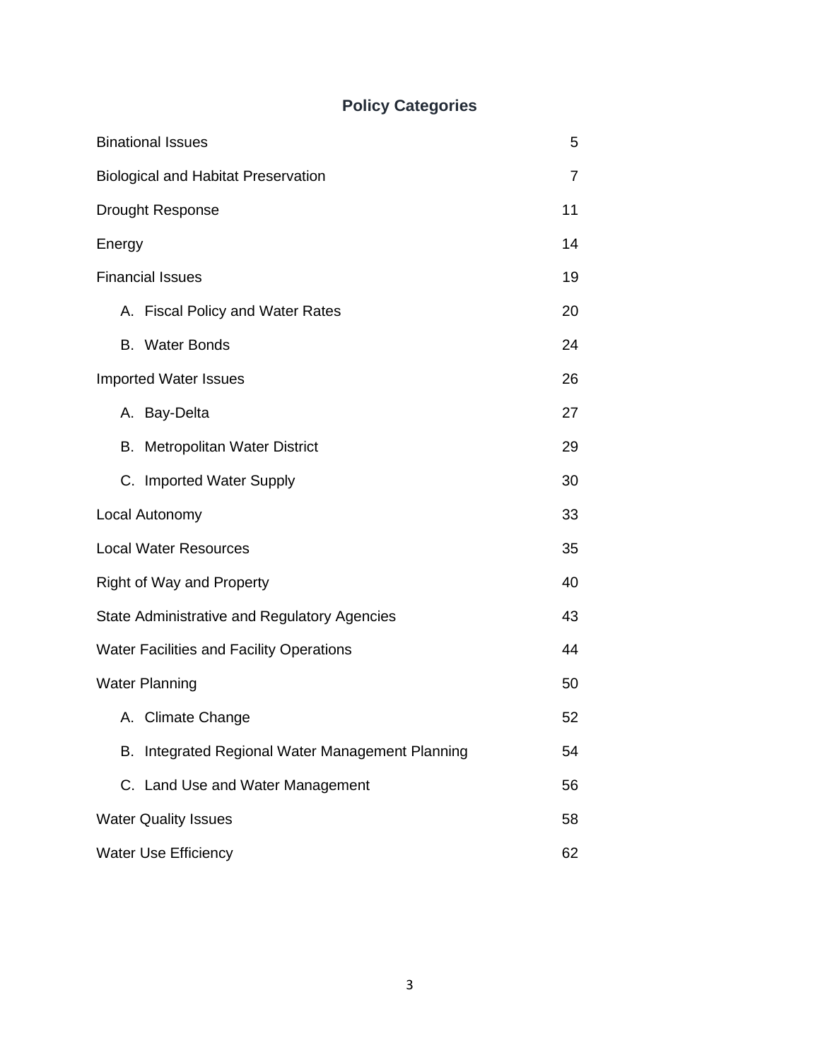## Policy Categories

| | |
|---|---|
| Binational Issues | 5 |
| Biological and Habitat Preservation | 7 |
| Drought Response | 11 |
| Energy | 14 |
| Financial Issues | 19 |
| A. Fiscal Policy and Water Rates | 20 |
| B. Water Bonds | 24 |
| Imported Water Issues | 26 |
| A. Bay-Delta | 27 |
| B. Metropolitan Water District | 29 |
| C. Imported Water Supply | 30 |
| Local Autonomy | 33 |
| Local Water Resources | 35 |
| Right of Way and Property | 40 |
| State Administrative and Regulatory Agencies | 43 |
| Water Facilities and Facility Operations | 44 |
| Water Planning | 50 |
| A. Climate Change | 52 |
| B. Integrated Regional Water Management Planning | 54 |
| C. Land Use and Water Management | 56 |
| Water Quality Issues | 58 |
| Water Use Efficiency | 62 |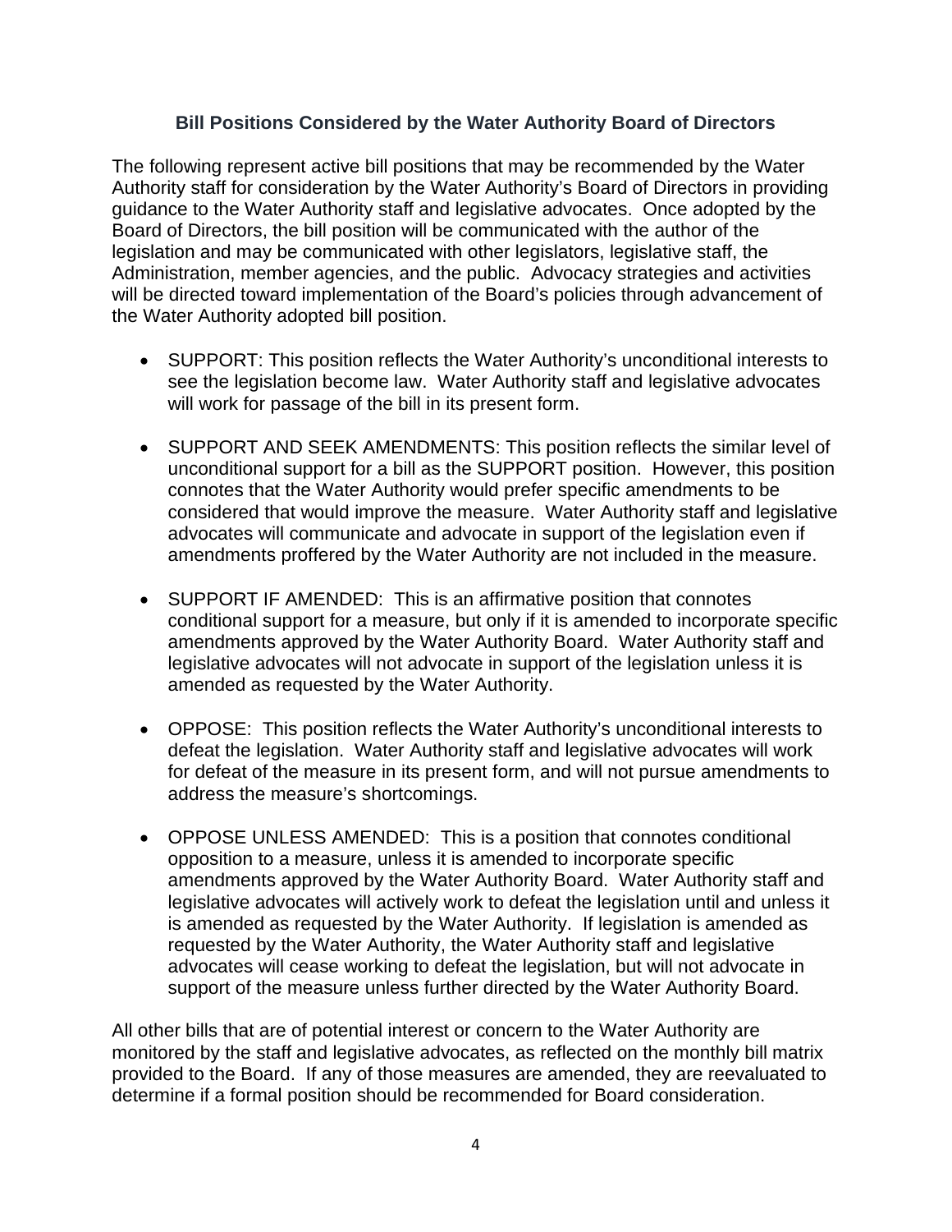## Bill Positions Considered by the Water Authority Board of Directors

The following represent active bill positions that may be recommended by the Water Authority staff for consideration by the Water Authority's Board of Directors in providing guidance to the Water Authority staff and legislative advocates. Once adopted by the Board of Directors, the bill position will be communicated with the author of the legislation and may be communicated with other legislators, legislative staff, the Administration, member agencies, and the public. Advocacy strategies and activities will be directed toward implementation of the Board's policies through advancement of the Water Authority adopted bill position.

- SUPPORT: This position reflects the Water Authority's unconditional interests to see the legislation become law. Water Authority staff and legislative advocates will work for passage of the bill in its present form.

- SUPPORT AND SEEK AMENDMENTS: This position reflects the similar level of unconditional support for a bill as the SUPPORT position. However, this position connotes that the Water Authority would prefer specific amendments to be considered that would improve the measure. Water Authority staff and legislative advocates will communicate and advocate in support of the legislation even if amendments proffered by the Water Authority are not included in the measure.

- SUPPORT IF AMENDED: This is an affirmative position that connotes conditional support for a measure, but only if it is amended to incorporate specific amendments approved by the Water Authority Board. Water Authority staff and legislative advocates will not advocate in support of the legislation unless it is amended as requested by the Water Authority.

- OPPOSE: This position reflects the Water Authority's unconditional interests to defeat the legislation. Water Authority staff and legislative advocates will work for defeat of the measure in its present form, and will not pursue amendments to address the measure's shortcomings.

- OPPOSE UNLESS AMENDED: This is a position that connotes conditional opposition to a measure, unless it is amended to incorporate specific amendments approved by the Water Authority Board. Water Authority staff and legislative advocates will actively work to defeat the legislation until and unless it is amended as requested by the Water Authority. If legislation is amended as requested by the Water Authority, the Water Authority staff and legislative advocates will cease working to defeat the legislation, but will not advocate in support of the measure unless further directed by the Water Authority Board.

All other bills that are of potential interest or concern to the Water Authority are monitored by the staff and legislative advocates, as reflected on the monthly bill matrix provided to the Board. If any of those measures are amended, they are reevaluated to determine if a formal position should be recommended for Board consideration.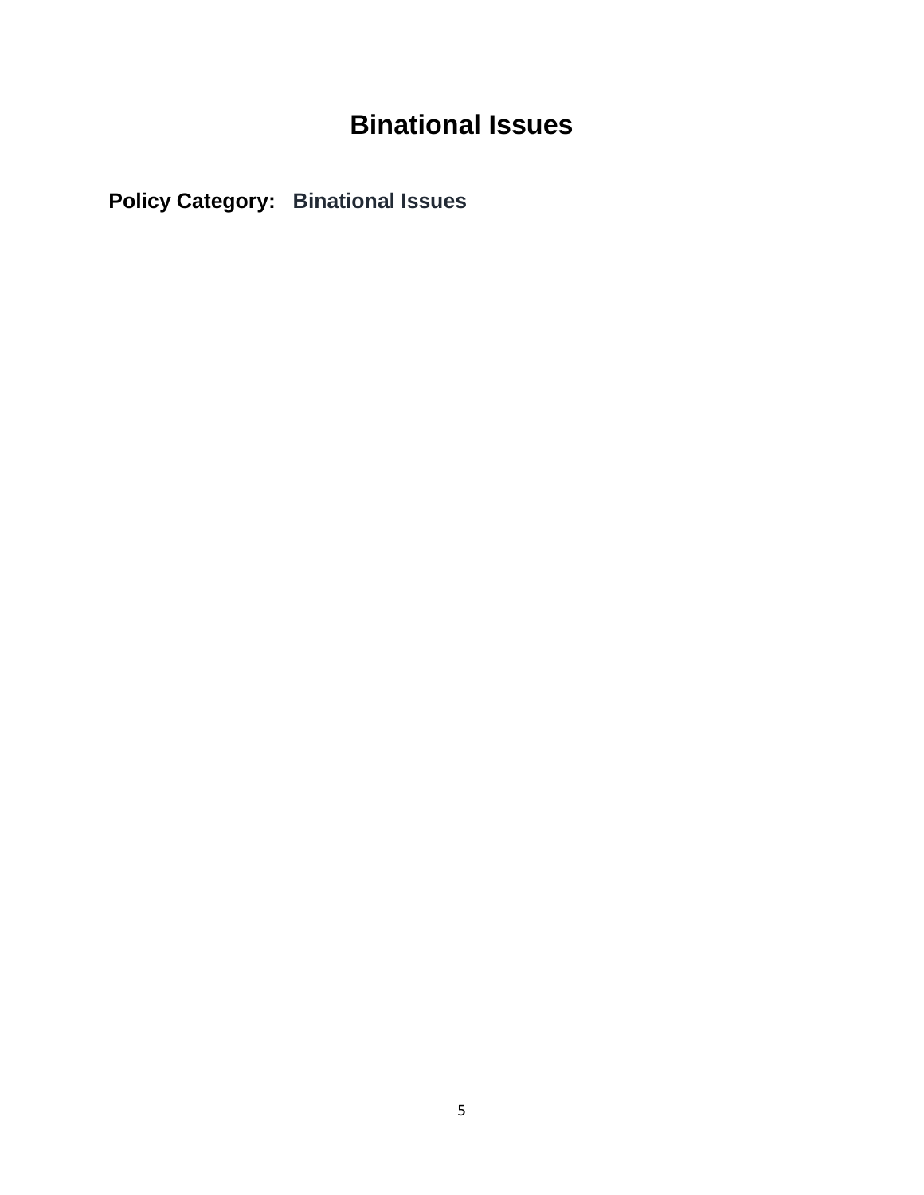# Binational Issues

**Policy Category:** **Binational Issues**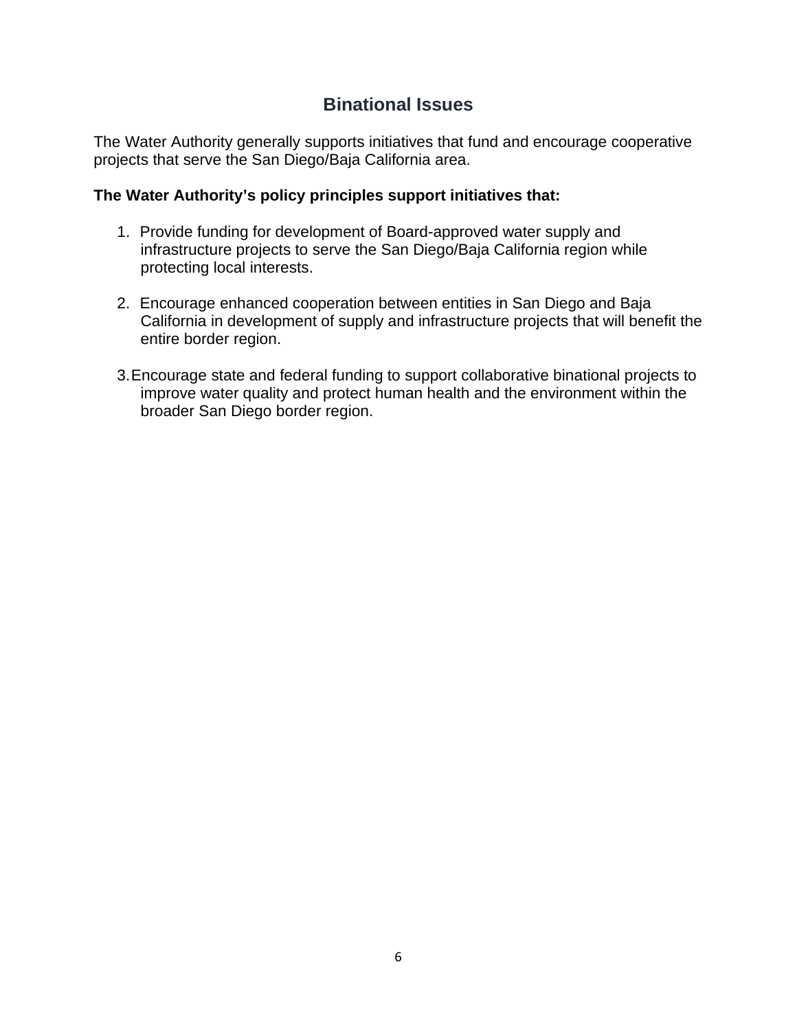## Binational Issues

The Water Authority generally supports initiatives that fund and encourage cooperative projects that serve the San Diego/Baja California area.

**The Water Authority's policy principles support initiatives that:**

1. Provide funding for development of Board-approved water supply and infrastructure projects to serve the San Diego/Baja California region while protecting local interests.

2. Encourage enhanced cooperation between entities in San Diego and Baja California in development of supply and infrastructure projects that will benefit the entire border region.

3. Encourage state and federal funding to support collaborative binational projects to improve water quality and protect human health and the environment within the broader San Diego border region.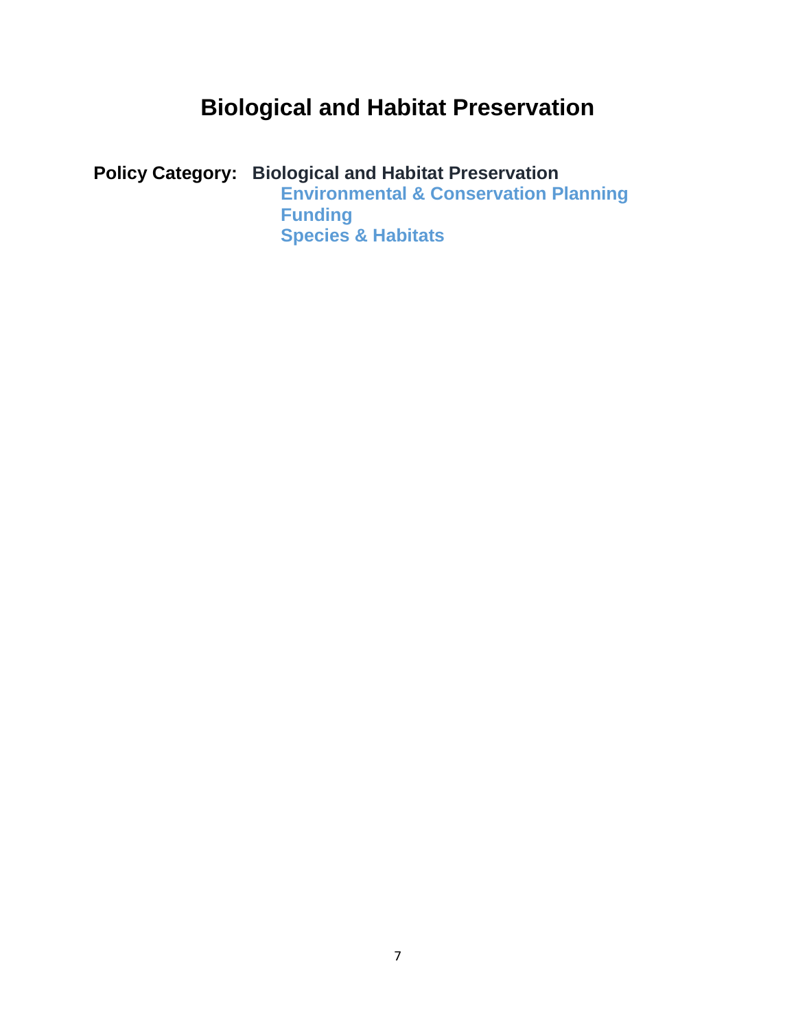# Biological and Habitat Preservation

**Policy Category: Biological and Habitat Preservation**

- **Environmental & Conservation Planning**
- **Funding**
- **Species & Habitats**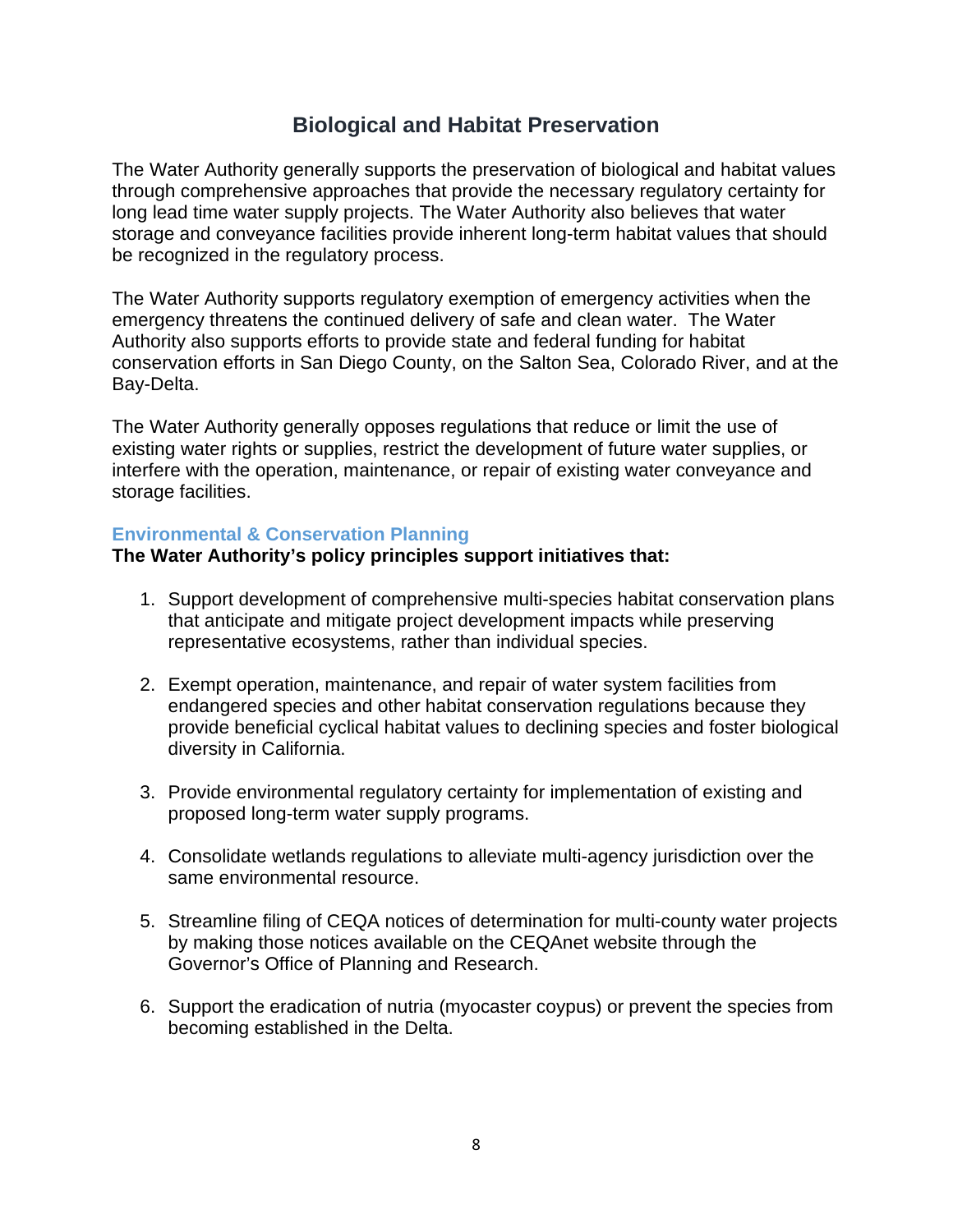# Biological and Habitat Preservation

The Water Authority generally supports the preservation of biological and habitat values through comprehensive approaches that provide the necessary regulatory certainty for long lead time water supply projects. The Water Authority also believes that water storage and conveyance facilities provide inherent long-term habitat values that should be recognized in the regulatory process.

The Water Authority supports regulatory exemption of emergency activities when the emergency threatens the continued delivery of safe and clean water. The Water Authority also supports efforts to provide state and federal funding for habitat conservation efforts in San Diego County, on the Salton Sea, Colorado River, and at the Bay-Delta.

The Water Authority generally opposes regulations that reduce or limit the use of existing water rights or supplies, restrict the development of future water supplies, or interfere with the operation, maintenance, or repair of existing water conveyance and storage facilities.

### Environmental & Conservation Planning

**The Water Authority's policy principles support initiatives that:**

1. Support development of comprehensive multi-species habitat conservation plans that anticipate and mitigate project development impacts while preserving representative ecosystems, rather than individual species.

2. Exempt operation, maintenance, and repair of water system facilities from endangered species and other habitat conservation regulations because they provide beneficial cyclical habitat values to declining species and foster biological diversity in California.

3. Provide environmental regulatory certainty for implementation of existing and proposed long-term water supply programs.

4. Consolidate wetlands regulations to alleviate multi-agency jurisdiction over the same environmental resource.

5. Streamline filing of CEQA notices of determination for multi-county water projects by making those notices available on the CEQAnet website through the Governor's Office of Planning and Research.

6. Support the eradication of nutria (myocaster coypus) or prevent the species from becoming established in the Delta.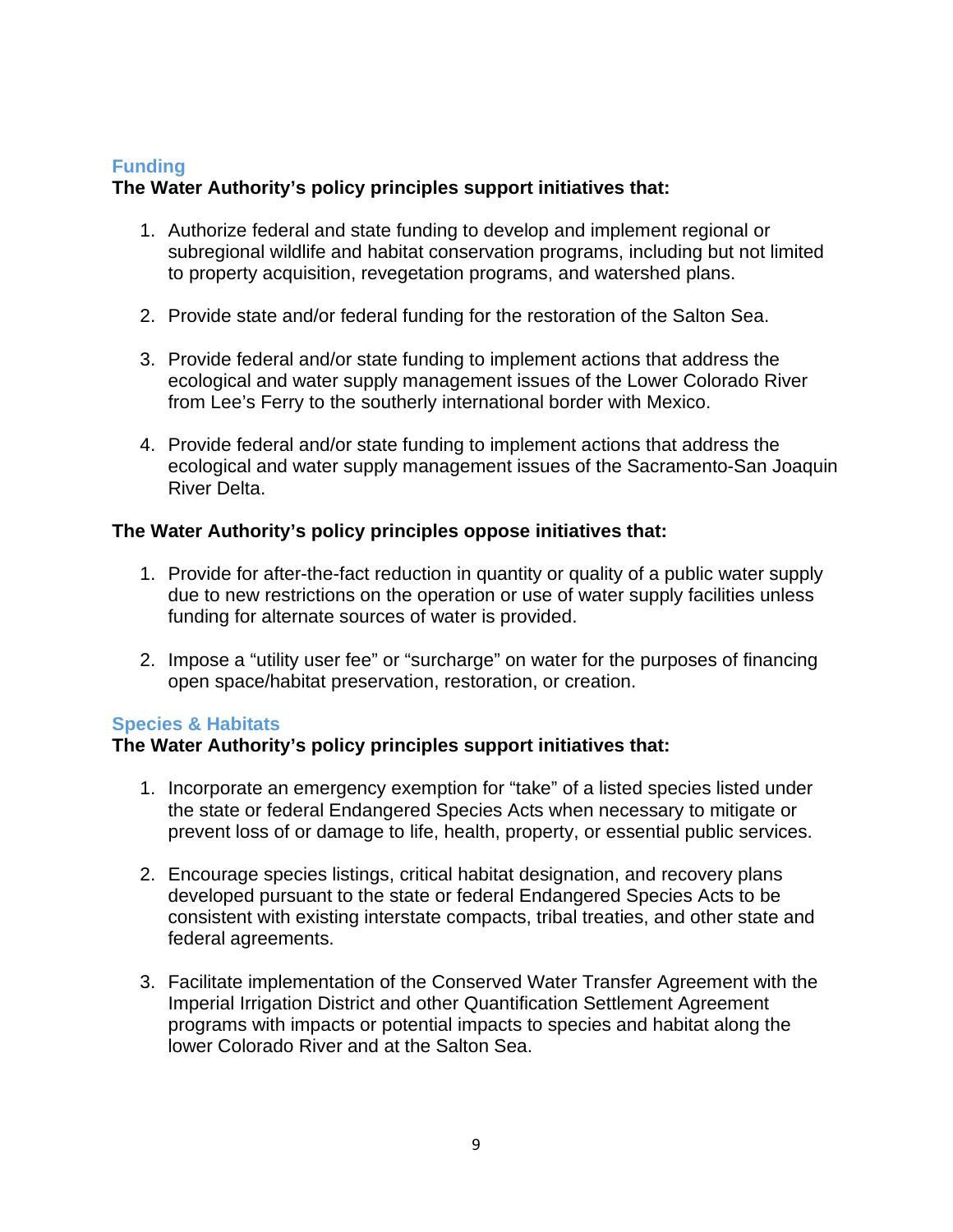## Funding

**The Water Authority's policy principles support initiatives that:**

1. Authorize federal and state funding to develop and implement regional or subregional wildlife and habitat conservation programs, including but not limited to property acquisition, revegetation programs, and watershed plans.

2. Provide state and/or federal funding for the restoration of the Salton Sea.

3. Provide federal and/or state funding to implement actions that address the ecological and water supply management issues of the Lower Colorado River from Lee's Ferry to the southerly international border with Mexico.

4. Provide federal and/or state funding to implement actions that address the ecological and water supply management issues of the Sacramento-San Joaquin River Delta.

**The Water Authority's policy principles oppose initiatives that:**

1. Provide for after-the-fact reduction in quantity or quality of a public water supply due to new restrictions on the operation or use of water supply facilities unless funding for alternate sources of water is provided.

2. Impose a "utility user fee" or "surcharge" on water for the purposes of financing open space/habitat preservation, restoration, or creation.

## Species & Habitats

**The Water Authority's policy principles support initiatives that:**

1. Incorporate an emergency exemption for "take" of a listed species listed under the state or federal Endangered Species Acts when necessary to mitigate or prevent loss of or damage to life, health, property, or essential public services.

2. Encourage species listings, critical habitat designation, and recovery plans developed pursuant to the state or federal Endangered Species Acts to be consistent with existing interstate compacts, tribal treaties, and other state and federal agreements.

3. Facilitate implementation of the Conserved Water Transfer Agreement with the Imperial Irrigation District and other Quantification Settlement Agreement programs with impacts or potential impacts to species and habitat along the lower Colorado River and at the Salton Sea.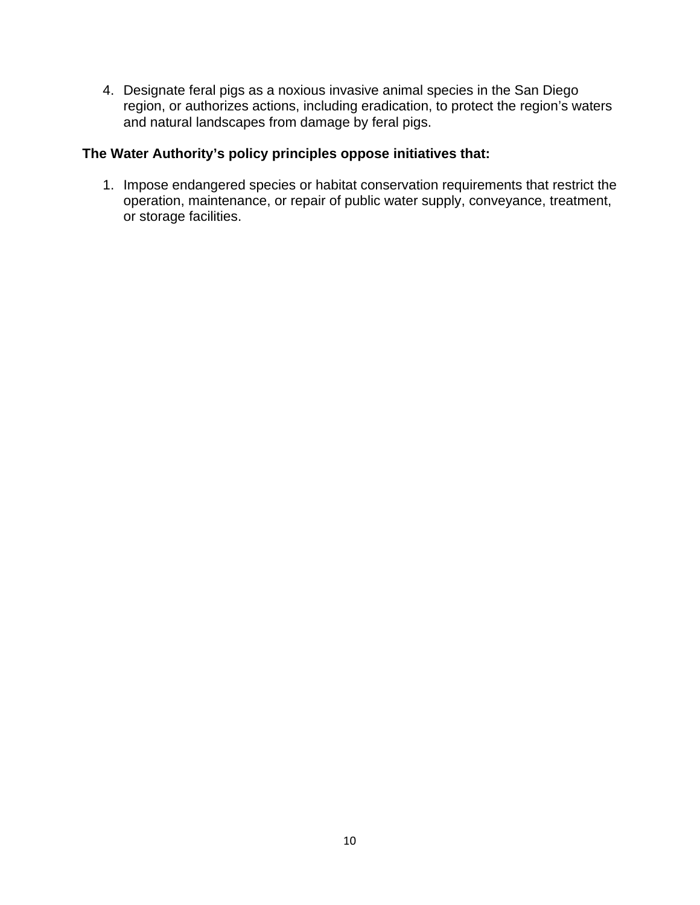4. Designate feral pigs as a noxious invasive animal species in the San Diego region, or authorizes actions, including eradication, to protect the region's waters and natural landscapes from damage by feral pigs.

**The Water Authority's policy principles oppose initiatives that:**

1. Impose endangered species or habitat conservation requirements that restrict the operation, maintenance, or repair of public water supply, conveyance, treatment, or storage facilities.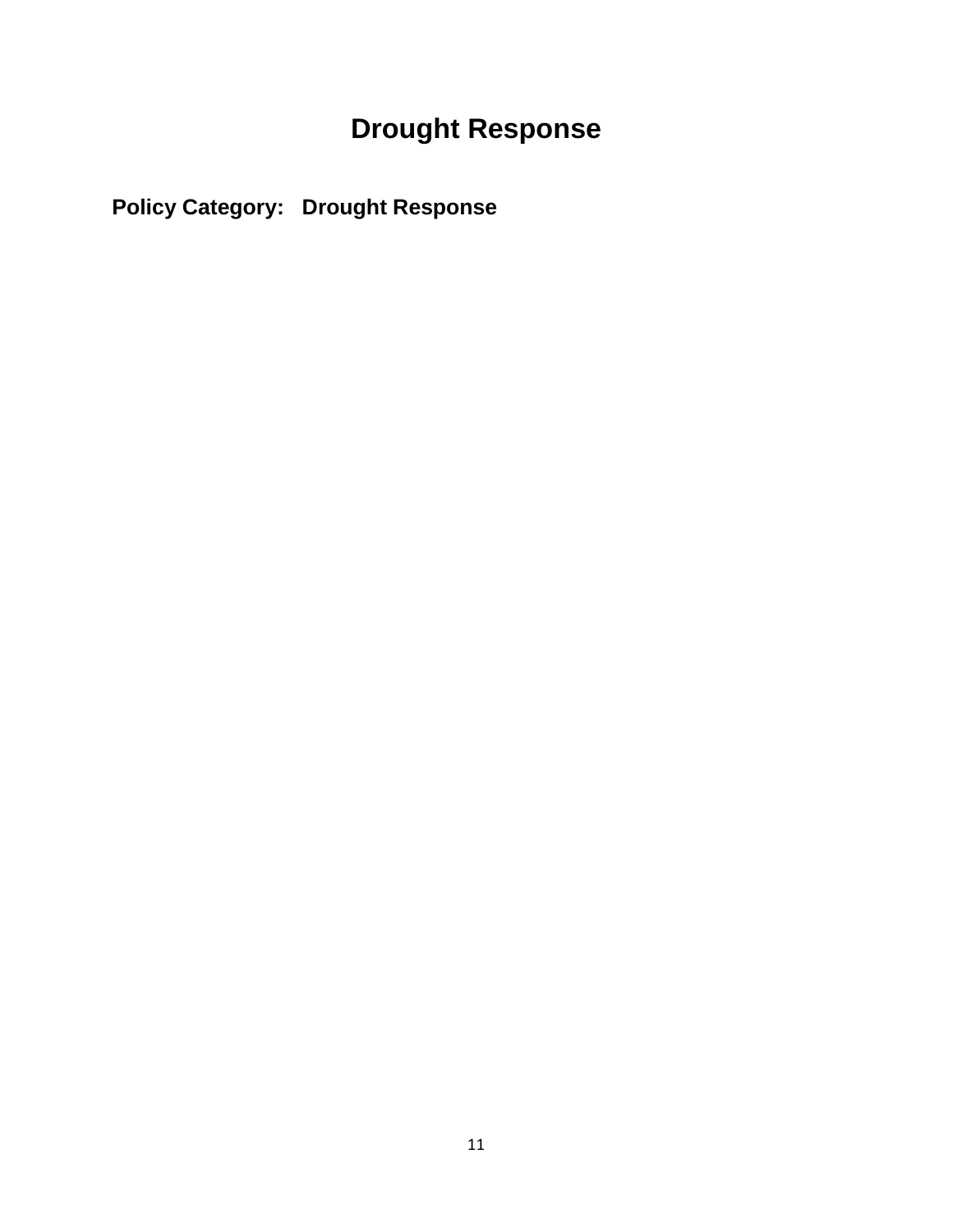# Drought Response

**Policy Category: Drought Response**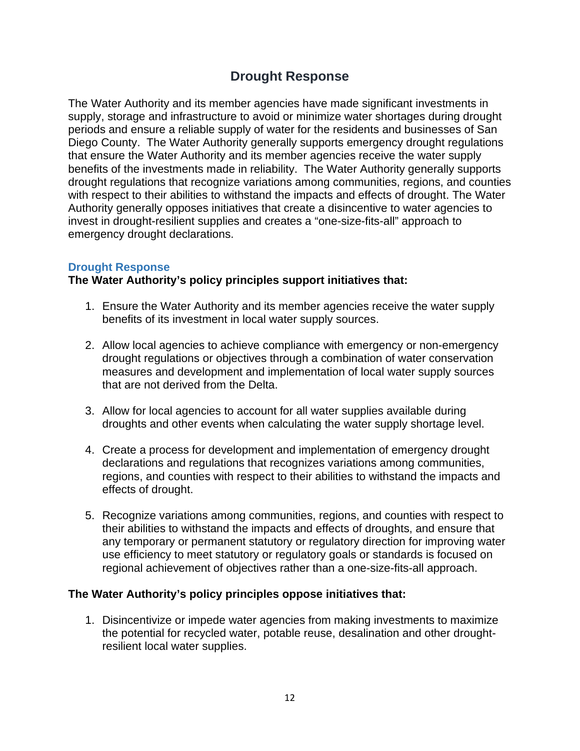# Drought Response

The Water Authority and its member agencies have made significant investments in supply, storage and infrastructure to avoid or minimize water shortages during drought periods and ensure a reliable supply of water for the residents and businesses of San Diego County. The Water Authority generally supports emergency drought regulations that ensure the Water Authority and its member agencies receive the water supply benefits of the investments made in reliability. The Water Authority generally supports drought regulations that recognize variations among communities, regions, and counties with respect to their abilities to withstand the impacts and effects of drought. The Water Authority generally opposes initiatives that create a disincentive to water agencies to invest in drought-resilient supplies and creates a "one-size-fits-all" approach to emergency drought declarations.

### Drought Response

**The Water Authority's policy principles support initiatives that:**

1. Ensure the Water Authority and its member agencies receive the water supply benefits of its investment in local water supply sources.

2. Allow local agencies to achieve compliance with emergency or non-emergency drought regulations or objectives through a combination of water conservation measures and development and implementation of local water supply sources that are not derived from the Delta.

3. Allow for local agencies to account for all water supplies available during droughts and other events when calculating the water supply shortage level.

4. Create a process for development and implementation of emergency drought declarations and regulations that recognizes variations among communities, regions, and counties with respect to their abilities to withstand the impacts and effects of drought.

5. Recognize variations among communities, regions, and counties with respect to their abilities to withstand the impacts and effects of droughts, and ensure that any temporary or permanent statutory or regulatory direction for improving water use efficiency to meet statutory or regulatory goals or standards is focused on regional achievement of objectives rather than a one-size-fits-all approach.

**The Water Authority's policy principles oppose initiatives that:**

1. Disincentivize or impede water agencies from making investments to maximize the potential for recycled water, potable reuse, desalination and other drought-resilient local water supplies.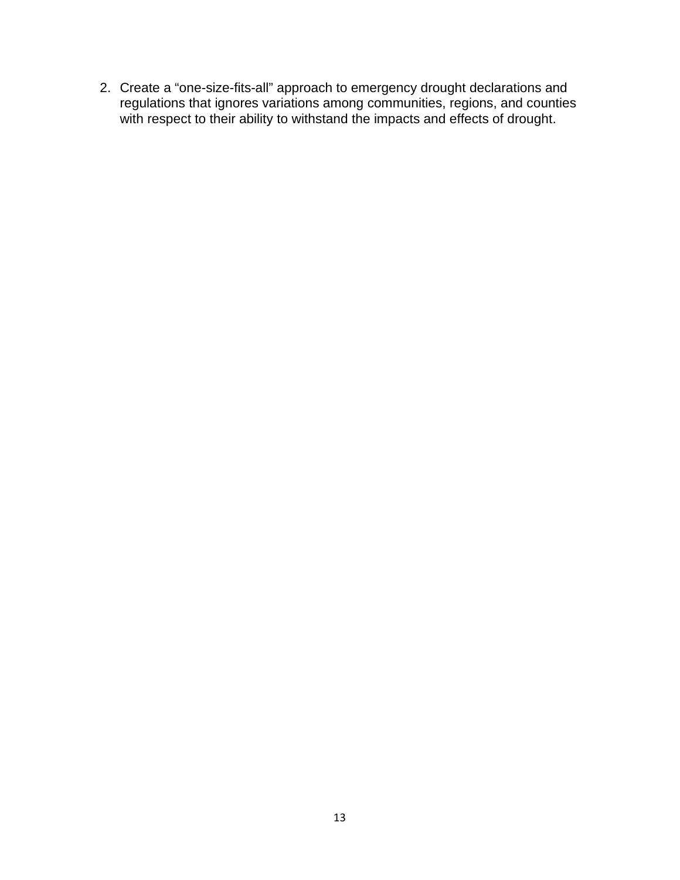2. Create a “one-size-fits-all” approach to emergency drought declarations and regulations that ignores variations among communities, regions, and counties with respect to their ability to withstand the impacts and effects of drought.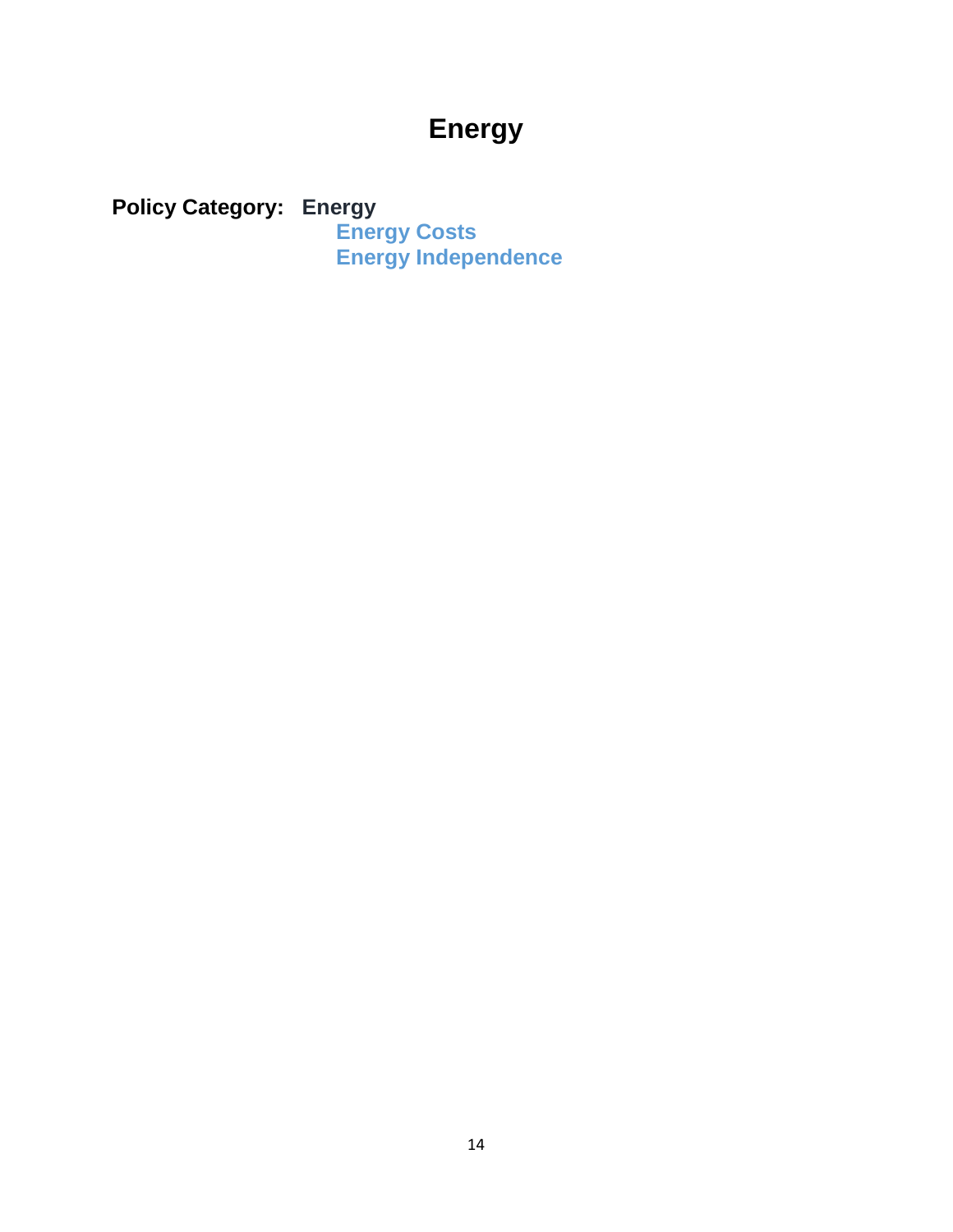# Energy

**Policy Category: Energy**

**Energy Costs**

**Energy Independence**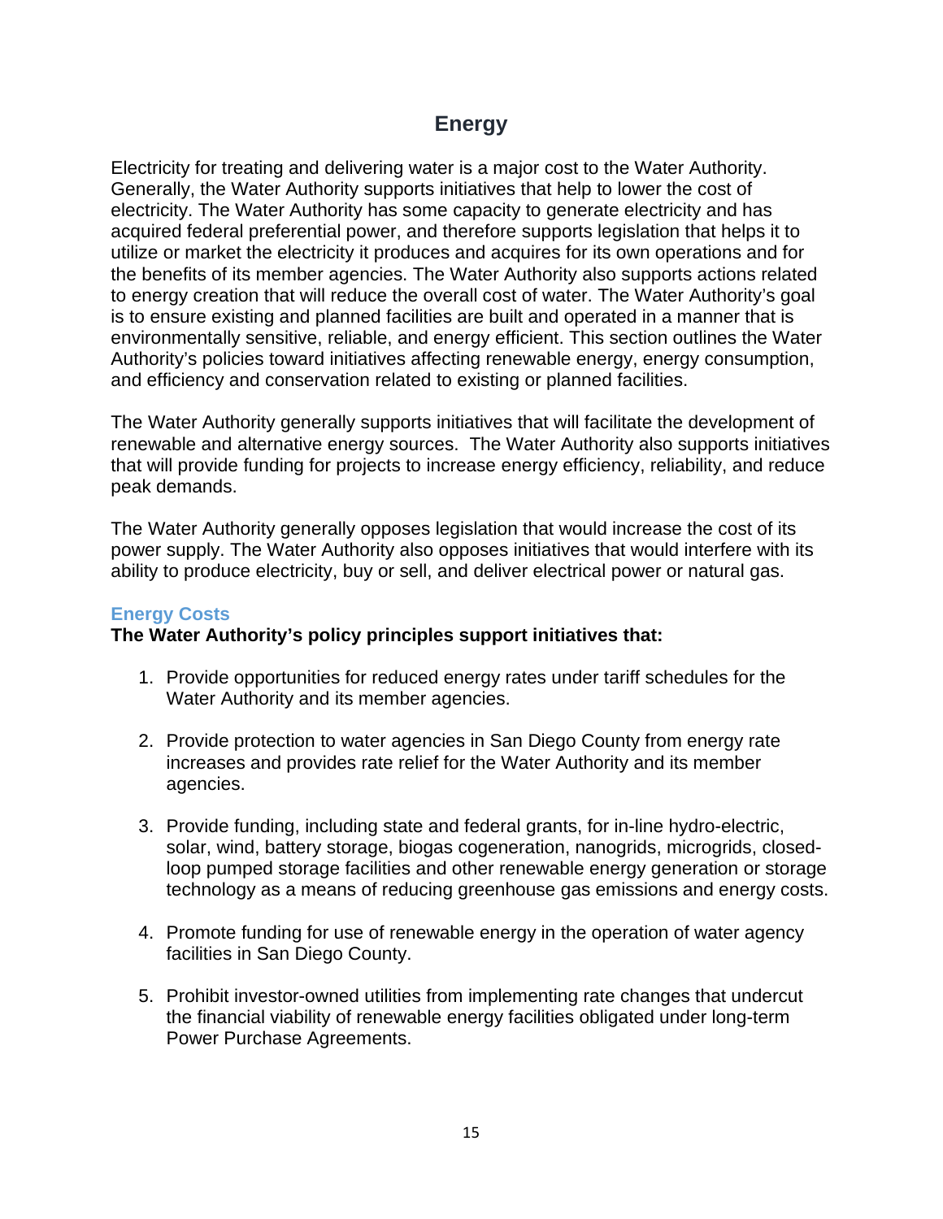# Energy

Electricity for treating and delivering water is a major cost to the Water Authority. Generally, the Water Authority supports initiatives that help to lower the cost of electricity. The Water Authority has some capacity to generate electricity and has acquired federal preferential power, and therefore supports legislation that helps it to utilize or market the electricity it produces and acquires for its own operations and for the benefits of its member agencies. The Water Authority also supports actions related to energy creation that will reduce the overall cost of water. The Water Authority's goal is to ensure existing and planned facilities are built and operated in a manner that is environmentally sensitive, reliable, and energy efficient. This section outlines the Water Authority's policies toward initiatives affecting renewable energy, energy consumption, and efficiency and conservation related to existing or planned facilities.

The Water Authority generally supports initiatives that will facilitate the development of renewable and alternative energy sources. The Water Authority also supports initiatives that will provide funding for projects to increase energy efficiency, reliability, and reduce peak demands.

The Water Authority generally opposes legislation that would increase the cost of its power supply. The Water Authority also opposes initiatives that would interfere with its ability to produce electricity, buy or sell, and deliver electrical power or natural gas.

## Energy Costs

**The Water Authority's policy principles support initiatives that:**

1. Provide opportunities for reduced energy rates under tariff schedules for the Water Authority and its member agencies.

2. Provide protection to water agencies in San Diego County from energy rate increases and provides rate relief for the Water Authority and its member agencies.

3. Provide funding, including state and federal grants, for in-line hydro-electric, solar, wind, battery storage, biogas cogeneration, nanogrids, microgrids, closed-loop pumped storage facilities and other renewable energy generation or storage technology as a means of reducing greenhouse gas emissions and energy costs.

4. Promote funding for use of renewable energy in the operation of water agency facilities in San Diego County.

5. Prohibit investor-owned utilities from implementing rate changes that undercut the financial viability of renewable energy facilities obligated under long-term Power Purchase Agreements.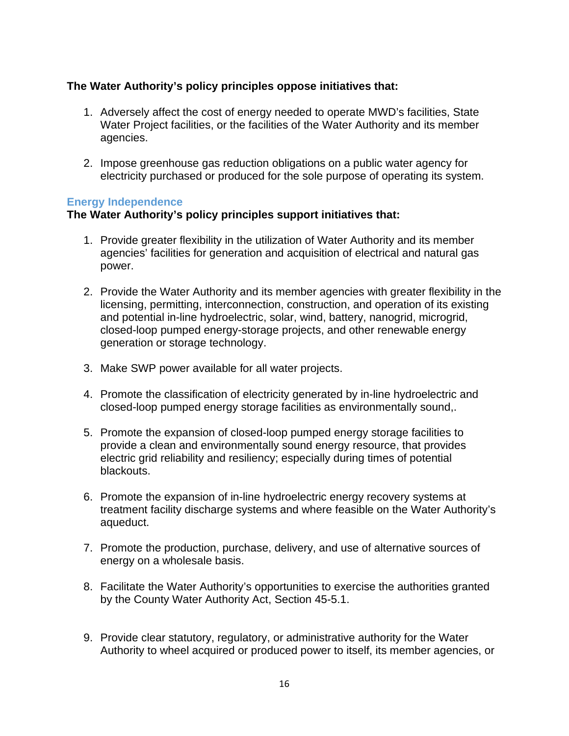**The Water Authority's policy principles oppose initiatives that:**

1. Adversely affect the cost of energy needed to operate MWD's facilities, State Water Project facilities, or the facilities of the Water Authority and its member agencies.

2. Impose greenhouse gas reduction obligations on a public water agency for electricity purchased or produced for the sole purpose of operating its system.

### Energy Independence

**The Water Authority's policy principles support initiatives that:**

1. Provide greater flexibility in the utilization of Water Authority and its member agencies' facilities for generation and acquisition of electrical and natural gas power.

2. Provide the Water Authority and its member agencies with greater flexibility in the licensing, permitting, interconnection, construction, and operation of its existing and potential in-line hydroelectric, solar, wind, battery, nanogrid, microgrid, closed-loop pumped energy-storage projects, and other renewable energy generation or storage technology.

3. Make SWP power available for all water projects.

4. Promote the classification of electricity generated by in-line hydroelectric and closed-loop pumped energy storage facilities as environmentally sound,.

5. Promote the expansion of closed-loop pumped energy storage facilities to provide a clean and environmentally sound energy resource, that provides electric grid reliability and resiliency; especially during times of potential blackouts.

6. Promote the expansion of in-line hydroelectric energy recovery systems at treatment facility discharge systems and where feasible on the Water Authority's aqueduct.

7. Promote the production, purchase, delivery, and use of alternative sources of energy on a wholesale basis.

8. Facilitate the Water Authority's opportunities to exercise the authorities granted by the County Water Authority Act, Section 45-5.1.

9. Provide clear statutory, regulatory, or administrative authority for the Water Authority to wheel acquired or produced power to itself, its member agencies, or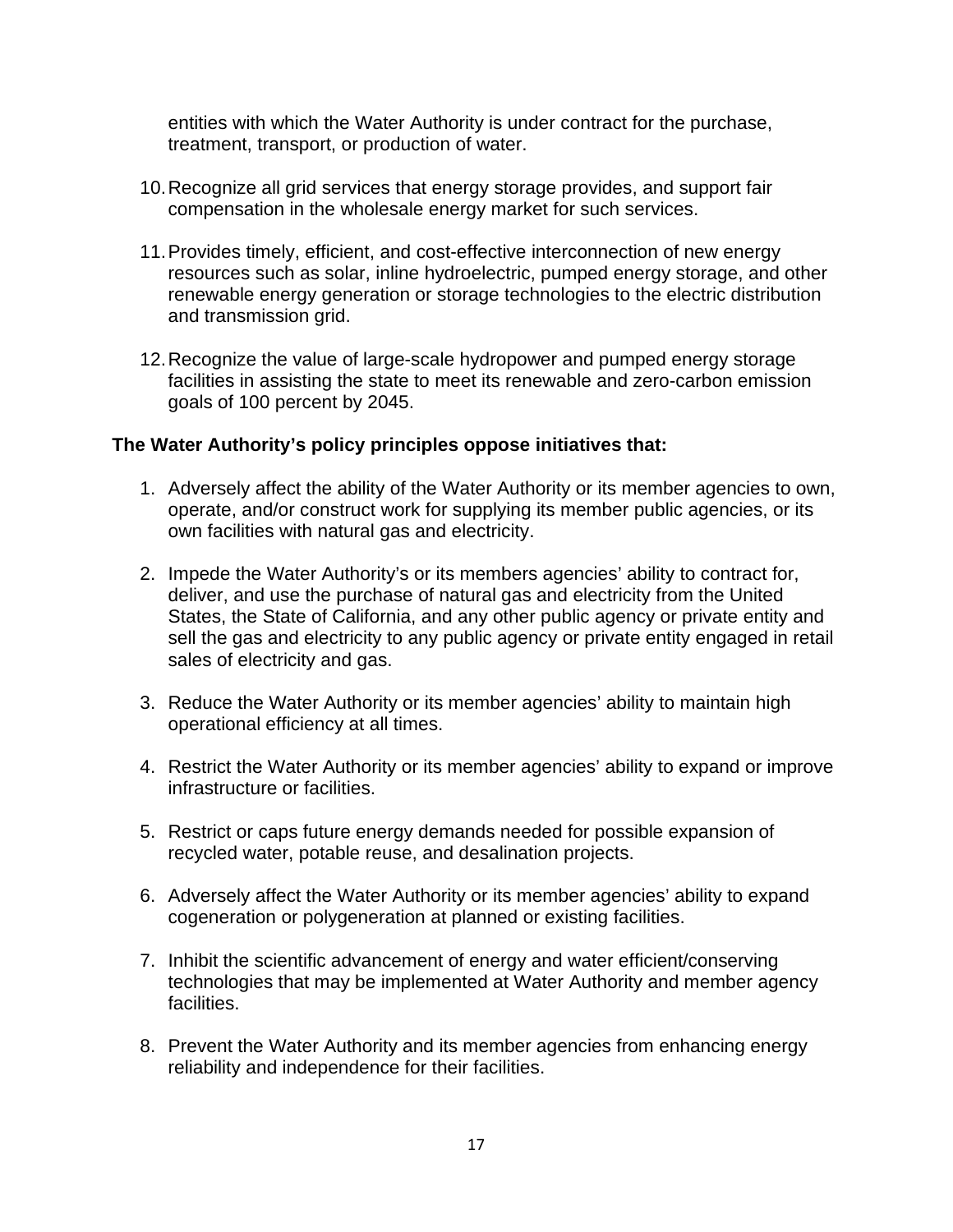entities with which the Water Authority is under contract for the purchase, treatment, transport, or production of water.

10. Recognize all grid services that energy storage provides, and support fair compensation in the wholesale energy market for such services.

11. Provides timely, efficient, and cost-effective interconnection of new energy resources such as solar, inline hydroelectric, pumped energy storage, and other renewable energy generation or storage technologies to the electric distribution and transmission grid.

12. Recognize the value of large-scale hydropower and pumped energy storage facilities in assisting the state to meet its renewable and zero-carbon emission goals of 100 percent by 2045.

**The Water Authority's policy principles oppose initiatives that:**

1. Adversely affect the ability of the Water Authority or its member agencies to own, operate, and/or construct work for supplying its member public agencies, or its own facilities with natural gas and electricity.

2. Impede the Water Authority's or its members agencies' ability to contract for, deliver, and use the purchase of natural gas and electricity from the United States, the State of California, and any other public agency or private entity and sell the gas and electricity to any public agency or private entity engaged in retail sales of electricity and gas.

3. Reduce the Water Authority or its member agencies' ability to maintain high operational efficiency at all times.

4. Restrict the Water Authority or its member agencies' ability to expand or improve infrastructure or facilities.

5. Restrict or caps future energy demands needed for possible expansion of recycled water, potable reuse, and desalination projects.

6. Adversely affect the Water Authority or its member agencies' ability to expand cogeneration or polygeneration at planned or existing facilities.

7. Inhibit the scientific advancement of energy and water efficient/conserving technologies that may be implemented at Water Authority and member agency facilities.

8. Prevent the Water Authority and its member agencies from enhancing energy reliability and independence for their facilities.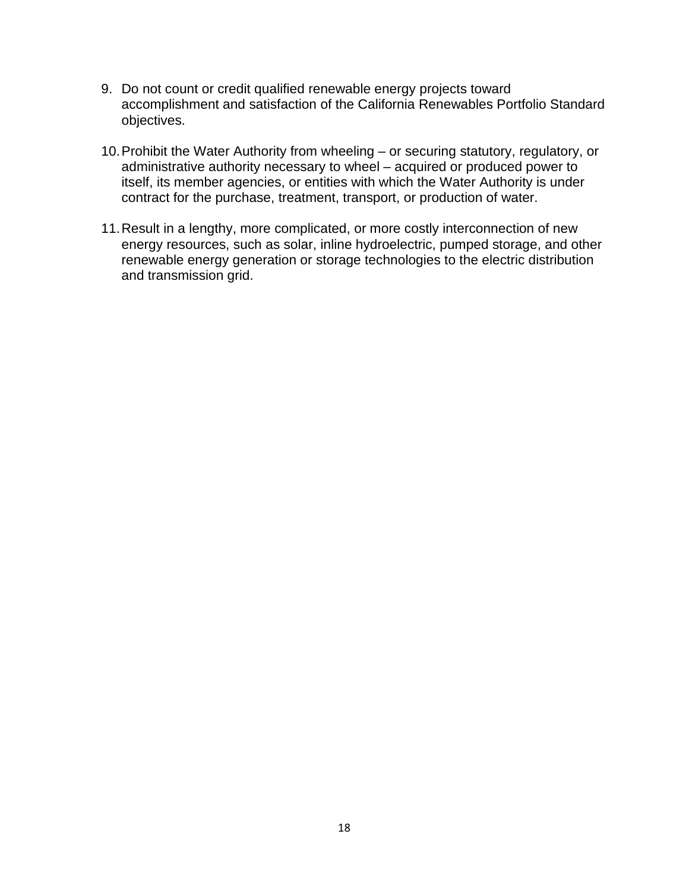9. Do not count or credit qualified renewable energy projects toward accomplishment and satisfaction of the California Renewables Portfolio Standard objectives.

10. Prohibit the Water Authority from wheeling – or securing statutory, regulatory, or administrative authority necessary to wheel – acquired or produced power to itself, its member agencies, or entities with which the Water Authority is under contract for the purchase, treatment, transport, or production of water.

11. Result in a lengthy, more complicated, or more costly interconnection of new energy resources, such as solar, inline hydroelectric, pumped storage, and other renewable energy generation or storage technologies to the electric distribution and transmission grid.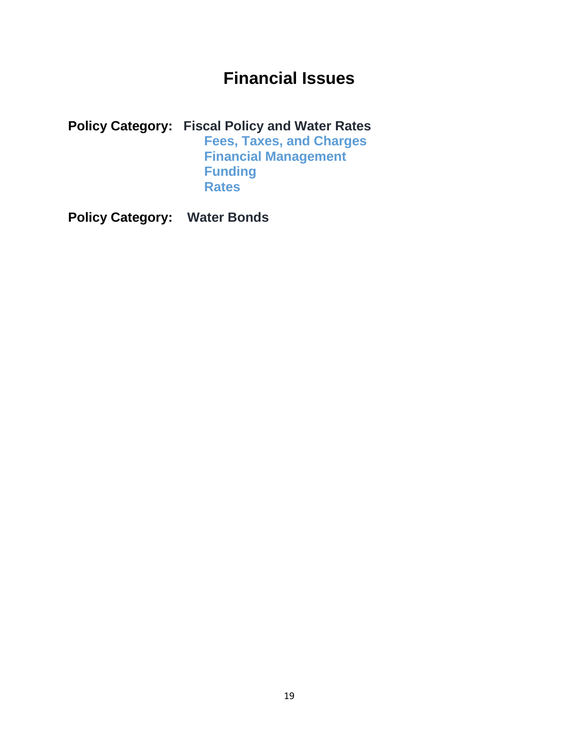# Financial Issues

**Policy Category: Fiscal Policy and Water Rates**

- **Fees, Taxes, and Charges**
- **Financial Management**
- **Funding**
- **Rates**

**Policy Category: Water Bonds**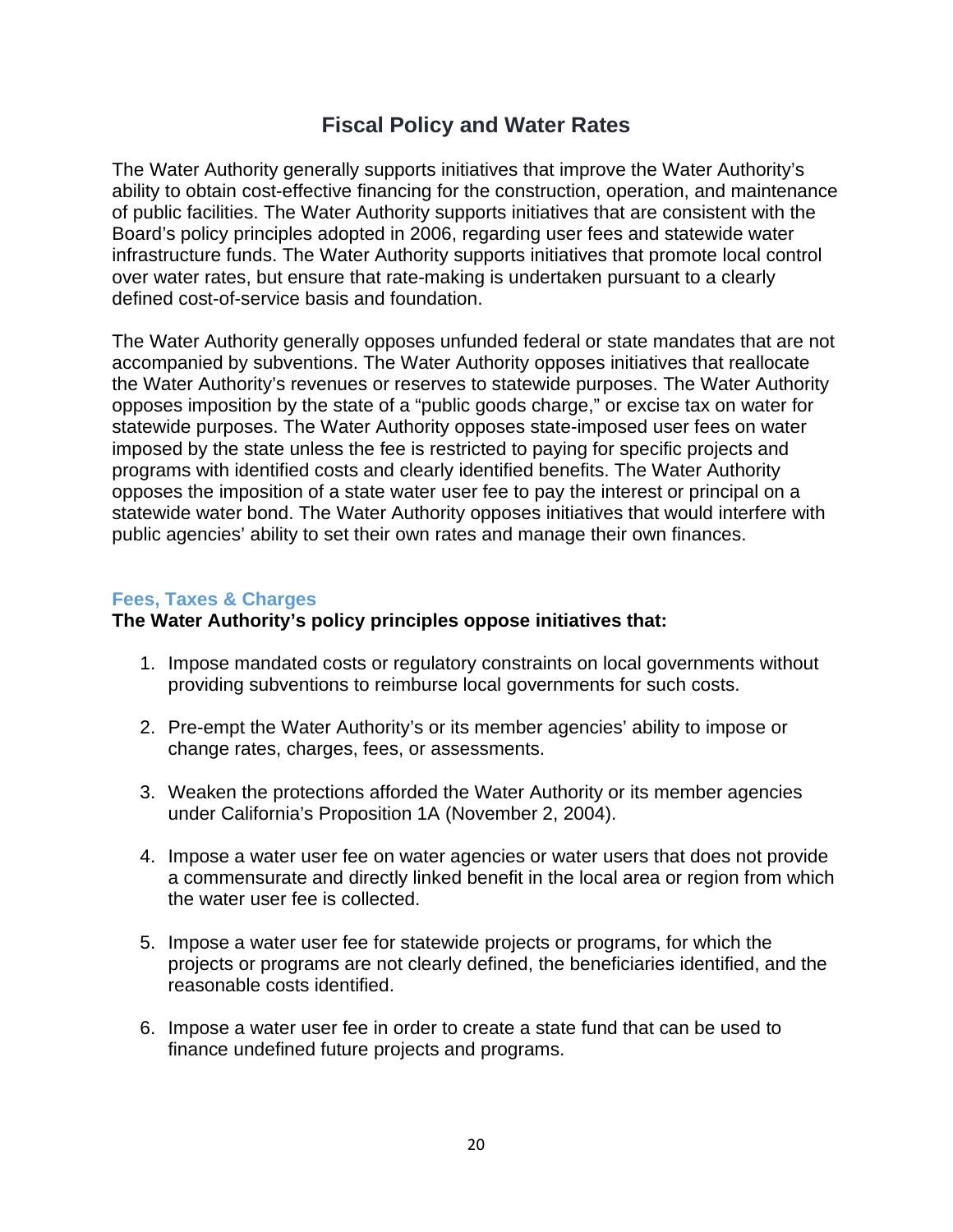# Fiscal Policy and Water Rates

The Water Authority generally supports initiatives that improve the Water Authority's ability to obtain cost-effective financing for the construction, operation, and maintenance of public facilities. The Water Authority supports initiatives that are consistent with the Board's policy principles adopted in 2006, regarding user fees and statewide water infrastructure funds. The Water Authority supports initiatives that promote local control over water rates, but ensure that rate-making is undertaken pursuant to a clearly defined cost-of-service basis and foundation.

The Water Authority generally opposes unfunded federal or state mandates that are not accompanied by subventions. The Water Authority opposes initiatives that reallocate the Water Authority's revenues or reserves to statewide purposes. The Water Authority opposes imposition by the state of a "public goods charge," or excise tax on water for statewide purposes. The Water Authority opposes state-imposed user fees on water imposed by the state unless the fee is restricted to paying for specific projects and programs with identified costs and clearly identified benefits. The Water Authority opposes the imposition of a state water user fee to pay the interest or principal on a statewide water bond. The Water Authority opposes initiatives that would interfere with public agencies' ability to set their own rates and manage their own finances.

### Fees, Taxes & Charges

**The Water Authority's policy principles oppose initiatives that:**

1. Impose mandated costs or regulatory constraints on local governments without providing subventions to reimburse local governments for such costs.
2. Pre-empt the Water Authority's or its member agencies' ability to impose or change rates, charges, fees, or assessments.
3. Weaken the protections afforded the Water Authority or its member agencies under California's Proposition 1A (November 2, 2004).
4. Impose a water user fee on water agencies or water users that does not provide a commensurate and directly linked benefit in the local area or region from which the water user fee is collected.
5. Impose a water user fee for statewide projects or programs, for which the projects or programs are not clearly defined, the beneficiaries identified, and the reasonable costs identified.
6. Impose a water user fee in order to create a state fund that can be used to finance undefined future projects and programs.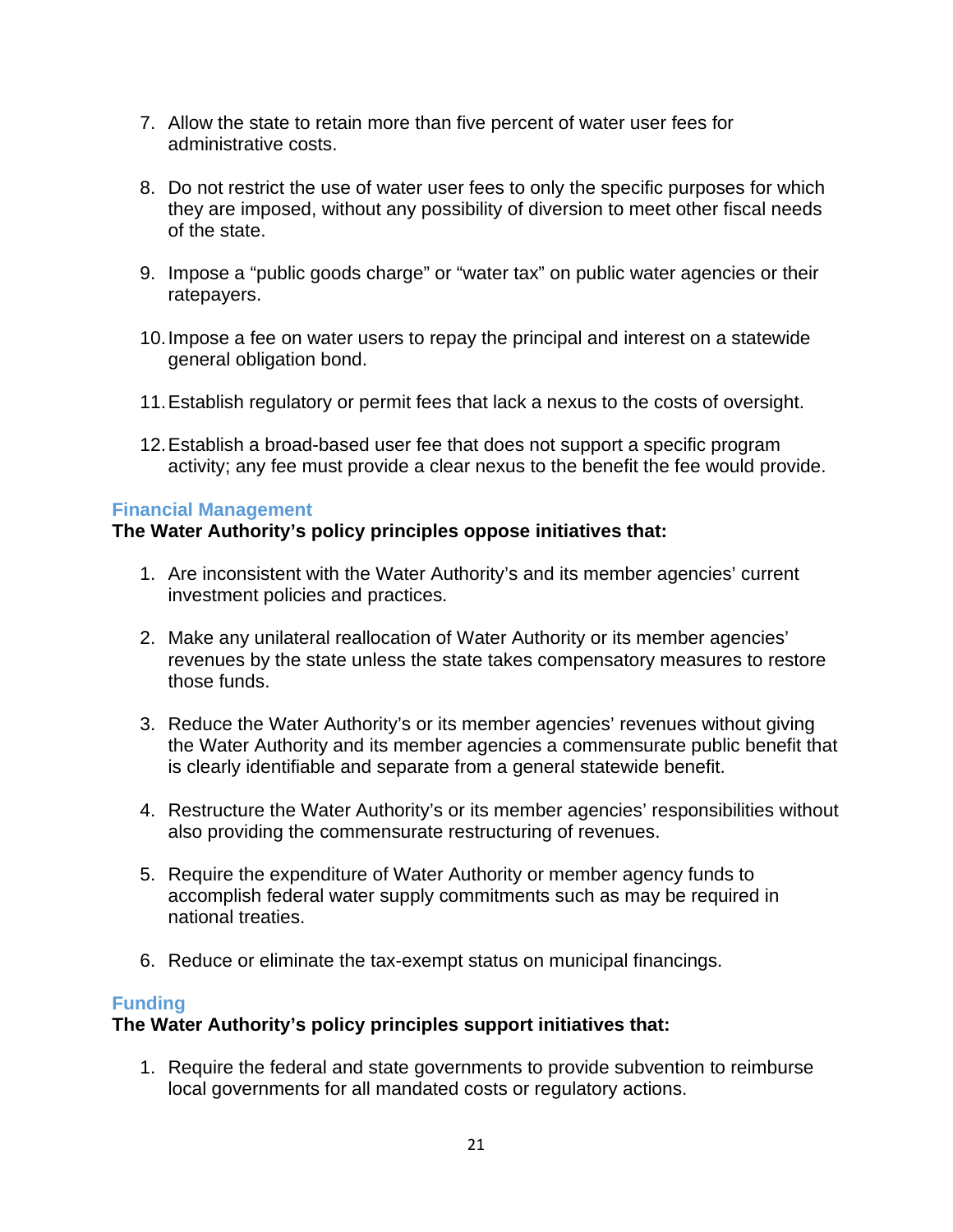7. Allow the state to retain more than five percent of water user fees for administrative costs.

8. Do not restrict the use of water user fees to only the specific purposes for which they are imposed, without any possibility of diversion to meet other fiscal needs of the state.

9. Impose a “public goods charge” or “water tax” on public water agencies or their ratepayers.

10. Impose a fee on water users to repay the principal and interest on a statewide general obligation bond.

11. Establish regulatory or permit fees that lack a nexus to the costs of oversight.

12. Establish a broad-based user fee that does not support a specific program activity; any fee must provide a clear nexus to the benefit the fee would provide.

### Financial Management

**The Water Authority’s policy principles oppose initiatives that:**

1. Are inconsistent with the Water Authority’s and its member agencies’ current investment policies and practices.

2. Make any unilateral reallocation of Water Authority or its member agencies’ revenues by the state unless the state takes compensatory measures to restore those funds.

3. Reduce the Water Authority’s or its member agencies’ revenues without giving the Water Authority and its member agencies a commensurate public benefit that is clearly identifiable and separate from a general statewide benefit.

4. Restructure the Water Authority’s or its member agencies’ responsibilities without also providing the commensurate restructuring of revenues.

5. Require the expenditure of Water Authority or member agency funds to accomplish federal water supply commitments such as may be required in national treaties.

6. Reduce or eliminate the tax-exempt status on municipal financings.

### Funding

**The Water Authority’s policy principles support initiatives that:**

1. Require the federal and state governments to provide subvention to reimburse local governments for all mandated costs or regulatory actions.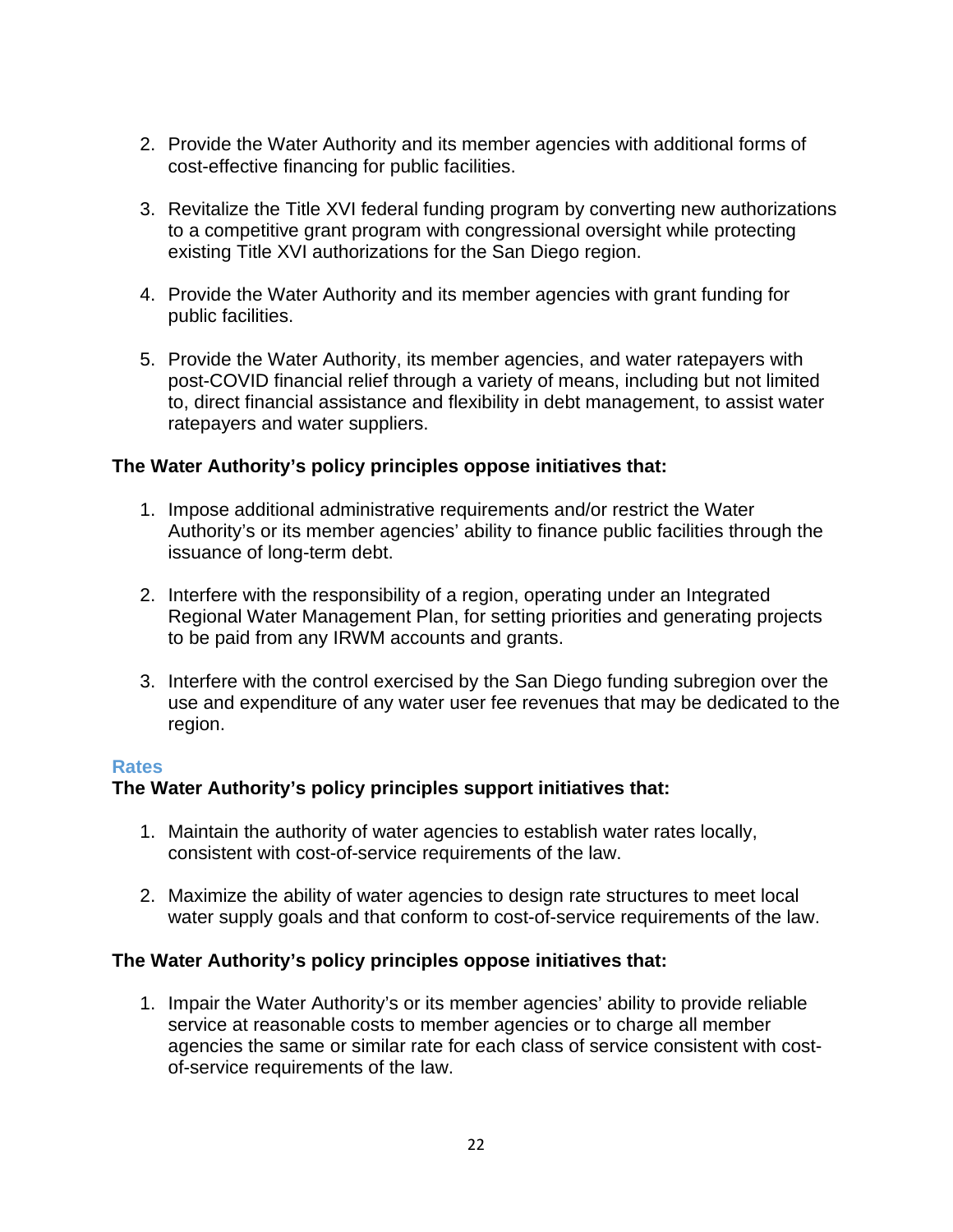2. Provide the Water Authority and its member agencies with additional forms of cost-effective financing for public facilities.

3. Revitalize the Title XVI federal funding program by converting new authorizations to a competitive grant program with congressional oversight while protecting existing Title XVI authorizations for the San Diego region.

4. Provide the Water Authority and its member agencies with grant funding for public facilities.

5. Provide the Water Authority, its member agencies, and water ratepayers with post-COVID financial relief through a variety of means, including but not limited to, direct financial assistance and flexibility in debt management, to assist water ratepayers and water suppliers.

**The Water Authority's policy principles oppose initiatives that:**

1. Impose additional administrative requirements and/or restrict the Water Authority's or its member agencies' ability to finance public facilities through the issuance of long-term debt.

2. Interfere with the responsibility of a region, operating under an Integrated Regional Water Management Plan, for setting priorities and generating projects to be paid from any IRWM accounts and grants.

3. Interfere with the control exercised by the San Diego funding subregion over the use and expenditure of any water user fee revenues that may be dedicated to the region.

### Rates

**The Water Authority's policy principles support initiatives that:**

1. Maintain the authority of water agencies to establish water rates locally, consistent with cost-of-service requirements of the law.

2. Maximize the ability of water agencies to design rate structures to meet local water supply goals and that conform to cost-of-service requirements of the law.

**The Water Authority's policy principles oppose initiatives that:**

1. Impair the Water Authority's or its member agencies' ability to provide reliable service at reasonable costs to member agencies or to charge all member agencies the same or similar rate for each class of service consistent with cost-of-service requirements of the law.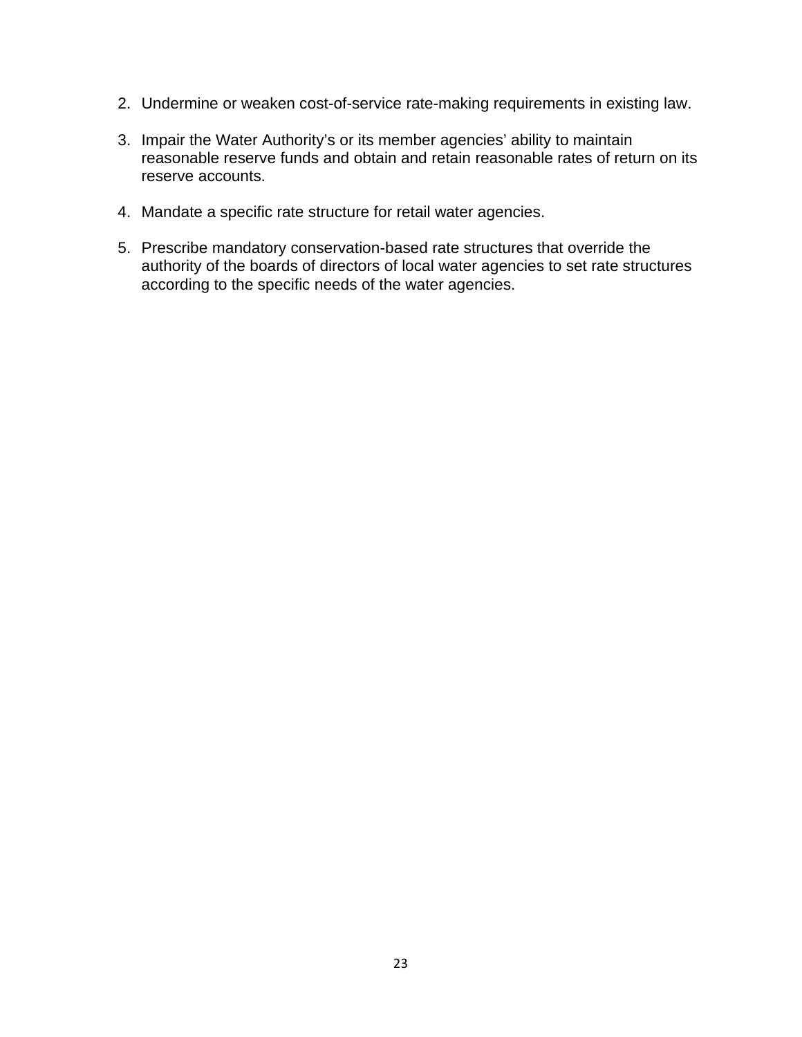2. Undermine or weaken cost-of-service rate-making requirements in existing law.

3. Impair the Water Authority's or its member agencies' ability to maintain reasonable reserve funds and obtain and retain reasonable rates of return on its reserve accounts.

4. Mandate a specific rate structure for retail water agencies.

5. Prescribe mandatory conservation-based rate structures that override the authority of the boards of directors of local water agencies to set rate structures according to the specific needs of the water agencies.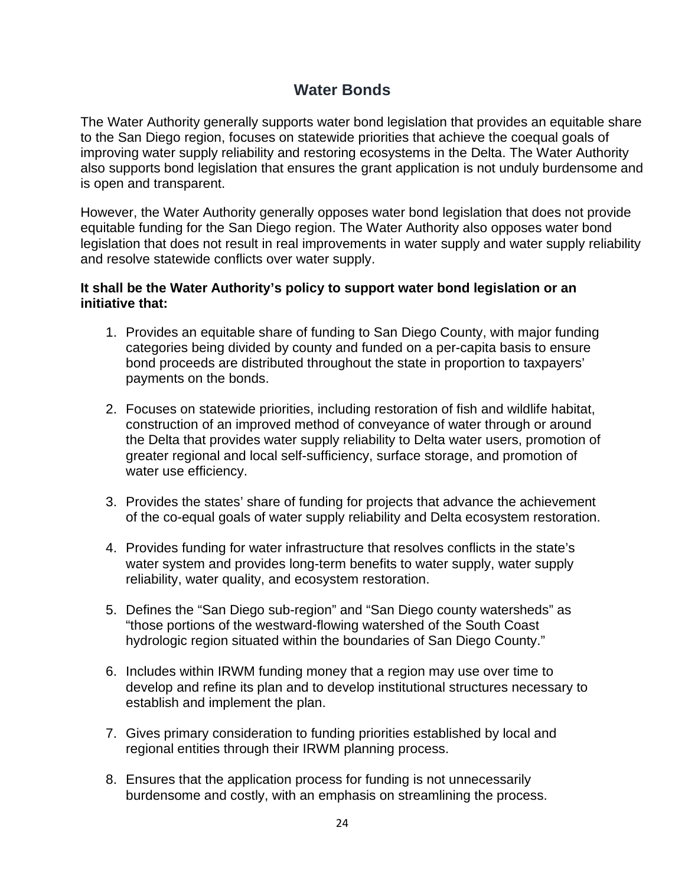## Water Bonds

The Water Authority generally supports water bond legislation that provides an equitable share to the San Diego region, focuses on statewide priorities that achieve the coequal goals of improving water supply reliability and restoring ecosystems in the Delta. The Water Authority also supports bond legislation that ensures the grant application is not unduly burdensome and is open and transparent.

However, the Water Authority generally opposes water bond legislation that does not provide equitable funding for the San Diego region. The Water Authority also opposes water bond legislation that does not result in real improvements in water supply and water supply reliability and resolve statewide conflicts over water supply.

**It shall be the Water Authority's policy to support water bond legislation or an initiative that:**

1. Provides an equitable share of funding to San Diego County, with major funding categories being divided by county and funded on a per-capita basis to ensure bond proceeds are distributed throughout the state in proportion to taxpayers' payments on the bonds.

2. Focuses on statewide priorities, including restoration of fish and wildlife habitat, construction of an improved method of conveyance of water through or around the Delta that provides water supply reliability to Delta water users, promotion of greater regional and local self-sufficiency, surface storage, and promotion of water use efficiency.

3. Provides the states' share of funding for projects that advance the achievement of the co-equal goals of water supply reliability and Delta ecosystem restoration.

4. Provides funding for water infrastructure that resolves conflicts in the state's water system and provides long-term benefits to water supply, water supply reliability, water quality, and ecosystem restoration.

5. Defines the "San Diego sub-region" and "San Diego county watersheds" as "those portions of the westward-flowing watershed of the South Coast hydrologic region situated within the boundaries of San Diego County."

6. Includes within IRWM funding money that a region may use over time to develop and refine its plan and to develop institutional structures necessary to establish and implement the plan.

7. Gives primary consideration to funding priorities established by local and regional entities through their IRWM planning process.

8. Ensures that the application process for funding is not unnecessarily burdensome and costly, with an emphasis on streamlining the process.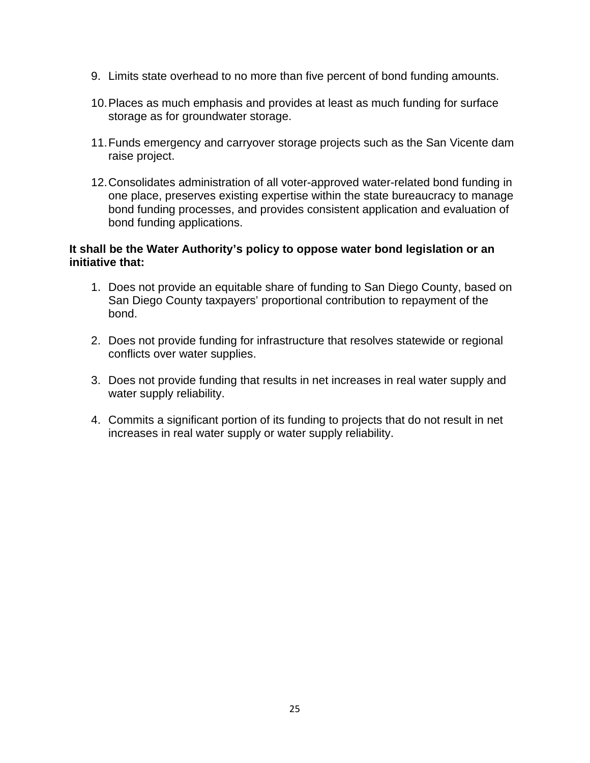9. Limits state overhead to no more than five percent of bond funding amounts.

10. Places as much emphasis and provides at least as much funding for surface storage as for groundwater storage.

11. Funds emergency and carryover storage projects such as the San Vicente dam raise project.

12. Consolidates administration of all voter-approved water-related bond funding in one place, preserves existing expertise within the state bureaucracy to manage bond funding processes, and provides consistent application and evaluation of bond funding applications.

**It shall be the Water Authority's policy to oppose water bond legislation or an initiative that:**

1. Does not provide an equitable share of funding to San Diego County, based on San Diego County taxpayers' proportional contribution to repayment of the bond.

2. Does not provide funding for infrastructure that resolves statewide or regional conflicts over water supplies.

3. Does not provide funding that results in net increases in real water supply and water supply reliability.

4. Commits a significant portion of its funding to projects that do not result in net increases in real water supply or water supply reliability.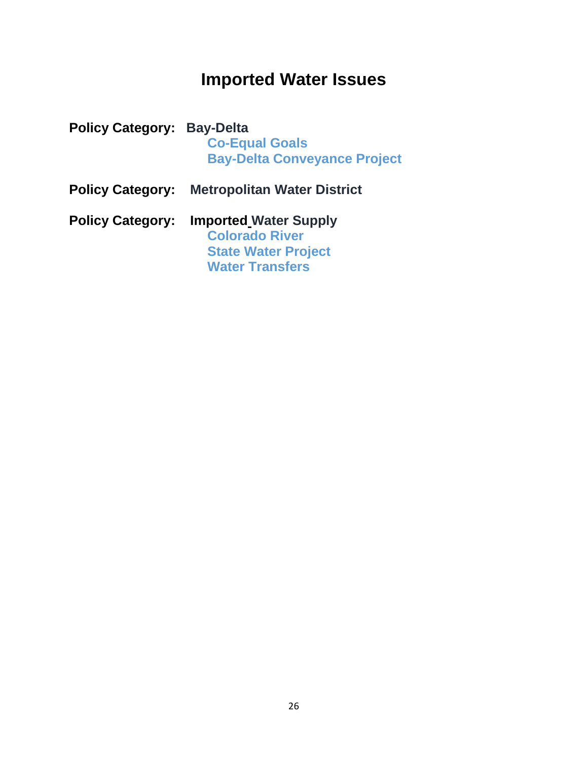# Imported Water Issues

**Policy Category: Bay-Delta**

- **Co-Equal Goals**
- **Bay-Delta Conveyance Project**

**Policy Category: Metropolitan Water District**

**Policy Category: Imported Water Supply**

- **Colorado River**
- **State Water Project**
- **Water Transfers**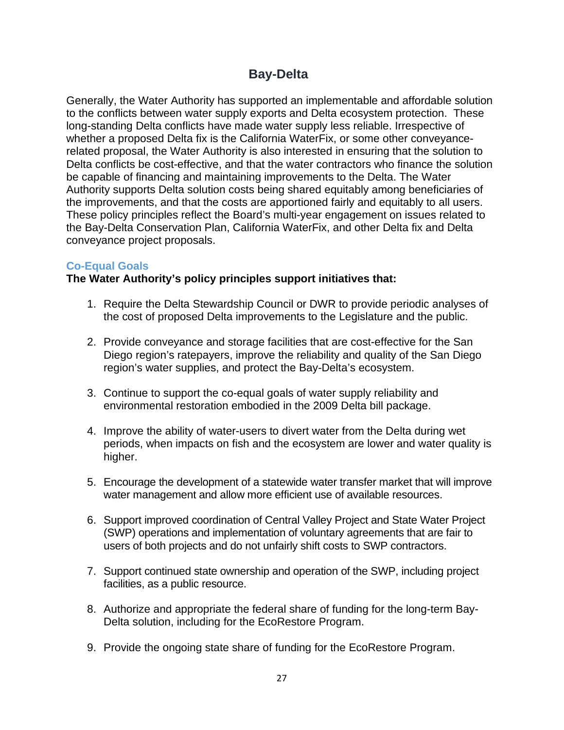# Bay-Delta

Generally, the Water Authority has supported an implementable and affordable solution to the conflicts between water supply exports and Delta ecosystem protection. These long-standing Delta conflicts have made water supply less reliable. Irrespective of whether a proposed Delta fix is the California WaterFix, or some other conveyance-related proposal, the Water Authority is also interested in ensuring that the solution to Delta conflicts be cost-effective, and that the water contractors who finance the solution be capable of financing and maintaining improvements to the Delta. The Water Authority supports Delta solution costs being shared equitably among beneficiaries of the improvements, and that the costs are apportioned fairly and equitably to all users. These policy principles reflect the Board's multi-year engagement on issues related to the Bay-Delta Conservation Plan, California WaterFix, and other Delta fix and Delta conveyance project proposals.

### Co-Equal Goals

**The Water Authority's policy principles support initiatives that:**

1. Require the Delta Stewardship Council or DWR to provide periodic analyses of the cost of proposed Delta improvements to the Legislature and the public.

2. Provide conveyance and storage facilities that are cost-effective for the San Diego region's ratepayers, improve the reliability and quality of the San Diego region's water supplies, and protect the Bay-Delta's ecosystem.

3. Continue to support the co-equal goals of water supply reliability and environmental restoration embodied in the 2009 Delta bill package.

4. Improve the ability of water-users to divert water from the Delta during wet periods, when impacts on fish and the ecosystem are lower and water quality is higher.

5. Encourage the development of a statewide water transfer market that will improve water management and allow more efficient use of available resources.

6. Support improved coordination of Central Valley Project and State Water Project (SWP) operations and implementation of voluntary agreements that are fair to users of both projects and do not unfairly shift costs to SWP contractors.

7. Support continued state ownership and operation of the SWP, including project facilities, as a public resource.

8. Authorize and appropriate the federal share of funding for the long-term Bay-Delta solution, including for the EcoRestore Program.

9. Provide the ongoing state share of funding for the EcoRestore Program.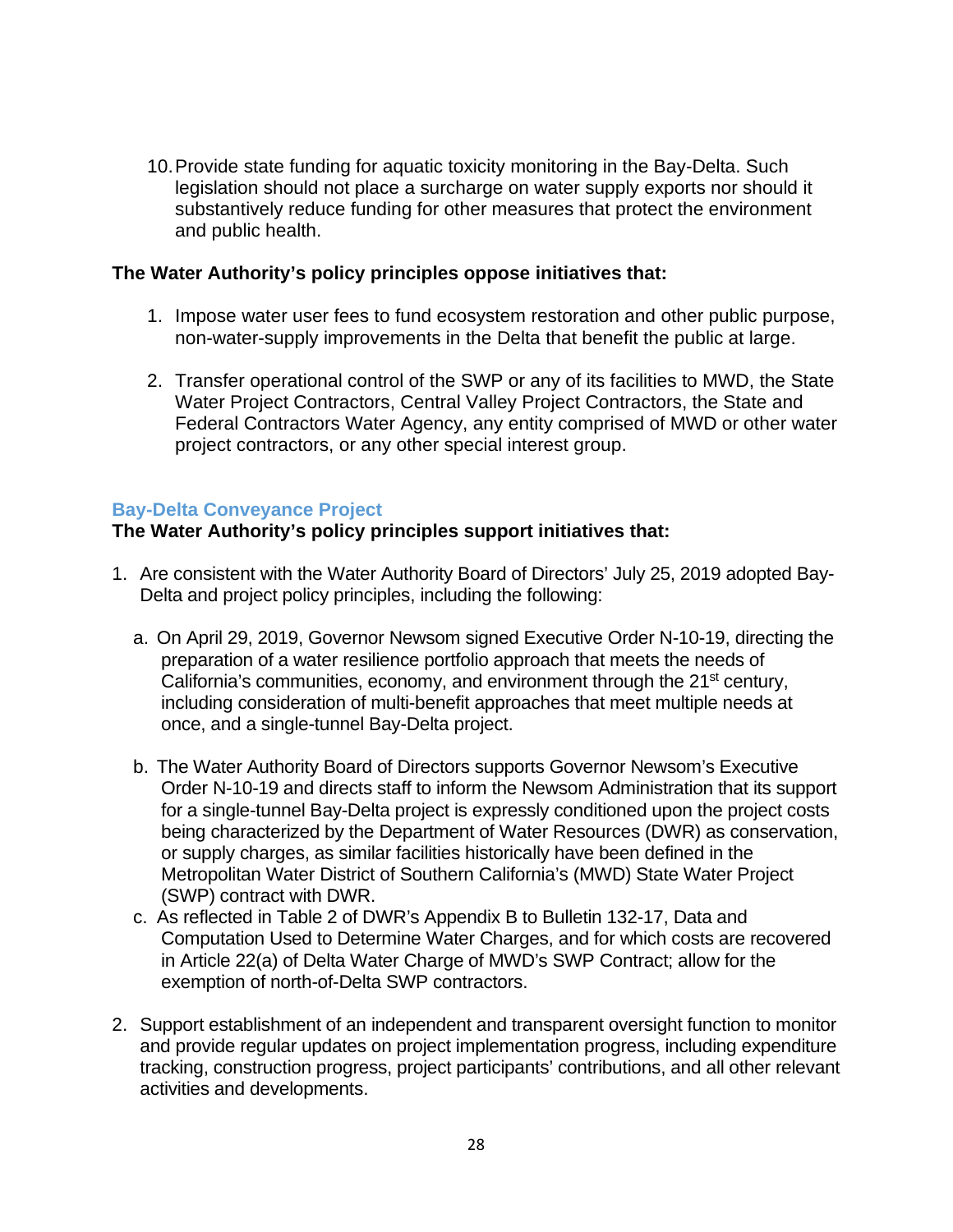10. Provide state funding for aquatic toxicity monitoring in the Bay-Delta. Such legislation should not place a surcharge on water supply exports nor should it substantively reduce funding for other measures that protect the environment and public health.

**The Water Authority's policy principles oppose initiatives that:**

1. Impose water user fees to fund ecosystem restoration and other public purpose, non-water-supply improvements in the Delta that benefit the public at large.

2. Transfer operational control of the SWP or any of its facilities to MWD, the State Water Project Contractors, Central Valley Project Contractors, the State and Federal Contractors Water Agency, any entity comprised of MWD or other water project contractors, or any other special interest group.

### Bay-Delta Conveyance Project

**The Water Authority's policy principles support initiatives that:**

1. Are consistent with the Water Authority Board of Directors' July 25, 2019 adopted Bay-Delta and project policy principles, including the following:

   a. On April 29, 2019, Governor Newsom signed Executive Order N-10-19, directing the preparation of a water resilience portfolio approach that meets the needs of California's communities, economy, and environment through the 21st century, including consideration of multi-benefit approaches that meet multiple needs at once, and a single-tunnel Bay-Delta project.

   b. The Water Authority Board of Directors supports Governor Newsom's Executive Order N-10-19 and directs staff to inform the Newsom Administration that its support for a single-tunnel Bay-Delta project is expressly conditioned upon the project costs being characterized by the Department of Water Resources (DWR) as conservation, or supply charges, as similar facilities historically have been defined in the Metropolitan Water District of Southern California's (MWD) State Water Project (SWP) contract with DWR.

   c. As reflected in Table 2 of DWR's Appendix B to Bulletin 132-17, Data and Computation Used to Determine Water Charges, and for which costs are recovered in Article 22(a) of Delta Water Charge of MWD's SWP Contract; allow for the exemption of north-of-Delta SWP contractors.

2. Support establishment of an independent and transparent oversight function to monitor and provide regular updates on project implementation progress, including expenditure tracking, construction progress, project participants' contributions, and all other relevant activities and developments.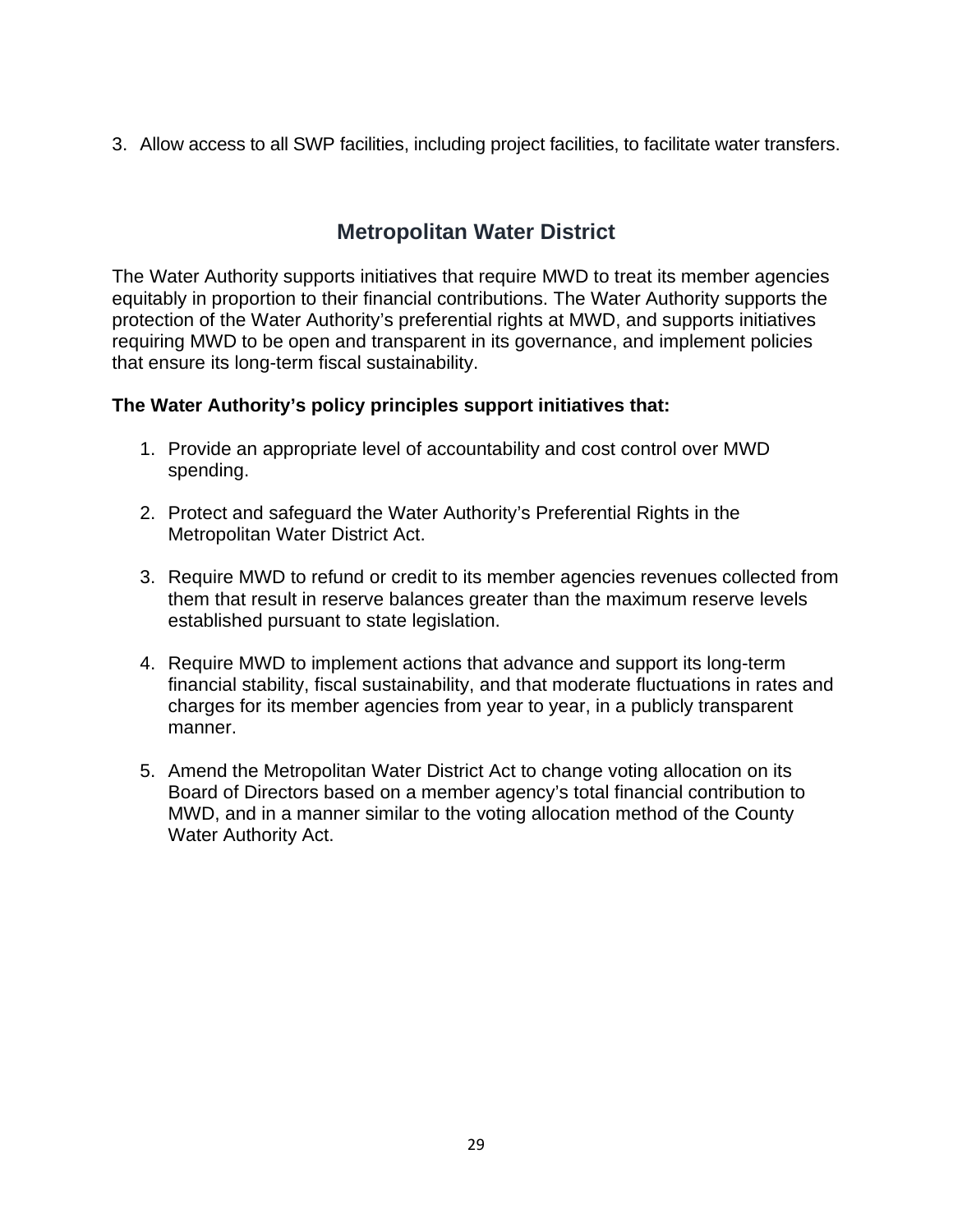3. Allow access to all SWP facilities, including project facilities, to facilitate water transfers.

## Metropolitan Water District

The Water Authority supports initiatives that require MWD to treat its member agencies equitably in proportion to their financial contributions. The Water Authority supports the protection of the Water Authority's preferential rights at MWD, and supports initiatives requiring MWD to be open and transparent in its governance, and implement policies that ensure its long-term fiscal sustainability.

**The Water Authority's policy principles support initiatives that:**

1. Provide an appropriate level of accountability and cost control over MWD spending.

2. Protect and safeguard the Water Authority's Preferential Rights in the Metropolitan Water District Act.

3. Require MWD to refund or credit to its member agencies revenues collected from them that result in reserve balances greater than the maximum reserve levels established pursuant to state legislation.

4. Require MWD to implement actions that advance and support its long-term financial stability, fiscal sustainability, and that moderate fluctuations in rates and charges for its member agencies from year to year, in a publicly transparent manner.

5. Amend the Metropolitan Water District Act to change voting allocation on its Board of Directors based on a member agency's total financial contribution to MWD, and in a manner similar to the voting allocation method of the County Water Authority Act.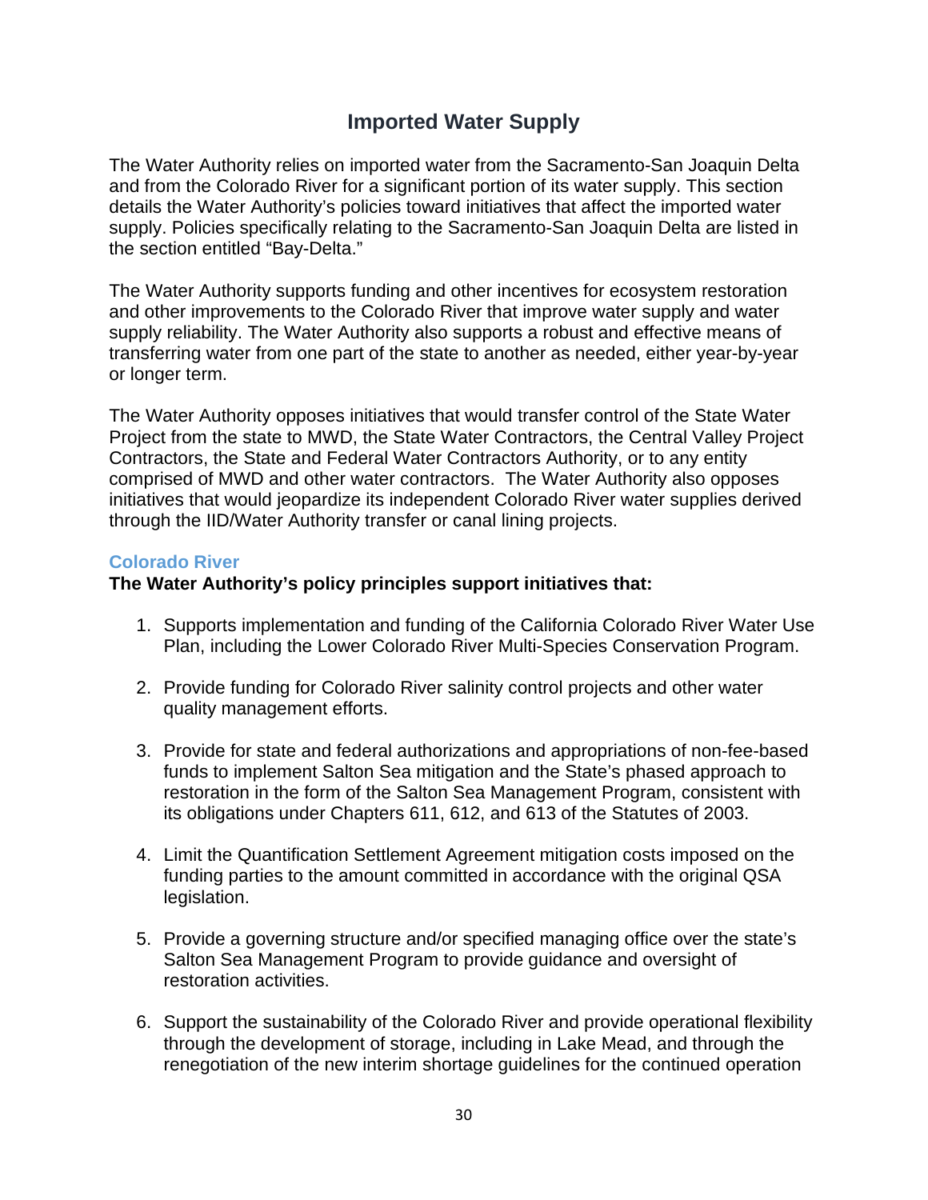# Imported Water Supply

The Water Authority relies on imported water from the Sacramento-San Joaquin Delta and from the Colorado River for a significant portion of its water supply. This section details the Water Authority's policies toward initiatives that affect the imported water supply. Policies specifically relating to the Sacramento-San Joaquin Delta are listed in the section entitled "Bay-Delta."

The Water Authority supports funding and other incentives for ecosystem restoration and other improvements to the Colorado River that improve water supply and water supply reliability. The Water Authority also supports a robust and effective means of transferring water from one part of the state to another as needed, either year-by-year or longer term.

The Water Authority opposes initiatives that would transfer control of the State Water Project from the state to MWD, the State Water Contractors, the Central Valley Project Contractors, the State and Federal Water Contractors Authority, or to any entity comprised of MWD and other water contractors. The Water Authority also opposes initiatives that would jeopardize its independent Colorado River water supplies derived through the IID/Water Authority transfer or canal lining projects.

## Colorado River

**The Water Authority's policy principles support initiatives that:**

1. Supports implementation and funding of the California Colorado River Water Use Plan, including the Lower Colorado River Multi-Species Conservation Program.

2. Provide funding for Colorado River salinity control projects and other water quality management efforts.

3. Provide for state and federal authorizations and appropriations of non-fee-based funds to implement Salton Sea mitigation and the State's phased approach to restoration in the form of the Salton Sea Management Program, consistent with its obligations under Chapters 611, 612, and 613 of the Statutes of 2003.

4. Limit the Quantification Settlement Agreement mitigation costs imposed on the funding parties to the amount committed in accordance with the original QSA legislation.

5. Provide a governing structure and/or specified managing office over the state's Salton Sea Management Program to provide guidance and oversight of restoration activities.

6. Support the sustainability of the Colorado River and provide operational flexibility through the development of storage, including in Lake Mead, and through the renegotiation of the new interim shortage guidelines for the continued operation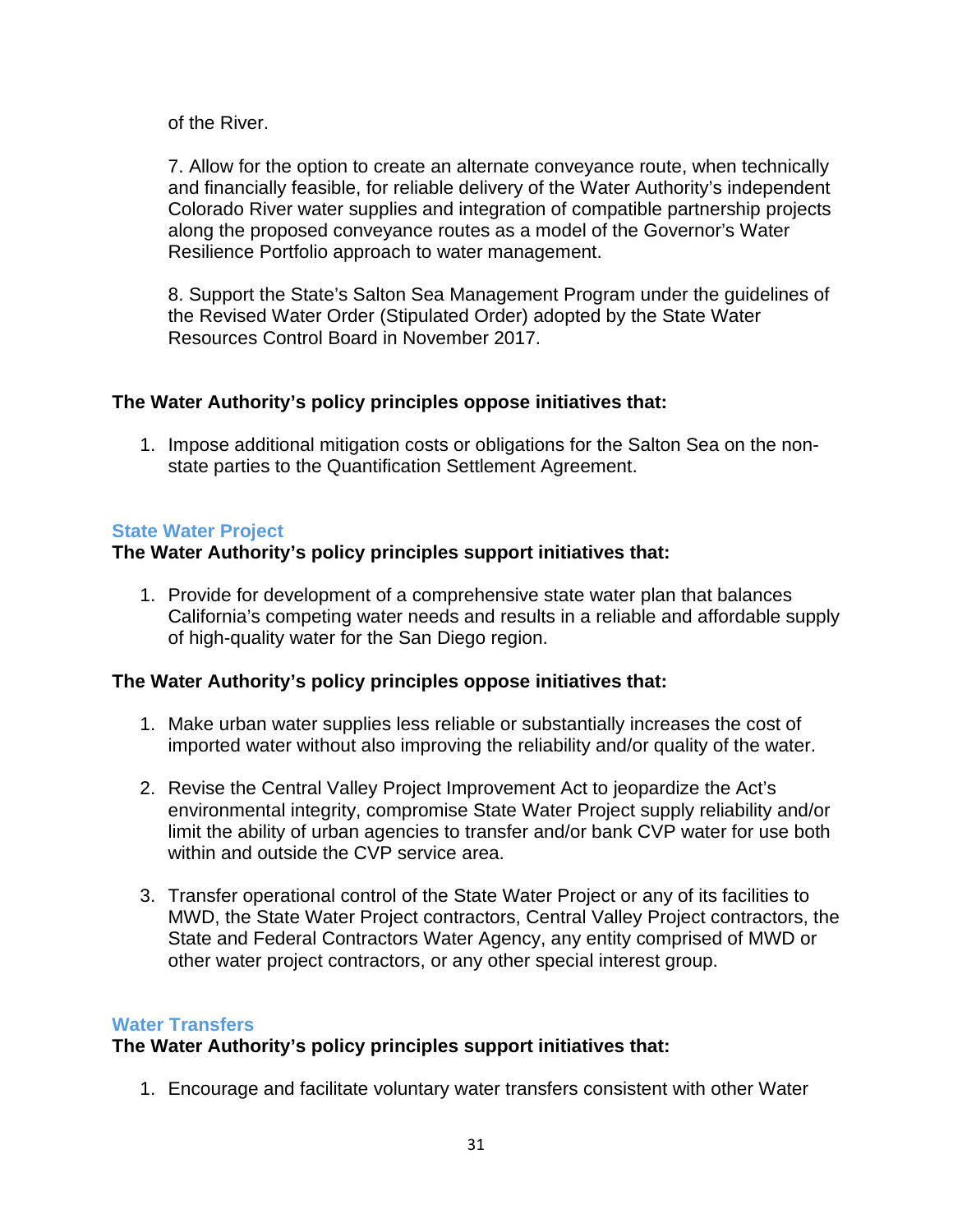of the River.

7. Allow for the option to create an alternate conveyance route, when technically and financially feasible, for reliable delivery of the Water Authority's independent Colorado River water supplies and integration of compatible partnership projects along the proposed conveyance routes as a model of the Governor's Water Resilience Portfolio approach to water management.

8. Support the State's Salton Sea Management Program under the guidelines of the Revised Water Order (Stipulated Order) adopted by the State Water Resources Control Board in November 2017.

**The Water Authority's policy principles oppose initiatives that:**

1. Impose additional mitigation costs or obligations for the Salton Sea on the non-state parties to the Quantification Settlement Agreement.

### State Water Project

**The Water Authority's policy principles support initiatives that:**

1. Provide for development of a comprehensive state water plan that balances California's competing water needs and results in a reliable and affordable supply of high-quality water for the San Diego region.

**The Water Authority's policy principles oppose initiatives that:**

1. Make urban water supplies less reliable or substantially increases the cost of imported water without also improving the reliability and/or quality of the water.

2. Revise the Central Valley Project Improvement Act to jeopardize the Act's environmental integrity, compromise State Water Project supply reliability and/or limit the ability of urban agencies to transfer and/or bank CVP water for use both within and outside the CVP service area.

3. Transfer operational control of the State Water Project or any of its facilities to MWD, the State Water Project contractors, Central Valley Project contractors, the State and Federal Contractors Water Agency, any entity comprised of MWD or other water project contractors, or any other special interest group.

### Water Transfers

**The Water Authority's policy principles support initiatives that:**

1. Encourage and facilitate voluntary water transfers consistent with other Water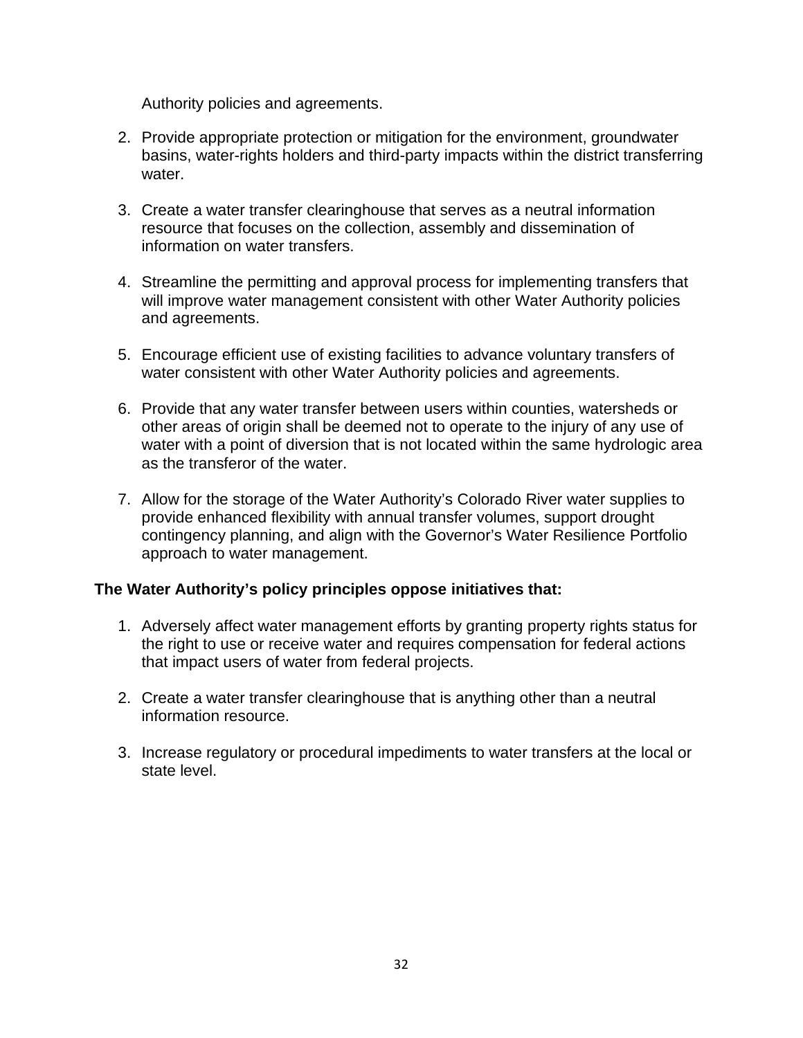Authority policies and agreements.

2. Provide appropriate protection or mitigation for the environment, groundwater basins, water-rights holders and third-party impacts within the district transferring water.

3. Create a water transfer clearinghouse that serves as a neutral information resource that focuses on the collection, assembly and dissemination of information on water transfers.

4. Streamline the permitting and approval process for implementing transfers that will improve water management consistent with other Water Authority policies and agreements.

5. Encourage efficient use of existing facilities to advance voluntary transfers of water consistent with other Water Authority policies and agreements.

6. Provide that any water transfer between users within counties, watersheds or other areas of origin shall be deemed not to operate to the injury of any use of water with a point of diversion that is not located within the same hydrologic area as the transferor of the water.

7. Allow for the storage of the Water Authority's Colorado River water supplies to provide enhanced flexibility with annual transfer volumes, support drought contingency planning, and align with the Governor's Water Resilience Portfolio approach to water management.

**The Water Authority's policy principles oppose initiatives that:**

1. Adversely affect water management efforts by granting property rights status for the right to use or receive water and requires compensation for federal actions that impact users of water from federal projects.

2. Create a water transfer clearinghouse that is anything other than a neutral information resource.

3. Increase regulatory or procedural impediments to water transfers at the local or state level.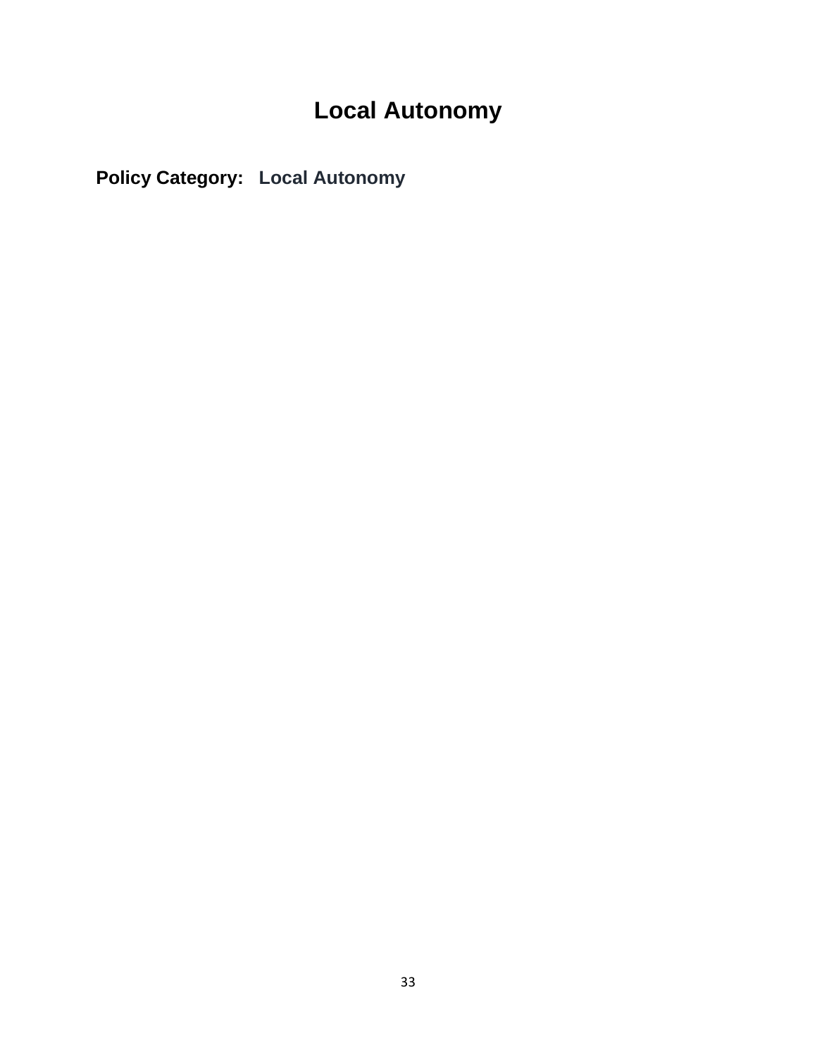# Local Autonomy

**Policy Category:** **Local Autonomy**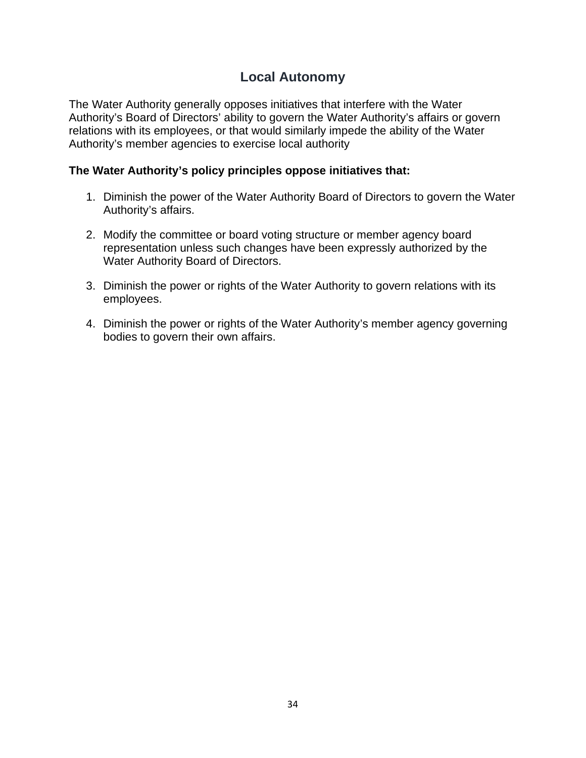## Local Autonomy

The Water Authority generally opposes initiatives that interfere with the Water Authority's Board of Directors' ability to govern the Water Authority's affairs or govern relations with its employees, or that would similarly impede the ability of the Water Authority's member agencies to exercise local authority

**The Water Authority's policy principles oppose initiatives that:**

1. Diminish the power of the Water Authority Board of Directors to govern the Water Authority's affairs.

2. Modify the committee or board voting structure or member agency board representation unless such changes have been expressly authorized by the Water Authority Board of Directors.

3. Diminish the power or rights of the Water Authority to govern relations with its employees.

4. Diminish the power or rights of the Water Authority's member agency governing bodies to govern their own affairs.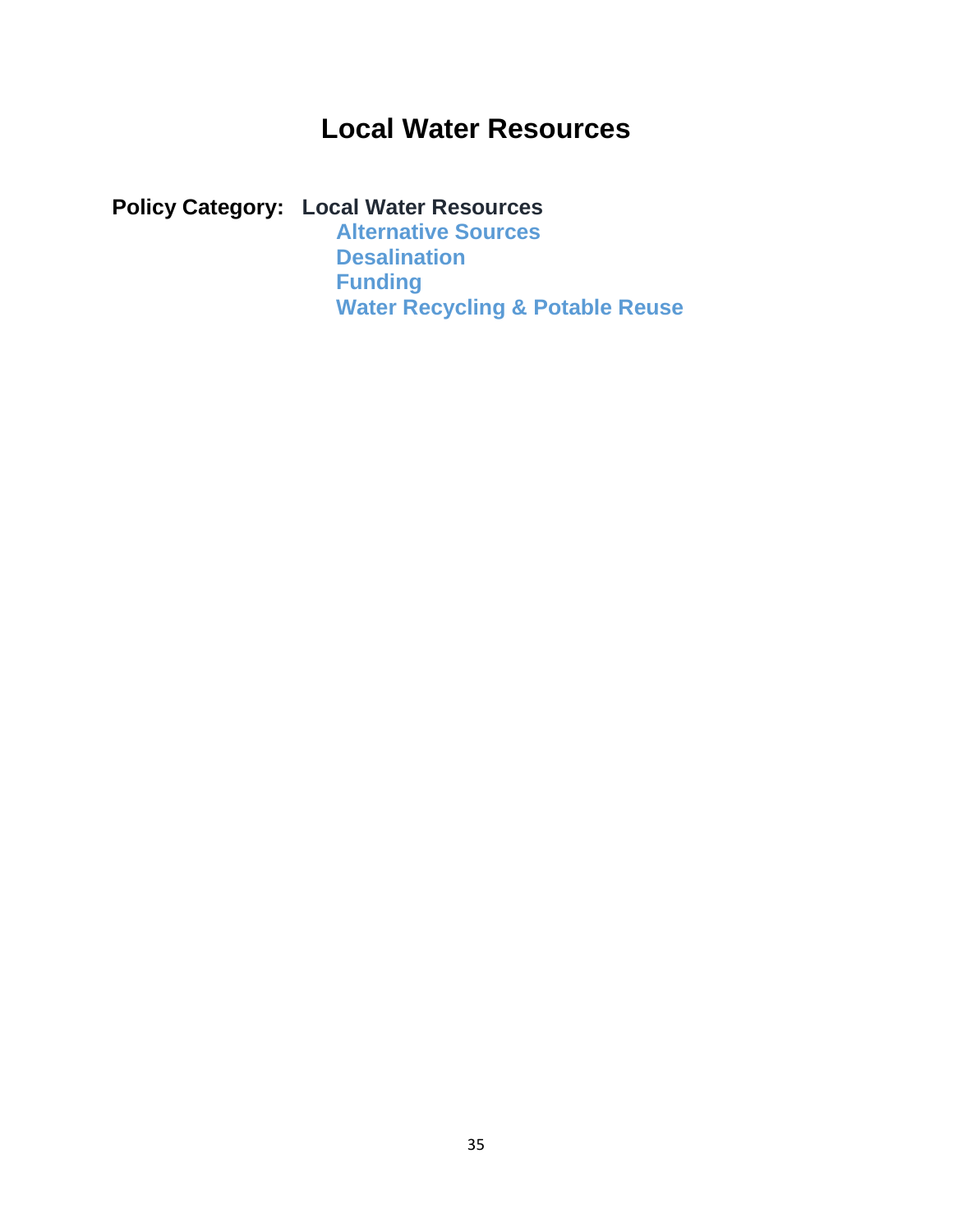# Local Water Resources

**Policy Category:** **Local Water Resources**

- **Alternative Sources**
- **Desalination**
- **Funding**
- **Water Recycling & Potable Reuse**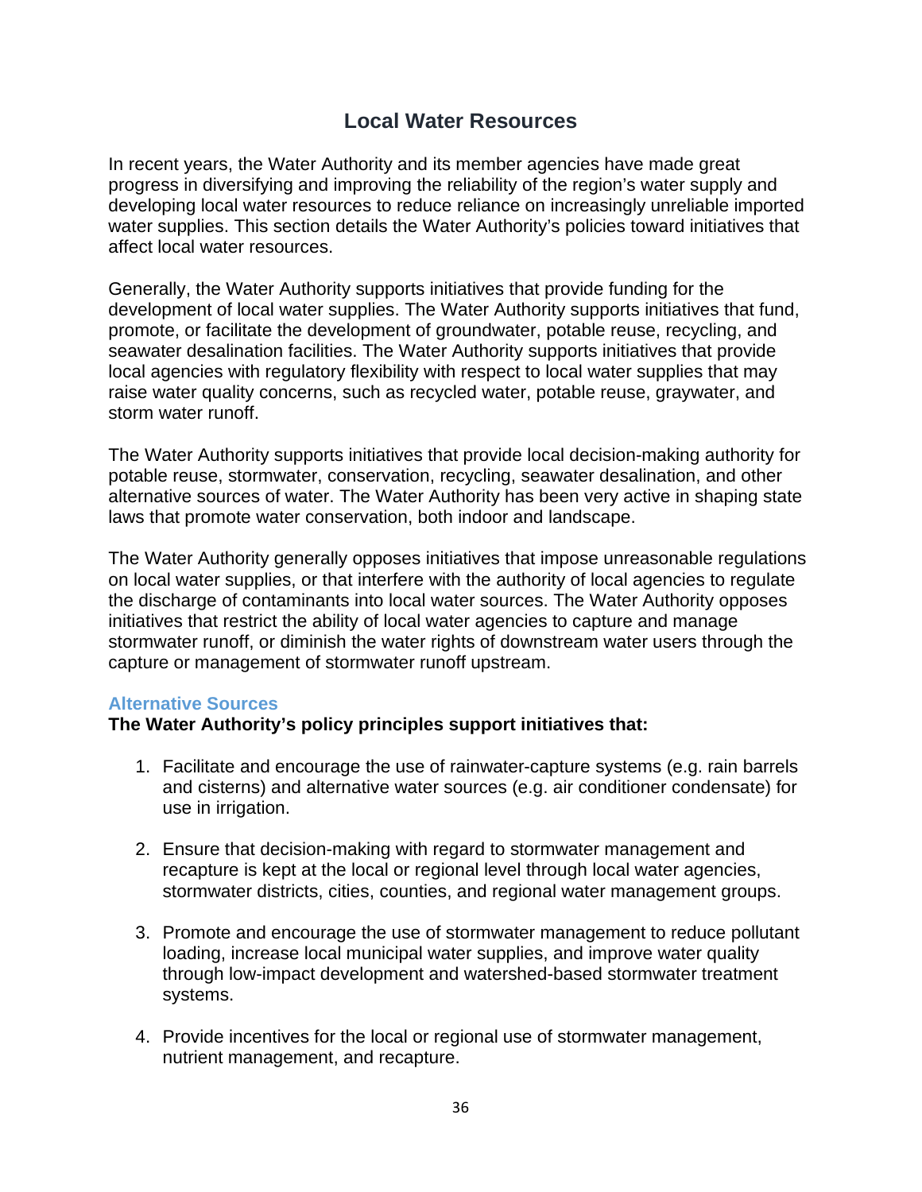# Local Water Resources

In recent years, the Water Authority and its member agencies have made great progress in diversifying and improving the reliability of the region's water supply and developing local water resources to reduce reliance on increasingly unreliable imported water supplies. This section details the Water Authority's policies toward initiatives that affect local water resources.

Generally, the Water Authority supports initiatives that provide funding for the development of local water supplies. The Water Authority supports initiatives that fund, promote, or facilitate the development of groundwater, potable reuse, recycling, and seawater desalination facilities. The Water Authority supports initiatives that provide local agencies with regulatory flexibility with respect to local water supplies that may raise water quality concerns, such as recycled water, potable reuse, graywater, and storm water runoff.

The Water Authority supports initiatives that provide local decision-making authority for potable reuse, stormwater, conservation, recycling, seawater desalination, and other alternative sources of water. The Water Authority has been very active in shaping state laws that promote water conservation, both indoor and landscape.

The Water Authority generally opposes initiatives that impose unreasonable regulations on local water supplies, or that interfere with the authority of local agencies to regulate the discharge of contaminants into local water sources. The Water Authority opposes initiatives that restrict the ability of local water agencies to capture and manage stormwater runoff, or diminish the water rights of downstream water users through the capture or management of stormwater runoff upstream.

### Alternative Sources

**The Water Authority's policy principles support initiatives that:**

1. Facilitate and encourage the use of rainwater-capture systems (e.g. rain barrels and cisterns) and alternative water sources (e.g. air conditioner condensate) for use in irrigation.

2. Ensure that decision-making with regard to stormwater management and recapture is kept at the local or regional level through local water agencies, stormwater districts, cities, counties, and regional water management groups.

3. Promote and encourage the use of stormwater management to reduce pollutant loading, increase local municipal water supplies, and improve water quality through low-impact development and watershed-based stormwater treatment systems.

4. Provide incentives for the local or regional use of stormwater management, nutrient management, and recapture.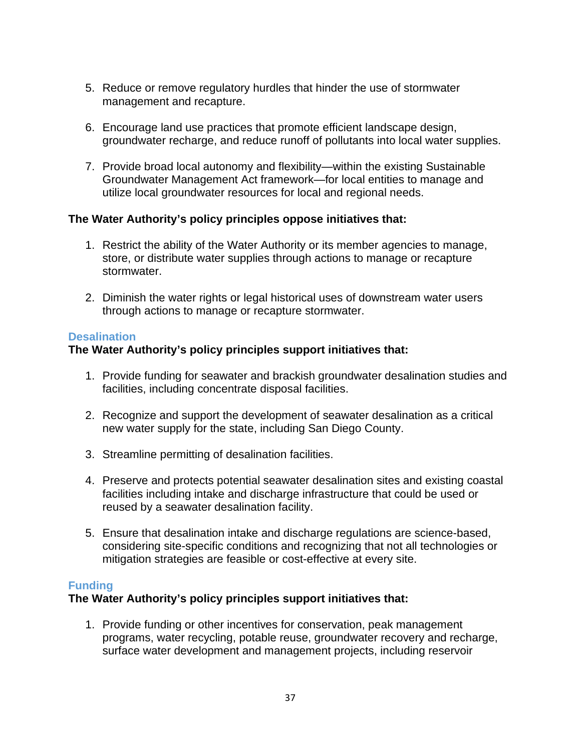5. Reduce or remove regulatory hurdles that hinder the use of stormwater management and recapture.

6. Encourage land use practices that promote efficient landscape design, groundwater recharge, and reduce runoff of pollutants into local water supplies.

7. Provide broad local autonomy and flexibility—within the existing Sustainable Groundwater Management Act framework—for local entities to manage and utilize local groundwater resources for local and regional needs.

**The Water Authority's policy principles oppose initiatives that:**

1. Restrict the ability of the Water Authority or its member agencies to manage, store, or distribute water supplies through actions to manage or recapture stormwater.

2. Diminish the water rights or legal historical uses of downstream water users through actions to manage or recapture stormwater.

### Desalination

**The Water Authority's policy principles support initiatives that:**

1. Provide funding for seawater and brackish groundwater desalination studies and facilities, including concentrate disposal facilities.

2. Recognize and support the development of seawater desalination as a critical new water supply for the state, including San Diego County.

3. Streamline permitting of desalination facilities.

4. Preserve and protects potential seawater desalination sites and existing coastal facilities including intake and discharge infrastructure that could be used or reused by a seawater desalination facility.

5. Ensure that desalination intake and discharge regulations are science-based, considering site-specific conditions and recognizing that not all technologies or mitigation strategies are feasible or cost-effective at every site.

### Funding

**The Water Authority's policy principles support initiatives that:**

1. Provide funding or other incentives for conservation, peak management programs, water recycling, potable reuse, groundwater recovery and recharge, surface water development and management projects, including reservoir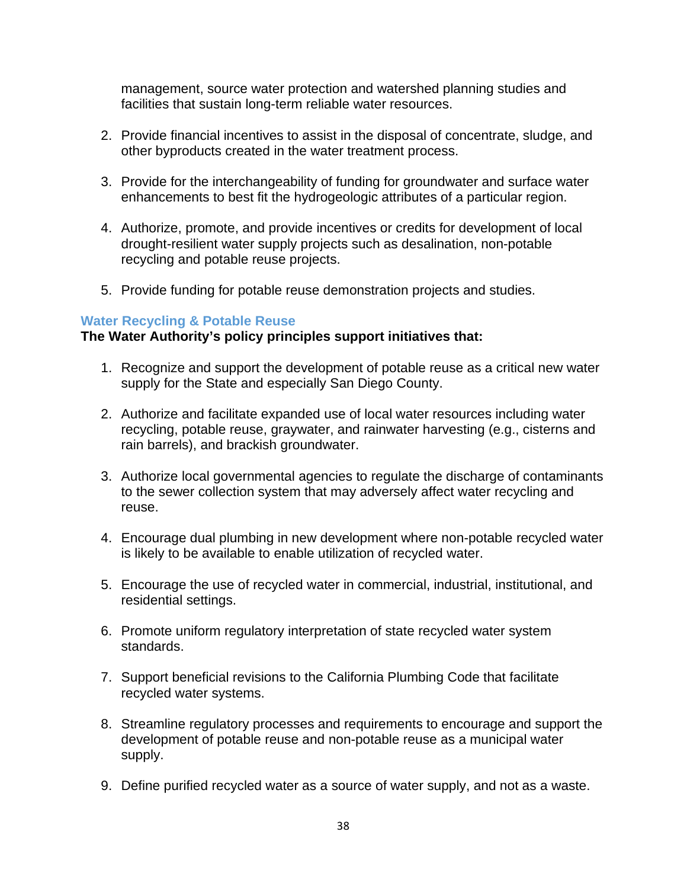management, source water protection and watershed planning studies and facilities that sustain long-term reliable water resources.

2. Provide financial incentives to assist in the disposal of concentrate, sludge, and other byproducts created in the water treatment process.

3. Provide for the interchangeability of funding for groundwater and surface water enhancements to best fit the hydrogeologic attributes of a particular region.

4. Authorize, promote, and provide incentives or credits for development of local drought-resilient water supply projects such as desalination, non-potable recycling and potable reuse projects.

5. Provide funding for potable reuse demonstration projects and studies.

### Water Recycling & Potable Reuse

**The Water Authority's policy principles support initiatives that:**

1. Recognize and support the development of potable reuse as a critical new water supply for the State and especially San Diego County.

2. Authorize and facilitate expanded use of local water resources including water recycling, potable reuse, graywater, and rainwater harvesting (e.g., cisterns and rain barrels), and brackish groundwater.

3. Authorize local governmental agencies to regulate the discharge of contaminants to the sewer collection system that may adversely affect water recycling and reuse.

4. Encourage dual plumbing in new development where non-potable recycled water is likely to be available to enable utilization of recycled water.

5. Encourage the use of recycled water in commercial, industrial, institutional, and residential settings.

6. Promote uniform regulatory interpretation of state recycled water system standards.

7. Support beneficial revisions to the California Plumbing Code that facilitate recycled water systems.

8. Streamline regulatory processes and requirements to encourage and support the development of potable reuse and non-potable reuse as a municipal water supply.

9. Define purified recycled water as a source of water supply, and not as a waste.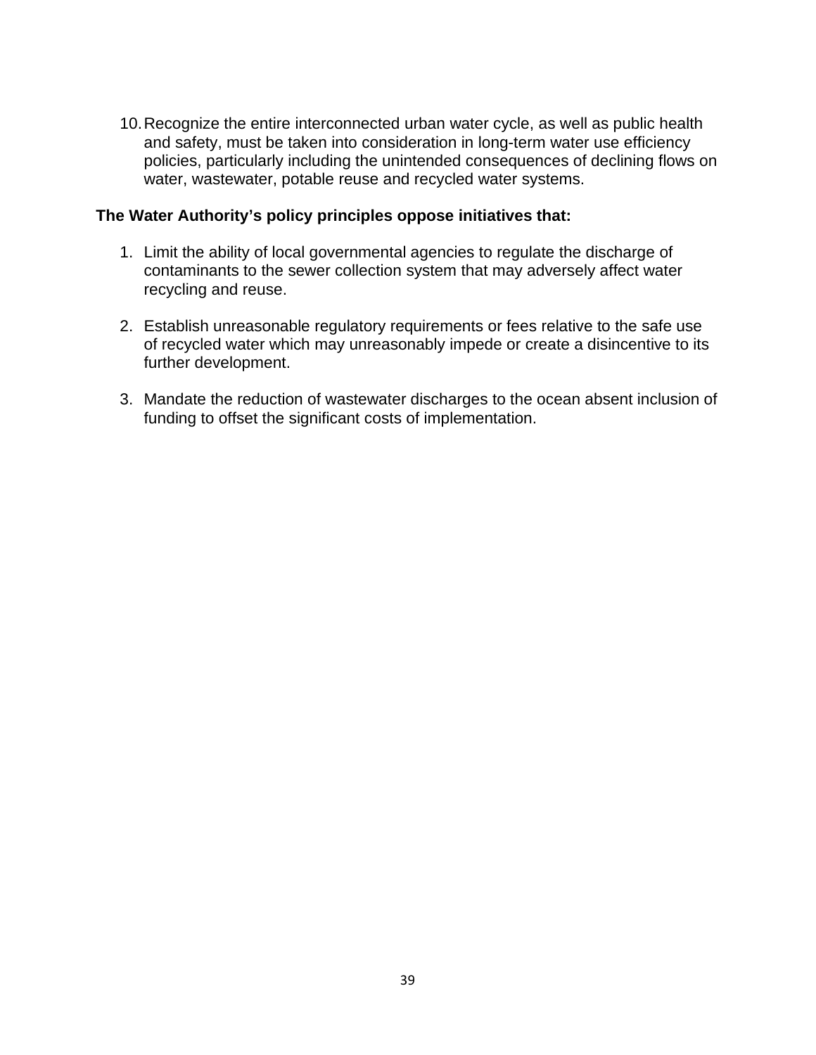10. Recognize the entire interconnected urban water cycle, as well as public health and safety, must be taken into consideration in long-term water use efficiency policies, particularly including the unintended consequences of declining flows on water, wastewater, potable reuse and recycled water systems.

**The Water Authority's policy principles oppose initiatives that:**

1. Limit the ability of local governmental agencies to regulate the discharge of contaminants to the sewer collection system that may adversely affect water recycling and reuse.

2. Establish unreasonable regulatory requirements or fees relative to the safe use of recycled water which may unreasonably impede or create a disincentive to its further development.

3. Mandate the reduction of wastewater discharges to the ocean absent inclusion of funding to offset the significant costs of implementation.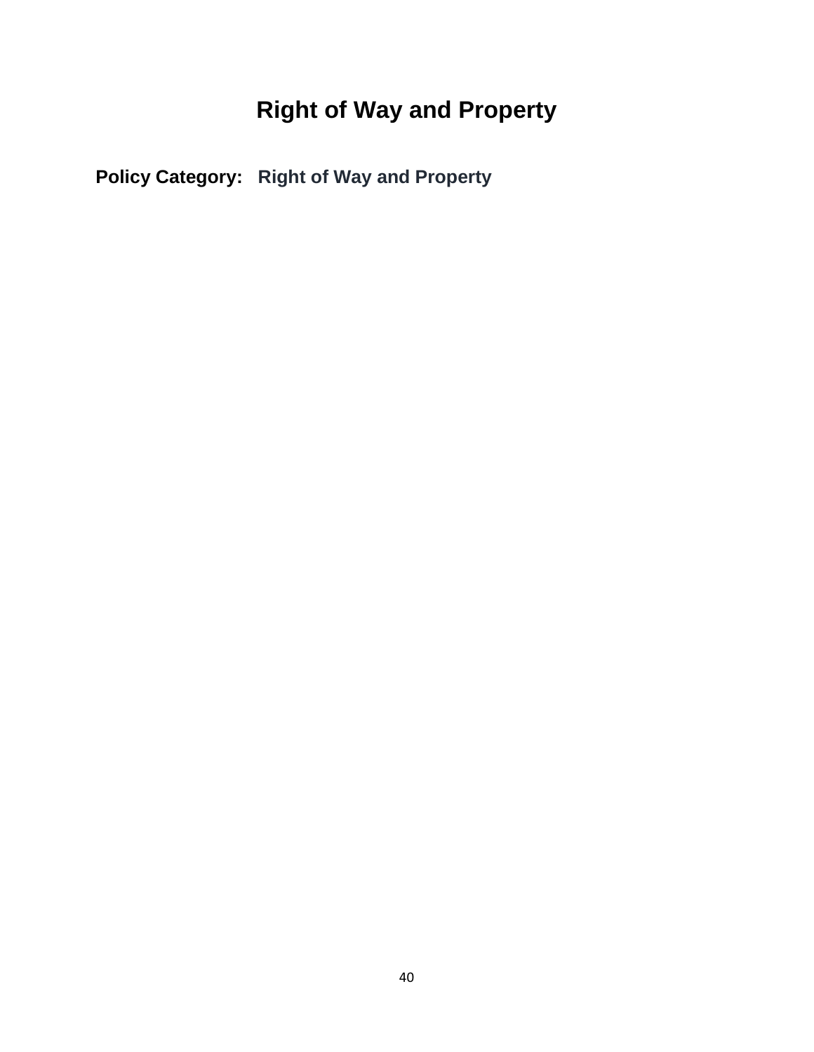# Right of Way and Property

**Policy Category:** **Right of Way and Property**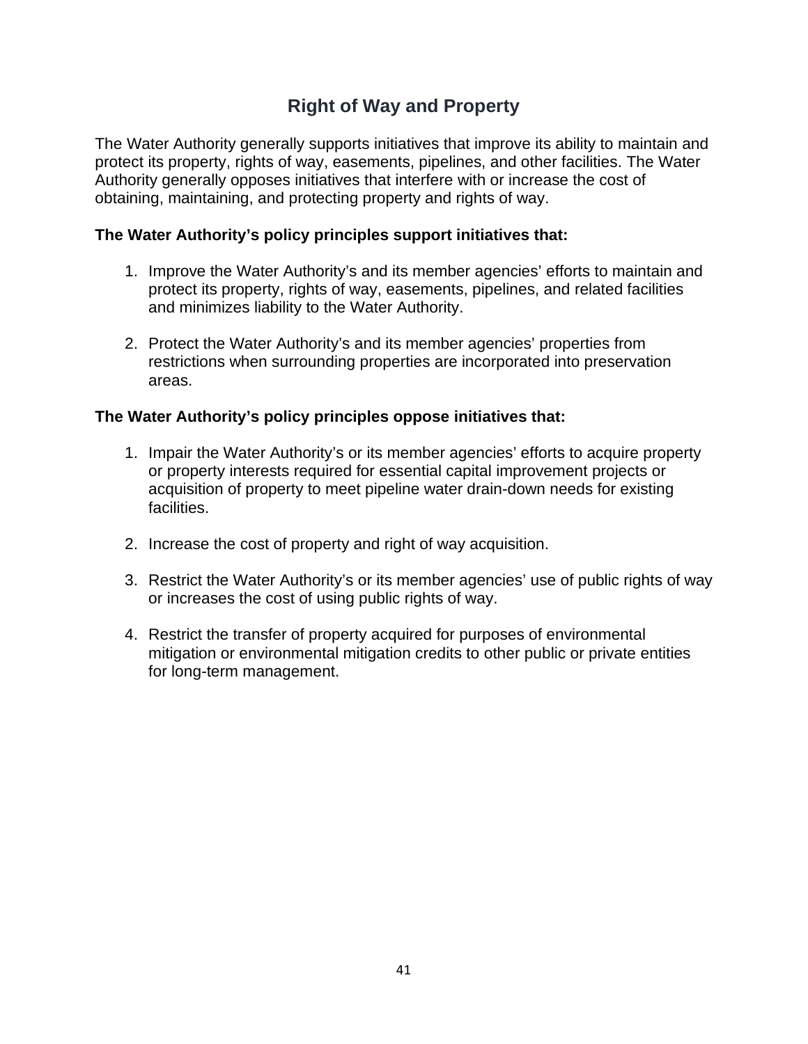## Right of Way and Property

The Water Authority generally supports initiatives that improve its ability to maintain and protect its property, rights of way, easements, pipelines, and other facilities. The Water Authority generally opposes initiatives that interfere with or increase the cost of obtaining, maintaining, and protecting property and rights of way.

**The Water Authority's policy principles support initiatives that:**

1. Improve the Water Authority's and its member agencies' efforts to maintain and protect its property, rights of way, easements, pipelines, and related facilities and minimizes liability to the Water Authority.

2. Protect the Water Authority's and its member agencies' properties from restrictions when surrounding properties are incorporated into preservation areas.

**The Water Authority's policy principles oppose initiatives that:**

1. Impair the Water Authority's or its member agencies' efforts to acquire property or property interests required for essential capital improvement projects or acquisition of property to meet pipeline water drain-down needs for existing facilities.

2. Increase the cost of property and right of way acquisition.

3. Restrict the Water Authority's or its member agencies' use of public rights of way or increases the cost of using public rights of way.

4. Restrict the transfer of property acquired for purposes of environmental mitigation or environmental mitigation credits to other public or private entities for long-term management.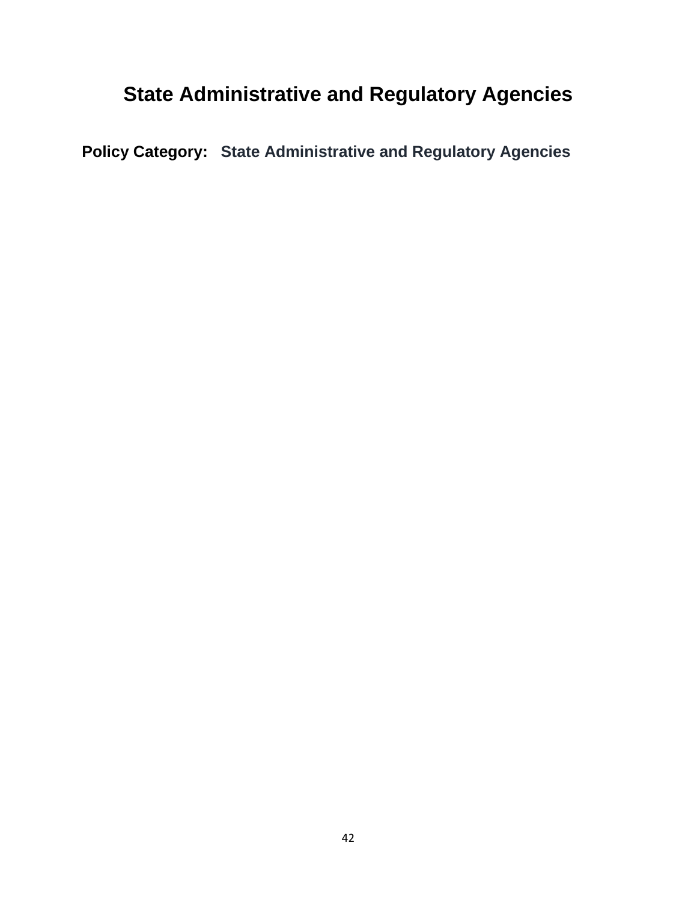# State Administrative and Regulatory Agencies

**Policy Category:** **State Administrative and Regulatory Agencies**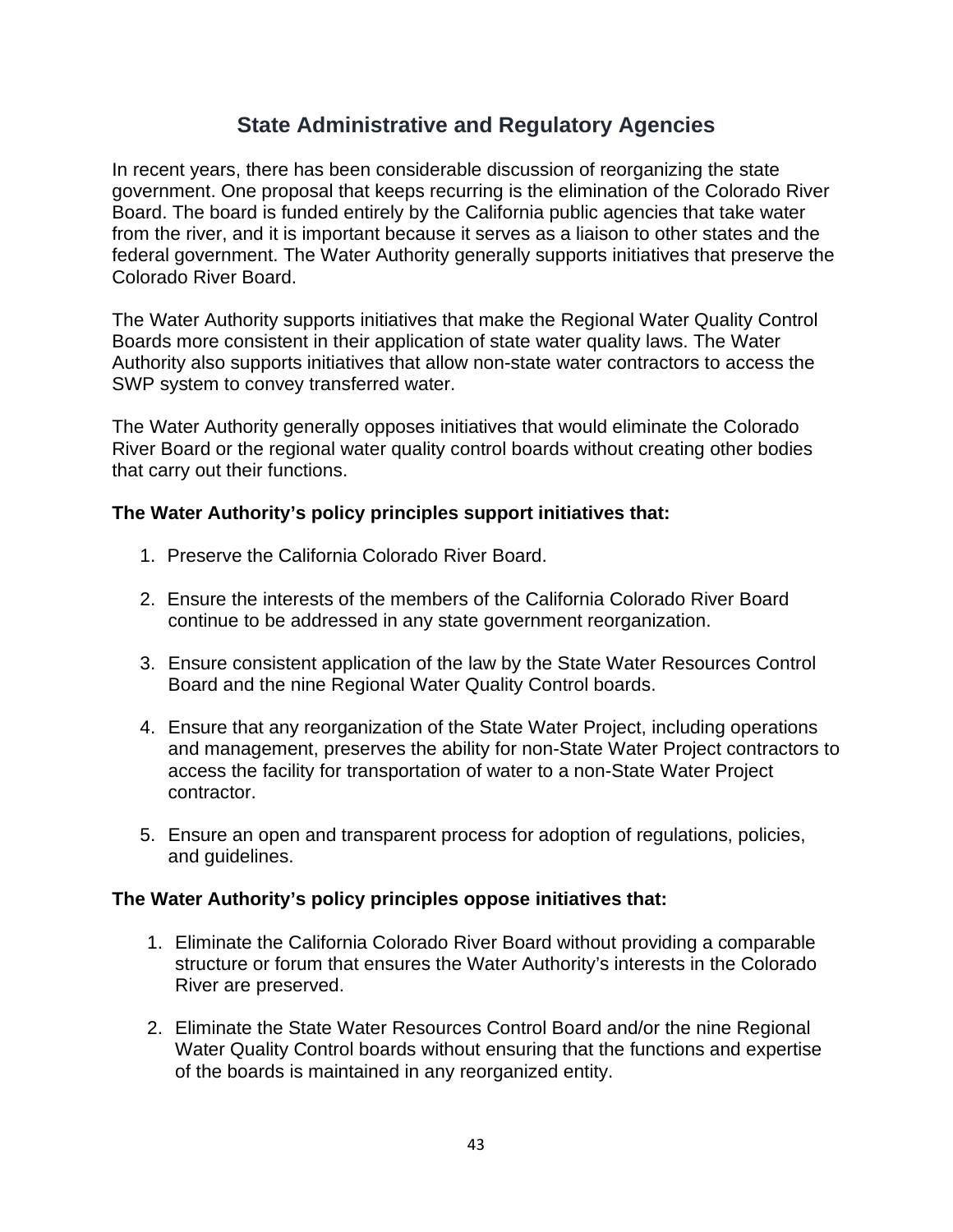## State Administrative and Regulatory Agencies

In recent years, there has been considerable discussion of reorganizing the state government. One proposal that keeps recurring is the elimination of the Colorado River Board. The board is funded entirely by the California public agencies that take water from the river, and it is important because it serves as a liaison to other states and the federal government. The Water Authority generally supports initiatives that preserve the Colorado River Board.

The Water Authority supports initiatives that make the Regional Water Quality Control Boards more consistent in their application of state water quality laws. The Water Authority also supports initiatives that allow non-state water contractors to access the SWP system to convey transferred water.

The Water Authority generally opposes initiatives that would eliminate the Colorado River Board or the regional water quality control boards without creating other bodies that carry out their functions.

**The Water Authority's policy principles support initiatives that:**

1. Preserve the California Colorado River Board.
2. Ensure the interests of the members of the California Colorado River Board continue to be addressed in any state government reorganization.
3. Ensure consistent application of the law by the State Water Resources Control Board and the nine Regional Water Quality Control boards.
4. Ensure that any reorganization of the State Water Project, including operations and management, preserves the ability for non-State Water Project contractors to access the facility for transportation of water to a non-State Water Project contractor.
5. Ensure an open and transparent process for adoption of regulations, policies, and guidelines.

**The Water Authority's policy principles oppose initiatives that:**

1. Eliminate the California Colorado River Board without providing a comparable structure or forum that ensures the Water Authority's interests in the Colorado River are preserved.
2. Eliminate the State Water Resources Control Board and/or the nine Regional Water Quality Control boards without ensuring that the functions and expertise of the boards is maintained in any reorganized entity.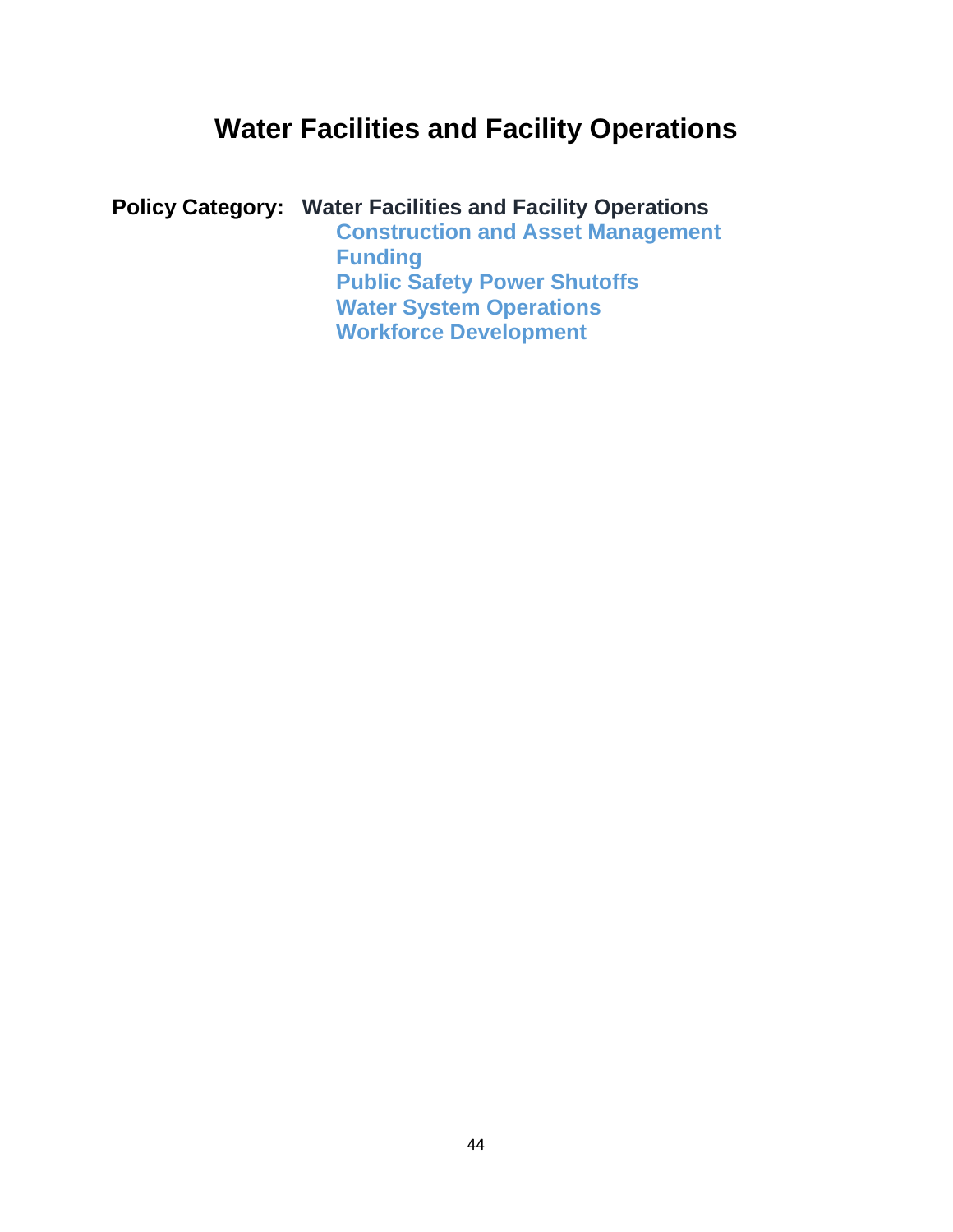# Water Facilities and Facility Operations

**Policy Category:** **Water Facilities and Facility Operations**

- **Construction and Asset Management**
- **Funding**
- **Public Safety Power Shutoffs**
- **Water System Operations**
- **Workforce Development**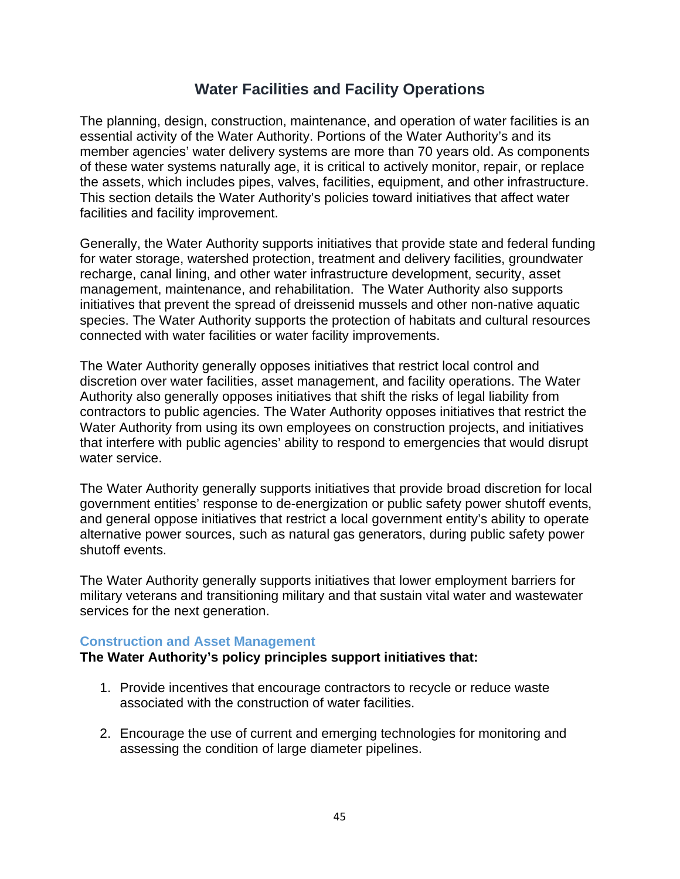# Water Facilities and Facility Operations

The planning, design, construction, maintenance, and operation of water facilities is an essential activity of the Water Authority. Portions of the Water Authority's and its member agencies' water delivery systems are more than 70 years old. As components of these water systems naturally age, it is critical to actively monitor, repair, or replace the assets, which includes pipes, valves, facilities, equipment, and other infrastructure. This section details the Water Authority's policies toward initiatives that affect water facilities and facility improvement.

Generally, the Water Authority supports initiatives that provide state and federal funding for water storage, watershed protection, treatment and delivery facilities, groundwater recharge, canal lining, and other water infrastructure development, security, asset management, maintenance, and rehabilitation. The Water Authority also supports initiatives that prevent the spread of dreissenid mussels and other non-native aquatic species. The Water Authority supports the protection of habitats and cultural resources connected with water facilities or water facility improvements.

The Water Authority generally opposes initiatives that restrict local control and discretion over water facilities, asset management, and facility operations. The Water Authority also generally opposes initiatives that shift the risks of legal liability from contractors to public agencies. The Water Authority opposes initiatives that restrict the Water Authority from using its own employees on construction projects, and initiatives that interfere with public agencies' ability to respond to emergencies that would disrupt water service.

The Water Authority generally supports initiatives that provide broad discretion for local government entities' response to de-energization or public safety power shutoff events, and general oppose initiatives that restrict a local government entity's ability to operate alternative power sources, such as natural gas generators, during public safety power shutoff events.

The Water Authority generally supports initiatives that lower employment barriers for military veterans and transitioning military and that sustain vital water and wastewater services for the next generation.

### Construction and Asset Management

**The Water Authority's policy principles support initiatives that:**

1. Provide incentives that encourage contractors to recycle or reduce waste associated with the construction of water facilities.
2. Encourage the use of current and emerging technologies for monitoring and assessing the condition of large diameter pipelines.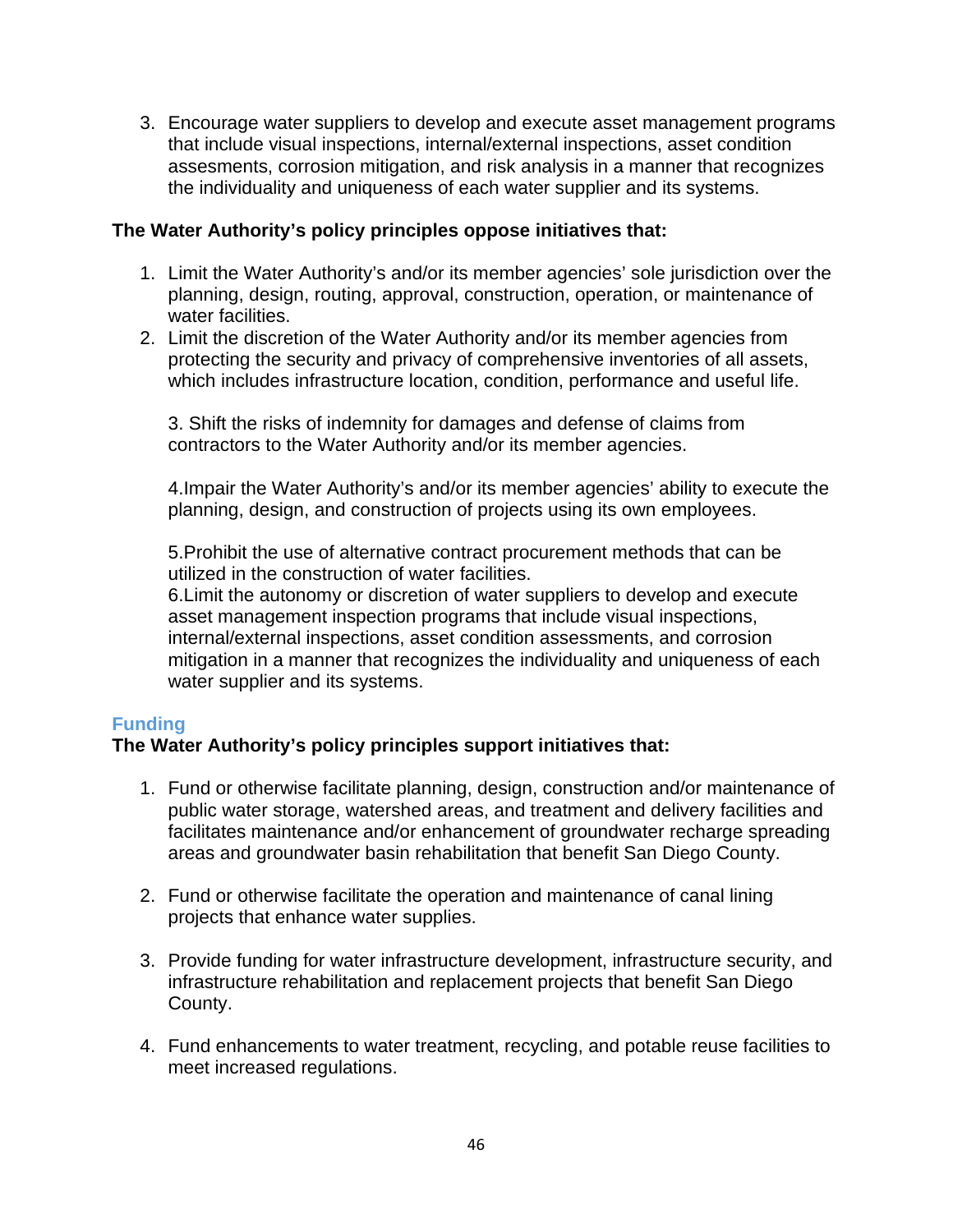3. Encourage water suppliers to develop and execute asset management programs that include visual inspections, internal/external inspections, asset condition assesments, corrosion mitigation, and risk analysis in a manner that recognizes the individuality and uniqueness of each water supplier and its systems.

**The Water Authority's policy principles oppose initiatives that:**

1. Limit the Water Authority's and/or its member agencies' sole jurisdiction over the planning, design, routing, approval, construction, operation, or maintenance of water facilities.
2. Limit the discretion of the Water Authority and/or its member agencies from protecting the security and privacy of comprehensive inventories of all assets, which includes infrastructure location, condition, performance and useful life.
3. Shift the risks of indemnity for damages and defense of claims from contractors to the Water Authority and/or its member agencies.
4. Impair the Water Authority's and/or its member agencies' ability to execute the planning, design, and construction of projects using its own employees.
5. Prohibit the use of alternative contract procurement methods that can be utilized in the construction of water facilities.
6. Limit the autonomy or discretion of water suppliers to develop and execute asset management inspection programs that include visual inspections, internal/external inspections, asset condition assessments, and corrosion mitigation in a manner that recognizes the individuality and uniqueness of each water supplier and its systems.

## Funding

**The Water Authority's policy principles support initiatives that:**

1. Fund or otherwise facilitate planning, design, construction and/or maintenance of public water storage, watershed areas, and treatment and delivery facilities and facilitates maintenance and/or enhancement of groundwater recharge spreading areas and groundwater basin rehabilitation that benefit San Diego County.
2. Fund or otherwise facilitate the operation and maintenance of canal lining projects that enhance water supplies.
3. Provide funding for water infrastructure development, infrastructure security, and infrastructure rehabilitation and replacement projects that benefit San Diego County.
4. Fund enhancements to water treatment, recycling, and potable reuse facilities to meet increased regulations.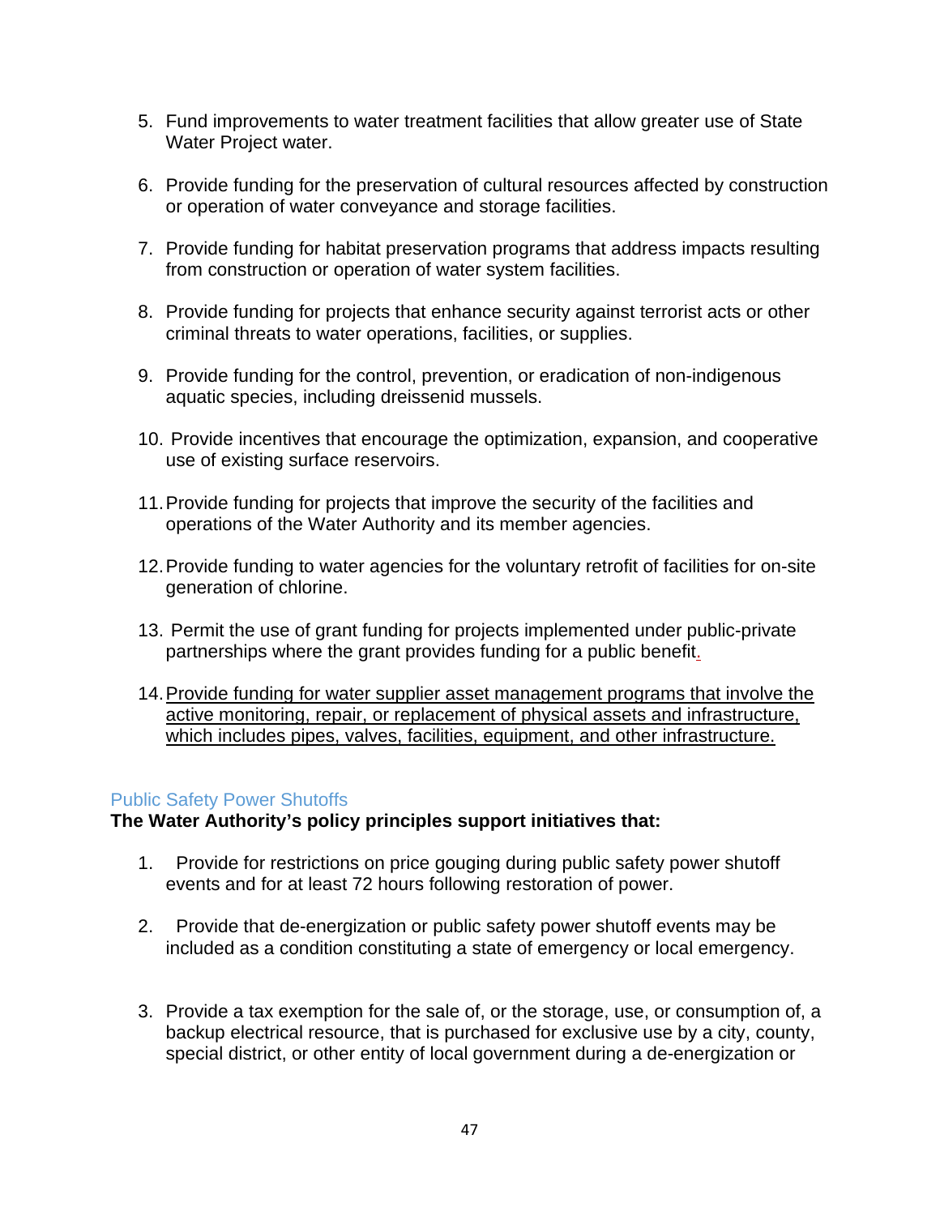5. Fund improvements to water treatment facilities that allow greater use of State Water Project water.

6. Provide funding for the preservation of cultural resources affected by construction or operation of water conveyance and storage facilities.

7. Provide funding for habitat preservation programs that address impacts resulting from construction or operation of water system facilities.

8. Provide funding for projects that enhance security against terrorist acts or other criminal threats to water operations, facilities, or supplies.

9. Provide funding for the control, prevention, or eradication of non-indigenous aquatic species, including dreissenid mussels.

10. Provide incentives that encourage the optimization, expansion, and cooperative use of existing surface reservoirs.

11. Provide funding for projects that improve the security of the facilities and operations of the Water Authority and its member agencies.

12. Provide funding to water agencies for the voluntary retrofit of facilities for on-site generation of chlorine.

13. Permit the use of grant funding for projects implemented under public-private partnerships where the grant provides funding for a public benefit.

14. <u>Provide funding for water supplier asset management programs that involve the active monitoring, repair, or replacement of physical assets and infrastructure, which includes pipes, valves, facilities, equipment, and other infrastructure.</u>

## Public Safety Power Shutoffs

**The Water Authority's policy principles support initiatives that:**

1. Provide for restrictions on price gouging during public safety power shutoff events and for at least 72 hours following restoration of power.

2. Provide that de-energization or public safety power shutoff events may be included as a condition constituting a state of emergency or local emergency.

3. Provide a tax exemption for the sale of, or the storage, use, or consumption of, a backup electrical resource, that is purchased for exclusive use by a city, county, special district, or other entity of local government during a de-energization or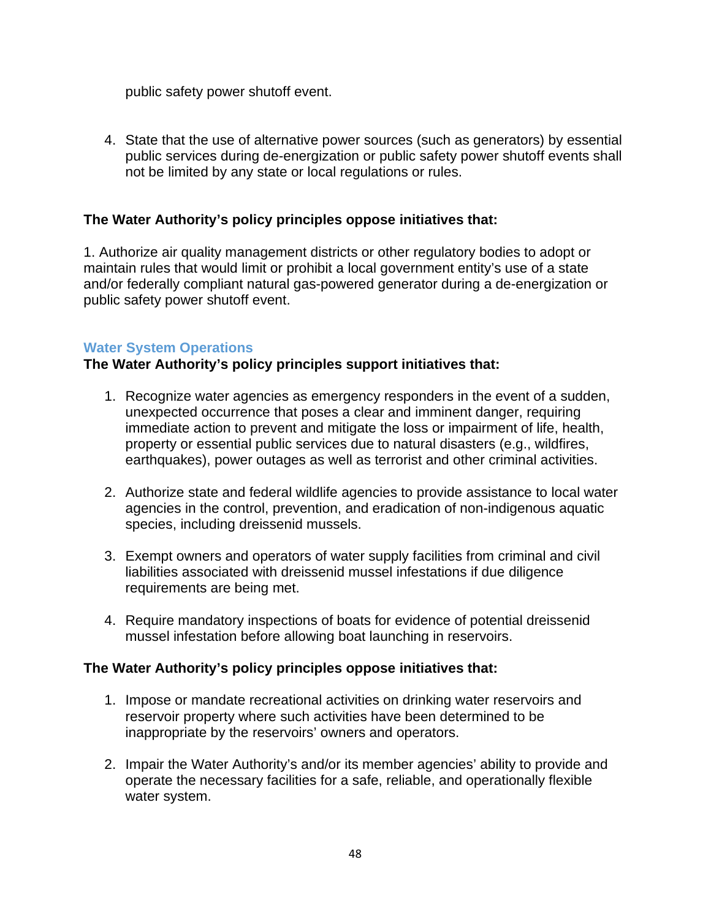public safety power shutoff event.

4. State that the use of alternative power sources (such as generators) by essential public services during de-energization or public safety power shutoff events shall not be limited by any state or local regulations or rules.

**The Water Authority's policy principles oppose initiatives that:**

1. Authorize air quality management districts or other regulatory bodies to adopt or maintain rules that would limit or prohibit a local government entity's use of a state and/or federally compliant natural gas-powered generator during a de-energization or public safety power shutoff event.

### Water System Operations

**The Water Authority's policy principles support initiatives that:**

1. Recognize water agencies as emergency responders in the event of a sudden, unexpected occurrence that poses a clear and imminent danger, requiring immediate action to prevent and mitigate the loss or impairment of life, health, property or essential public services due to natural disasters (e.g., wildfires, earthquakes), power outages as well as terrorist and other criminal activities.

2. Authorize state and federal wildlife agencies to provide assistance to local water agencies in the control, prevention, and eradication of non-indigenous aquatic species, including dreissenid mussels.

3. Exempt owners and operators of water supply facilities from criminal and civil liabilities associated with dreissenid mussel infestations if due diligence requirements are being met.

4. Require mandatory inspections of boats for evidence of potential dreissenid mussel infestation before allowing boat launching in reservoirs.

**The Water Authority's policy principles oppose initiatives that:**

1. Impose or mandate recreational activities on drinking water reservoirs and reservoir property where such activities have been determined to be inappropriate by the reservoirs' owners and operators.

2. Impair the Water Authority's and/or its member agencies' ability to provide and operate the necessary facilities for a safe, reliable, and operationally flexible water system.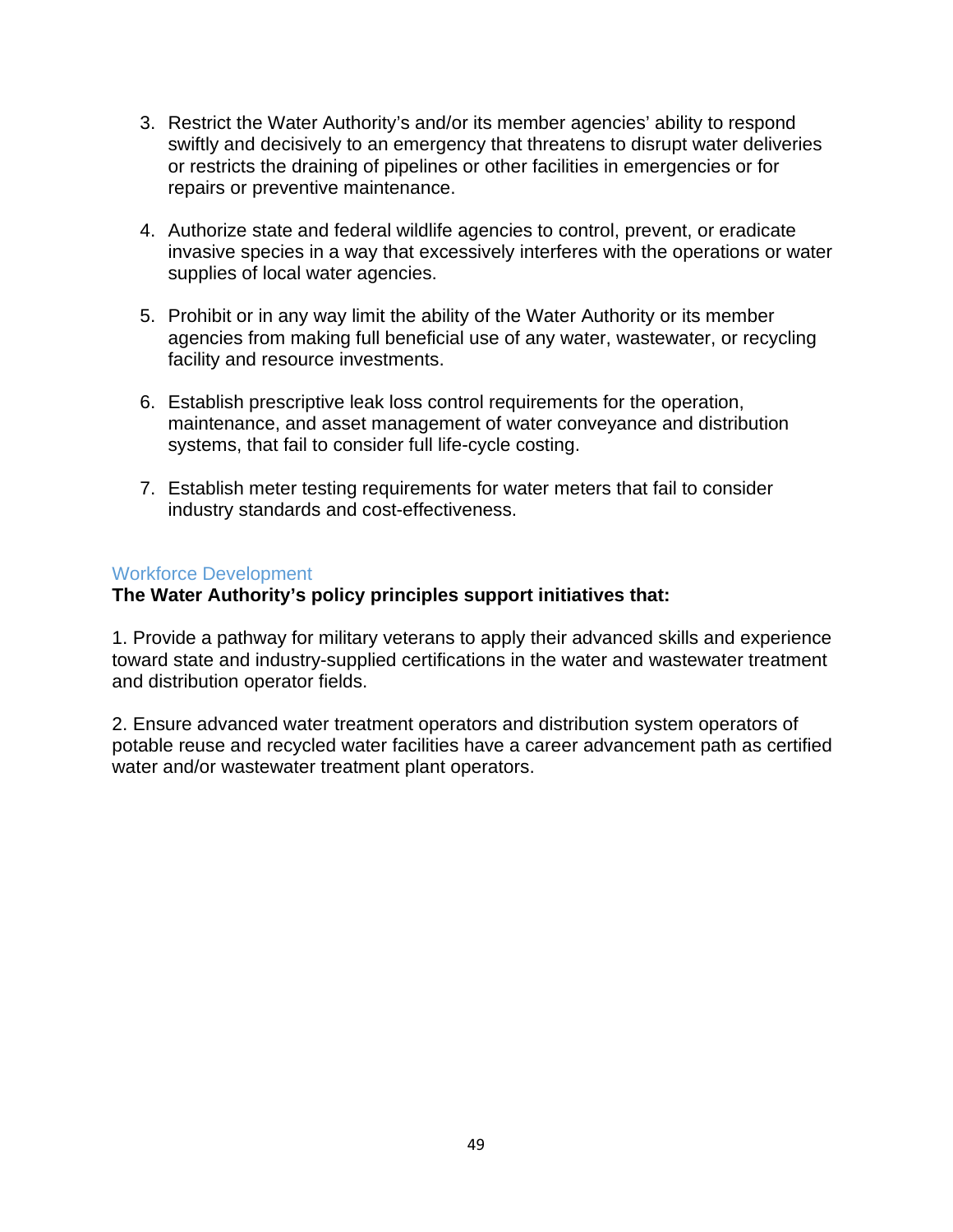3. Restrict the Water Authority's and/or its member agencies' ability to respond swiftly and decisively to an emergency that threatens to disrupt water deliveries or restricts the draining of pipelines or other facilities in emergencies or for repairs or preventive maintenance.

4. Authorize state and federal wildlife agencies to control, prevent, or eradicate invasive species in a way that excessively interferes with the operations or water supplies of local water agencies.

5. Prohibit or in any way limit the ability of the Water Authority or its member agencies from making full beneficial use of any water, wastewater, or recycling facility and resource investments.

6. Establish prescriptive leak loss control requirements for the operation, maintenance, and asset management of water conveyance and distribution systems, that fail to consider full life-cycle costing.

7. Establish meter testing requirements for water meters that fail to consider industry standards and cost-effectiveness.

## Workforce Development

**The Water Authority's policy principles support initiatives that:**

1. Provide a pathway for military veterans to apply their advanced skills and experience toward state and industry-supplied certifications in the water and wastewater treatment and distribution operator fields.

2. Ensure advanced water treatment operators and distribution system operators of potable reuse and recycled water facilities have a career advancement path as certified water and/or wastewater treatment plant operators.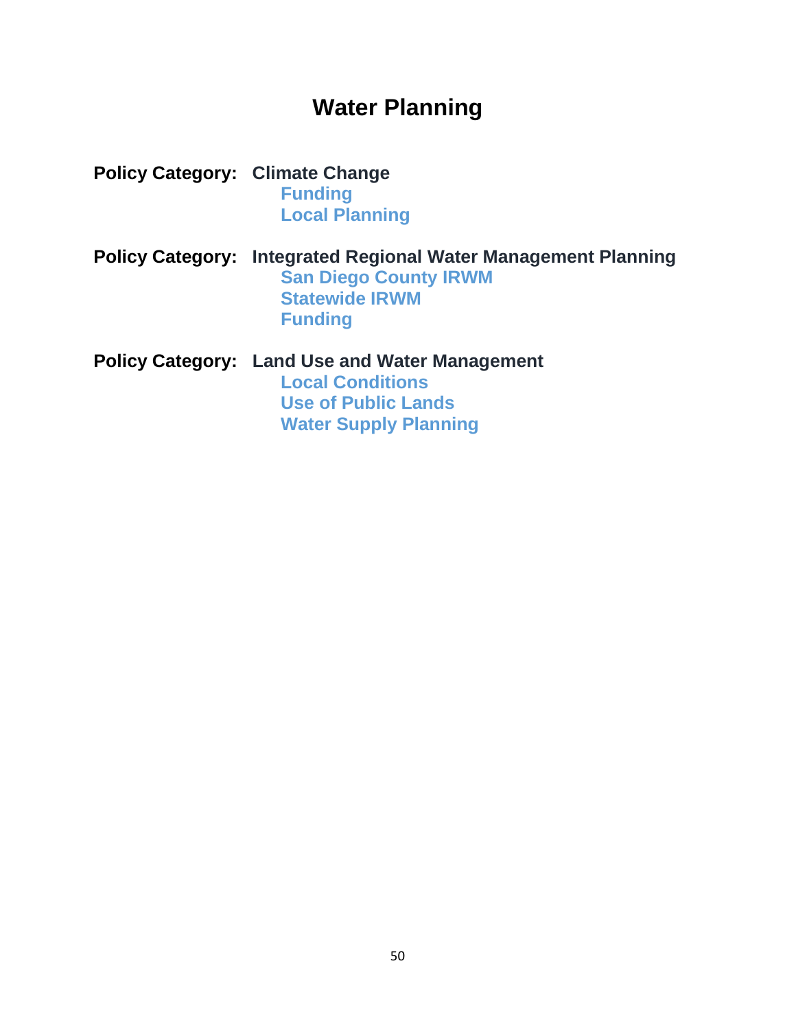# Water Planning

**Policy Category: Climate Change**

- Funding
- Local Planning

**Policy Category: Integrated Regional Water Management Planning**

- San Diego County IRWM
- Statewide IRWM
- Funding

**Policy Category: Land Use and Water Management**

- Local Conditions
- Use of Public Lands
- Water Supply Planning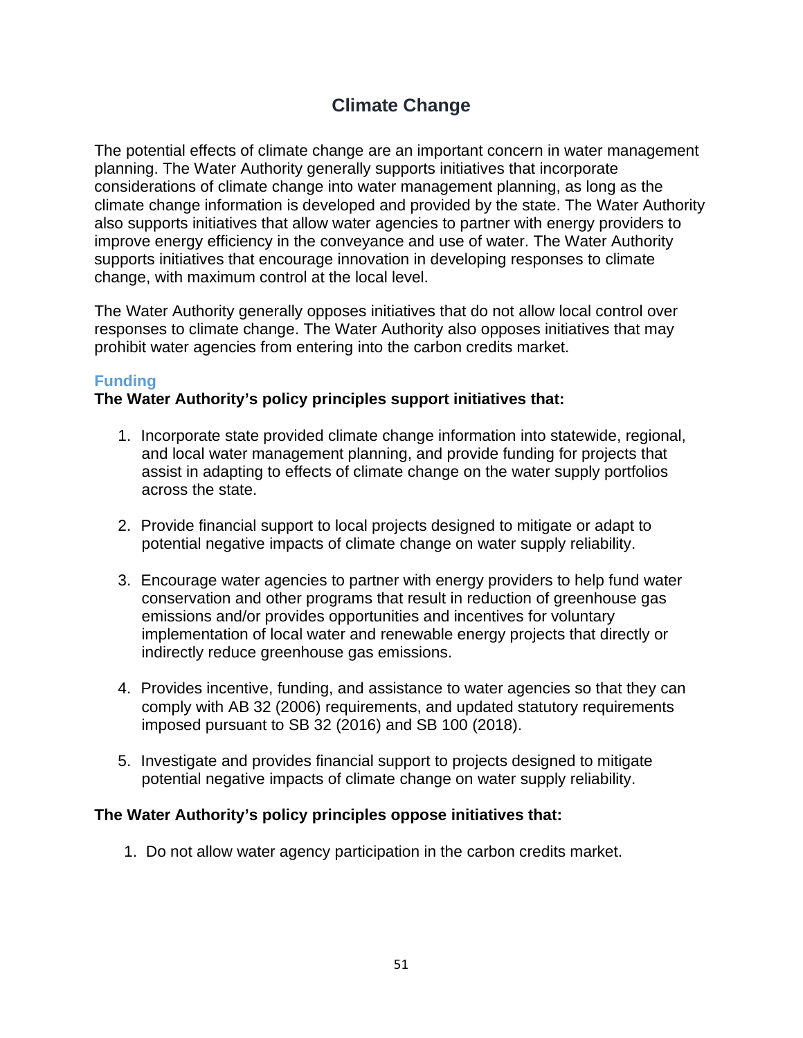# Climate Change

The potential effects of climate change are an important concern in water management planning. The Water Authority generally supports initiatives that incorporate considerations of climate change into water management planning, as long as the climate change information is developed and provided by the state. The Water Authority also supports initiatives that allow water agencies to partner with energy providers to improve energy efficiency in the conveyance and use of water. The Water Authority supports initiatives that encourage innovation in developing responses to climate change, with maximum control at the local level.

The Water Authority generally opposes initiatives that do not allow local control over responses to climate change. The Water Authority also opposes initiatives that may prohibit water agencies from entering into the carbon credits market.

### Funding

**The Water Authority's policy principles support initiatives that:**

1. Incorporate state provided climate change information into statewide, regional, and local water management planning, and provide funding for projects that assist in adapting to effects of climate change on the water supply portfolios across the state.

2. Provide financial support to local projects designed to mitigate or adapt to potential negative impacts of climate change on water supply reliability.

3. Encourage water agencies to partner with energy providers to help fund water conservation and other programs that result in reduction of greenhouse gas emissions and/or provides opportunities and incentives for voluntary implementation of local water and renewable energy projects that directly or indirectly reduce greenhouse gas emissions.

4. Provides incentive, funding, and assistance to water agencies so that they can comply with AB 32 (2006) requirements, and updated statutory requirements imposed pursuant to SB 32 (2016) and SB 100 (2018).

5. Investigate and provides financial support to projects designed to mitigate potential negative impacts of climate change on water supply reliability.

**The Water Authority's policy principles oppose initiatives that:**

1. Do not allow water agency participation in the carbon credits market.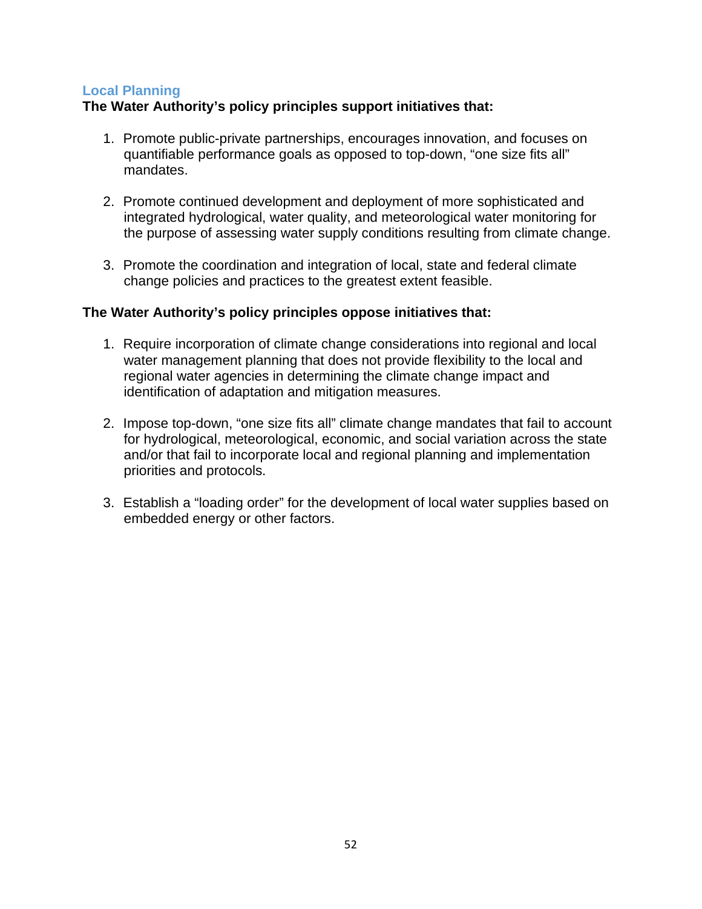### Local Planning

**The Water Authority's policy principles support initiatives that:**

1. Promote public-private partnerships, encourages innovation, and focuses on quantifiable performance goals as opposed to top-down, "one size fits all" mandates.

2. Promote continued development and deployment of more sophisticated and integrated hydrological, water quality, and meteorological water monitoring for the purpose of assessing water supply conditions resulting from climate change.

3. Promote the coordination and integration of local, state and federal climate change policies and practices to the greatest extent feasible.

**The Water Authority's policy principles oppose initiatives that:**

1. Require incorporation of climate change considerations into regional and local water management planning that does not provide flexibility to the local and regional water agencies in determining the climate change impact and identification of adaptation and mitigation measures.

2. Impose top-down, "one size fits all" climate change mandates that fail to account for hydrological, meteorological, economic, and social variation across the state and/or that fail to incorporate local and regional planning and implementation priorities and protocols.

3. Establish a "loading order" for the development of local water supplies based on embedded energy or other factors.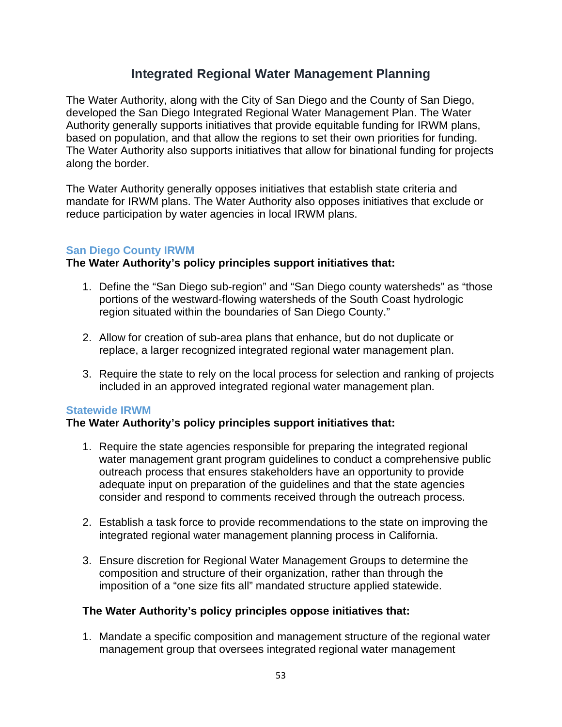# Integrated Regional Water Management Planning

The Water Authority, along with the City of San Diego and the County of San Diego, developed the San Diego Integrated Regional Water Management Plan. The Water Authority generally supports initiatives that provide equitable funding for IRWM plans, based on population, and that allow the regions to set their own priorities for funding. The Water Authority also supports initiatives that allow for binational funding for projects along the border.

The Water Authority generally opposes initiatives that establish state criteria and mandate for IRWM plans. The Water Authority also opposes initiatives that exclude or reduce participation by water agencies in local IRWM plans.

## San Diego County IRWM

**The Water Authority's policy principles support initiatives that:**

1. Define the "San Diego sub-region" and "San Diego county watersheds" as "those portions of the westward-flowing watersheds of the South Coast hydrologic region situated within the boundaries of San Diego County."

2. Allow for creation of sub-area plans that enhance, but do not duplicate or replace, a larger recognized integrated regional water management plan.

3. Require the state to rely on the local process for selection and ranking of projects included in an approved integrated regional water management plan.

## Statewide IRWM

**The Water Authority's policy principles support initiatives that:**

1. Require the state agencies responsible for preparing the integrated regional water management grant program guidelines to conduct a comprehensive public outreach process that ensures stakeholders have an opportunity to provide adequate input on preparation of the guidelines and that the state agencies consider and respond to comments received through the outreach process.

2. Establish a task force to provide recommendations to the state on improving the integrated regional water management planning process in California.

3. Ensure discretion for Regional Water Management Groups to determine the composition and structure of their organization, rather than through the imposition of a "one size fits all" mandated structure applied statewide.

**The Water Authority's policy principles oppose initiatives that:**

1. Mandate a specific composition and management structure of the regional water management group that oversees integrated regional water management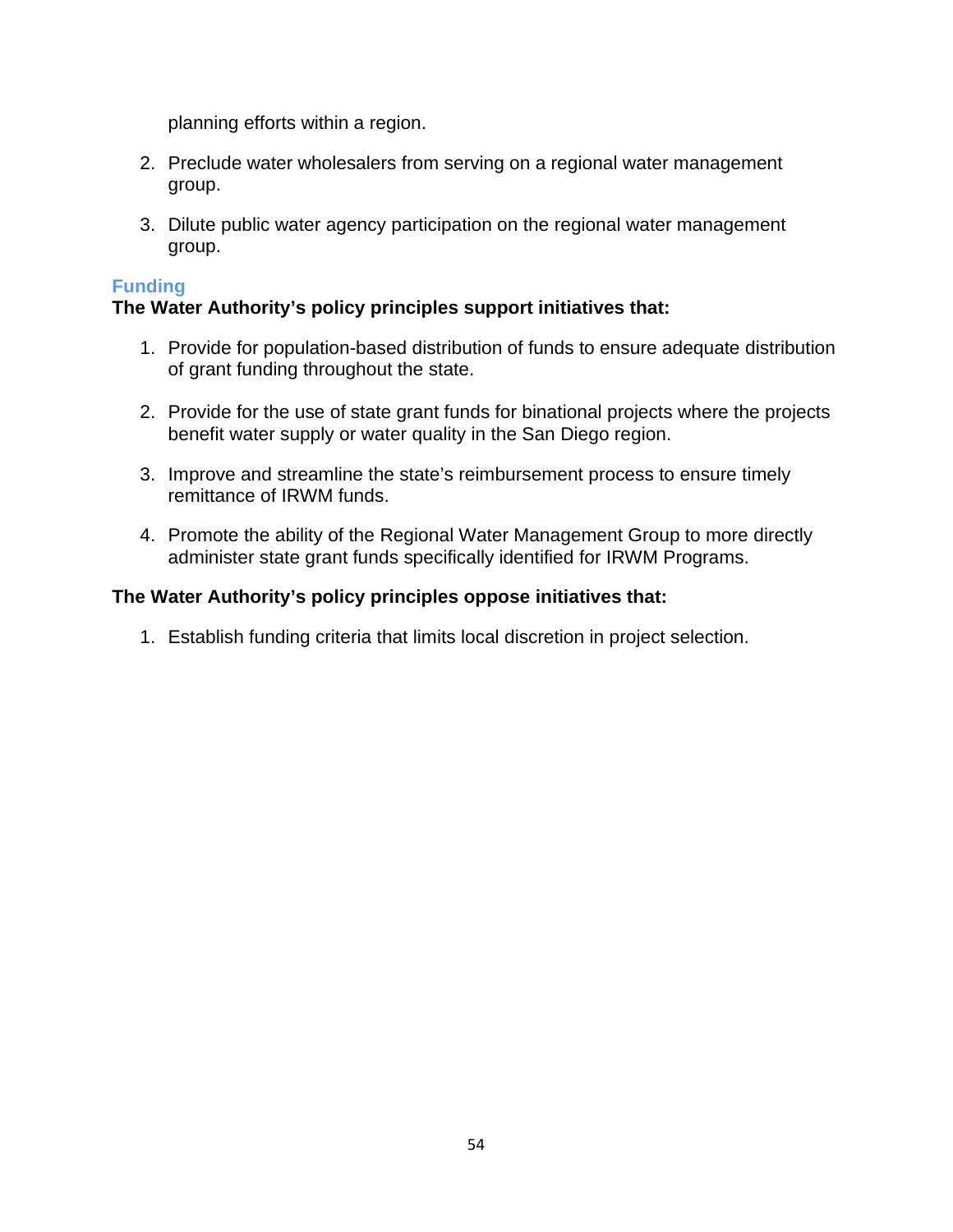planning efforts within a region.

2. Preclude water wholesalers from serving on a regional water management group.

3. Dilute public water agency participation on the regional water management group.

### Funding

**The Water Authority's policy principles support initiatives that:**

1. Provide for population-based distribution of funds to ensure adequate distribution of grant funding throughout the state.

2. Provide for the use of state grant funds for binational projects where the projects benefit water supply or water quality in the San Diego region.

3. Improve and streamline the state's reimbursement process to ensure timely remittance of IRWM funds.

4. Promote the ability of the Regional Water Management Group to more directly administer state grant funds specifically identified for IRWM Programs.

**The Water Authority's policy principles oppose initiatives that:**

1. Establish funding criteria that limits local discretion in project selection.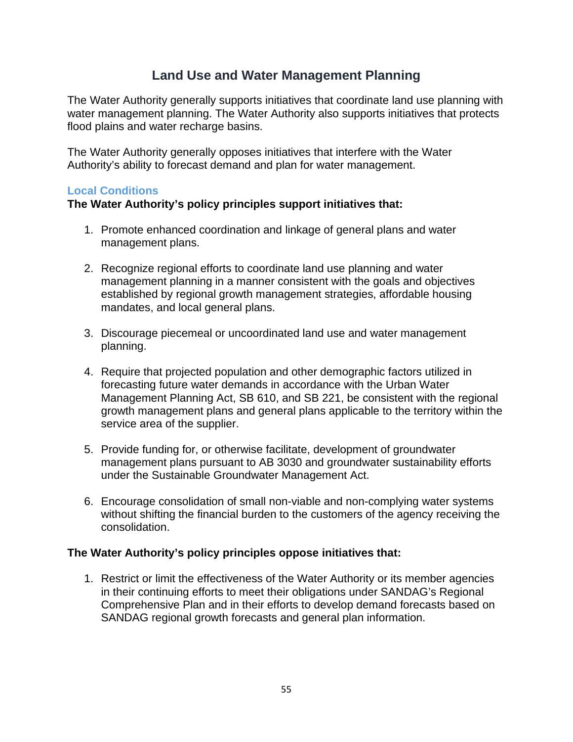# Land Use and Water Management Planning

The Water Authority generally supports initiatives that coordinate land use planning with water management planning. The Water Authority also supports initiatives that protects flood plains and water recharge basins.

The Water Authority generally opposes initiatives that interfere with the Water Authority's ability to forecast demand and plan for water management.

### Local Conditions

**The Water Authority's policy principles support initiatives that:**

1. Promote enhanced coordination and linkage of general plans and water management plans.

2. Recognize regional efforts to coordinate land use planning and water management planning in a manner consistent with the goals and objectives established by regional growth management strategies, affordable housing mandates, and local general plans.

3. Discourage piecemeal or uncoordinated land use and water management planning.

4. Require that projected population and other demographic factors utilized in forecasting future water demands in accordance with the Urban Water Management Planning Act, SB 610, and SB 221, be consistent with the regional growth management plans and general plans applicable to the territory within the service area of the supplier.

5. Provide funding for, or otherwise facilitate, development of groundwater management plans pursuant to AB 3030 and groundwater sustainability efforts under the Sustainable Groundwater Management Act.

6. Encourage consolidation of small non-viable and non-complying water systems without shifting the financial burden to the customers of the agency receiving the consolidation.

**The Water Authority's policy principles oppose initiatives that:**

1. Restrict or limit the effectiveness of the Water Authority or its member agencies in their continuing efforts to meet their obligations under SANDAG's Regional Comprehensive Plan and in their efforts to develop demand forecasts based on SANDAG regional growth forecasts and general plan information.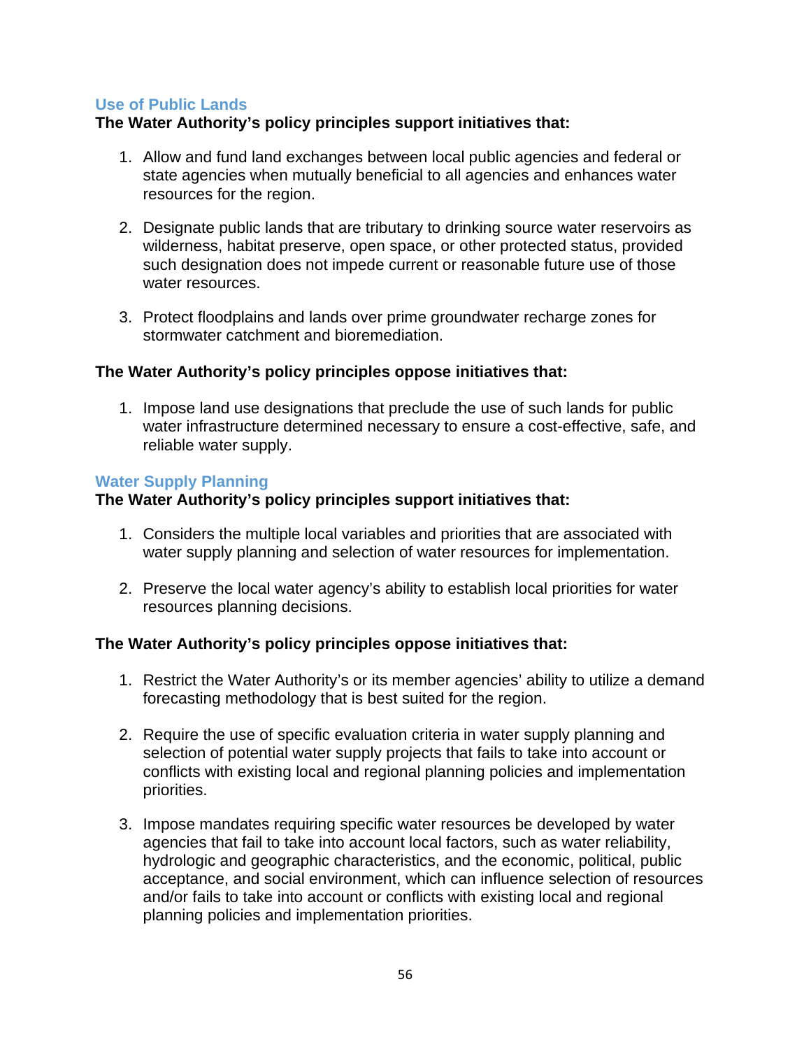## Use of Public Lands

**The Water Authority's policy principles support initiatives that:**

1. Allow and fund land exchanges between local public agencies and federal or state agencies when mutually beneficial to all agencies and enhances water resources for the region.

2. Designate public lands that are tributary to drinking source water reservoirs as wilderness, habitat preserve, open space, or other protected status, provided such designation does not impede current or reasonable future use of those water resources.

3. Protect floodplains and lands over prime groundwater recharge zones for stormwater catchment and bioremediation.

**The Water Authority's policy principles oppose initiatives that:**

1. Impose land use designations that preclude the use of such lands for public water infrastructure determined necessary to ensure a cost-effective, safe, and reliable water supply.

## Water Supply Planning

**The Water Authority's policy principles support initiatives that:**

1. Considers the multiple local variables and priorities that are associated with water supply planning and selection of water resources for implementation.

2. Preserve the local water agency's ability to establish local priorities for water resources planning decisions.

**The Water Authority's policy principles oppose initiatives that:**

1. Restrict the Water Authority's or its member agencies' ability to utilize a demand forecasting methodology that is best suited for the region.

2. Require the use of specific evaluation criteria in water supply planning and selection of potential water supply projects that fails to take into account or conflicts with existing local and regional planning policies and implementation priorities.

3. Impose mandates requiring specific water resources be developed by water agencies that fail to take into account local factors, such as water reliability, hydrologic and geographic characteristics, and the economic, political, public acceptance, and social environment, which can influence selection of resources and/or fails to take into account or conflicts with existing local and regional planning policies and implementation priorities.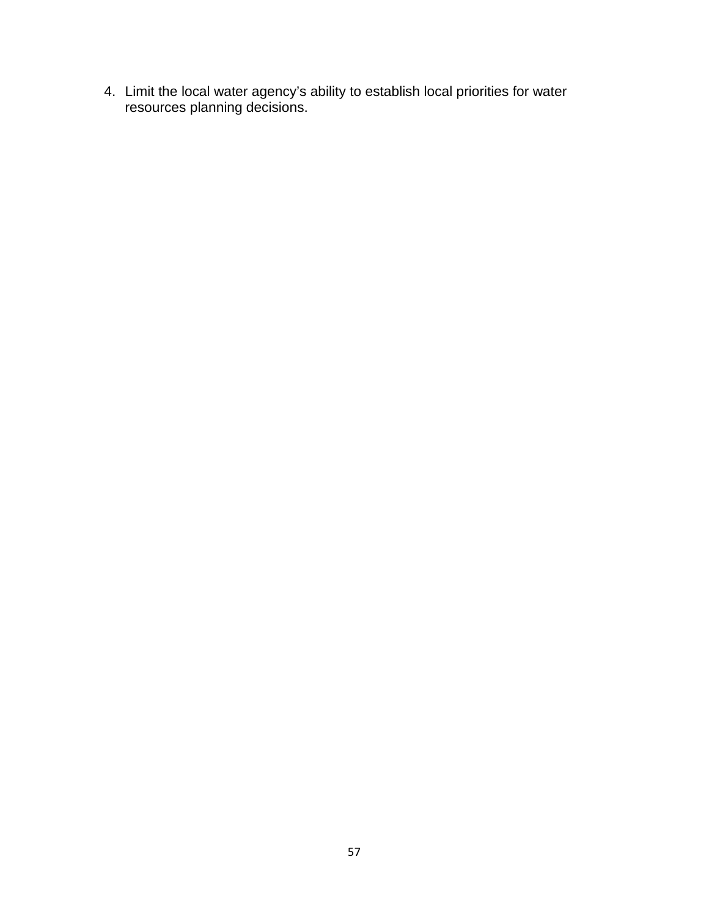4. Limit the local water agency’s ability to establish local priorities for water resources planning decisions.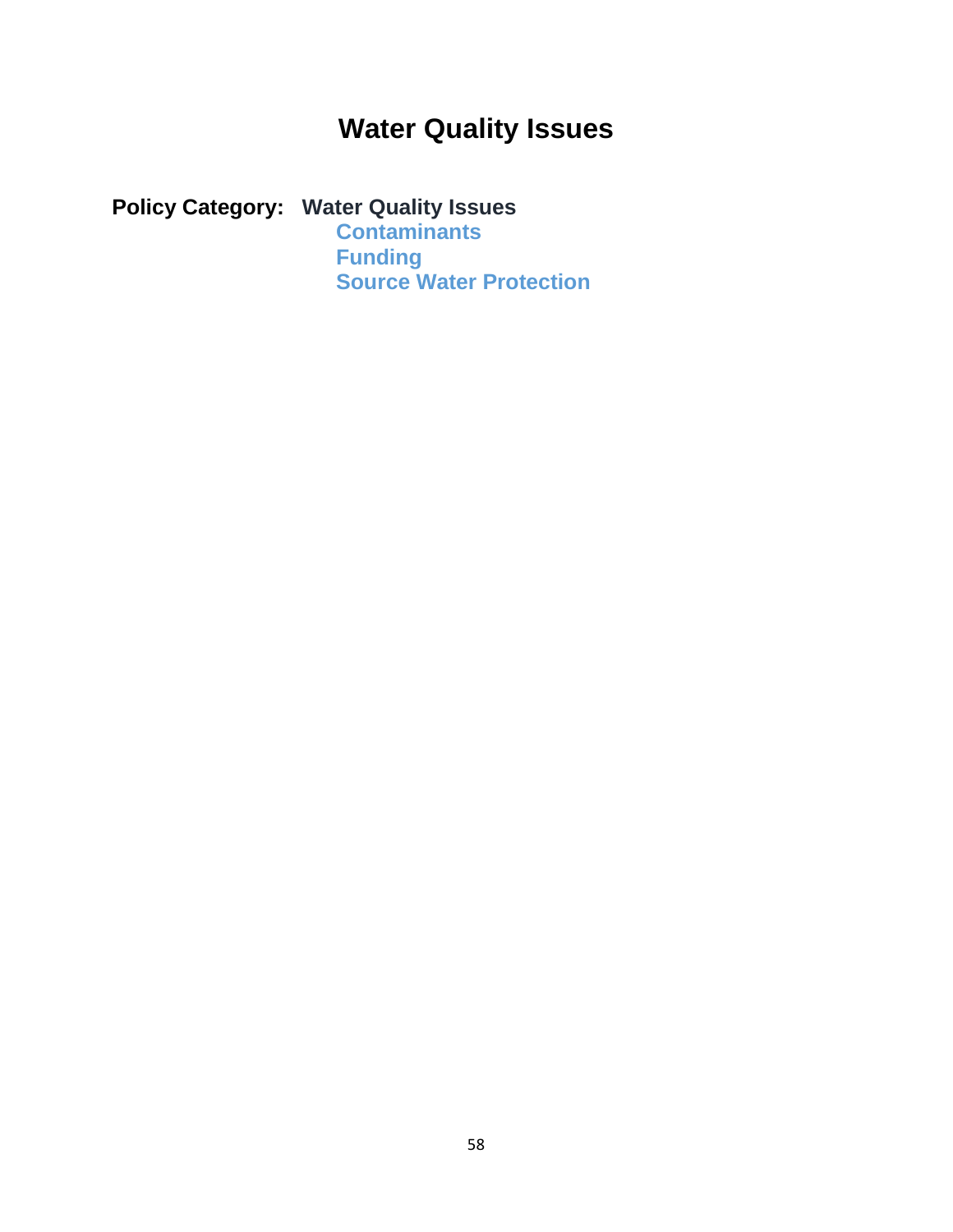# Water Quality Issues

**Policy Category:** **Water Quality Issues**

- **Contaminants**
- **Funding**
- **Source Water Protection**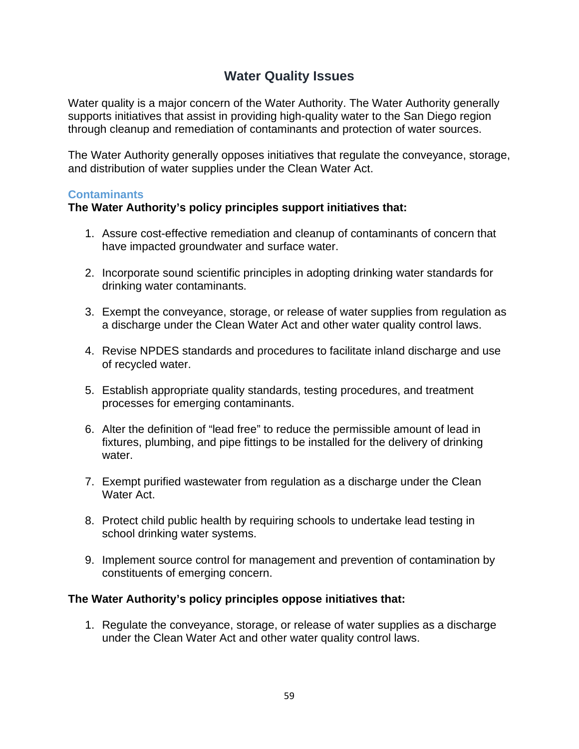# Water Quality Issues

Water quality is a major concern of the Water Authority. The Water Authority generally supports initiatives that assist in providing high-quality water to the San Diego region through cleanup and remediation of contaminants and protection of water sources.

The Water Authority generally opposes initiatives that regulate the conveyance, storage, and distribution of water supplies under the Clean Water Act.

## Contaminants

**The Water Authority's policy principles support initiatives that:**

1. Assure cost-effective remediation and cleanup of contaminants of concern that have impacted groundwater and surface water.

2. Incorporate sound scientific principles in adopting drinking water standards for drinking water contaminants.

3. Exempt the conveyance, storage, or release of water supplies from regulation as a discharge under the Clean Water Act and other water quality control laws.

4. Revise NPDES standards and procedures to facilitate inland discharge and use of recycled water.

5. Establish appropriate quality standards, testing procedures, and treatment processes for emerging contaminants.

6. Alter the definition of "lead free" to reduce the permissible amount of lead in fixtures, plumbing, and pipe fittings to be installed for the delivery of drinking water.

7. Exempt purified wastewater from regulation as a discharge under the Clean Water Act.

8. Protect child public health by requiring schools to undertake lead testing in school drinking water systems.

9. Implement source control for management and prevention of contamination by constituents of emerging concern.

**The Water Authority's policy principles oppose initiatives that:**

1. Regulate the conveyance, storage, or release of water supplies as a discharge under the Clean Water Act and other water quality control laws.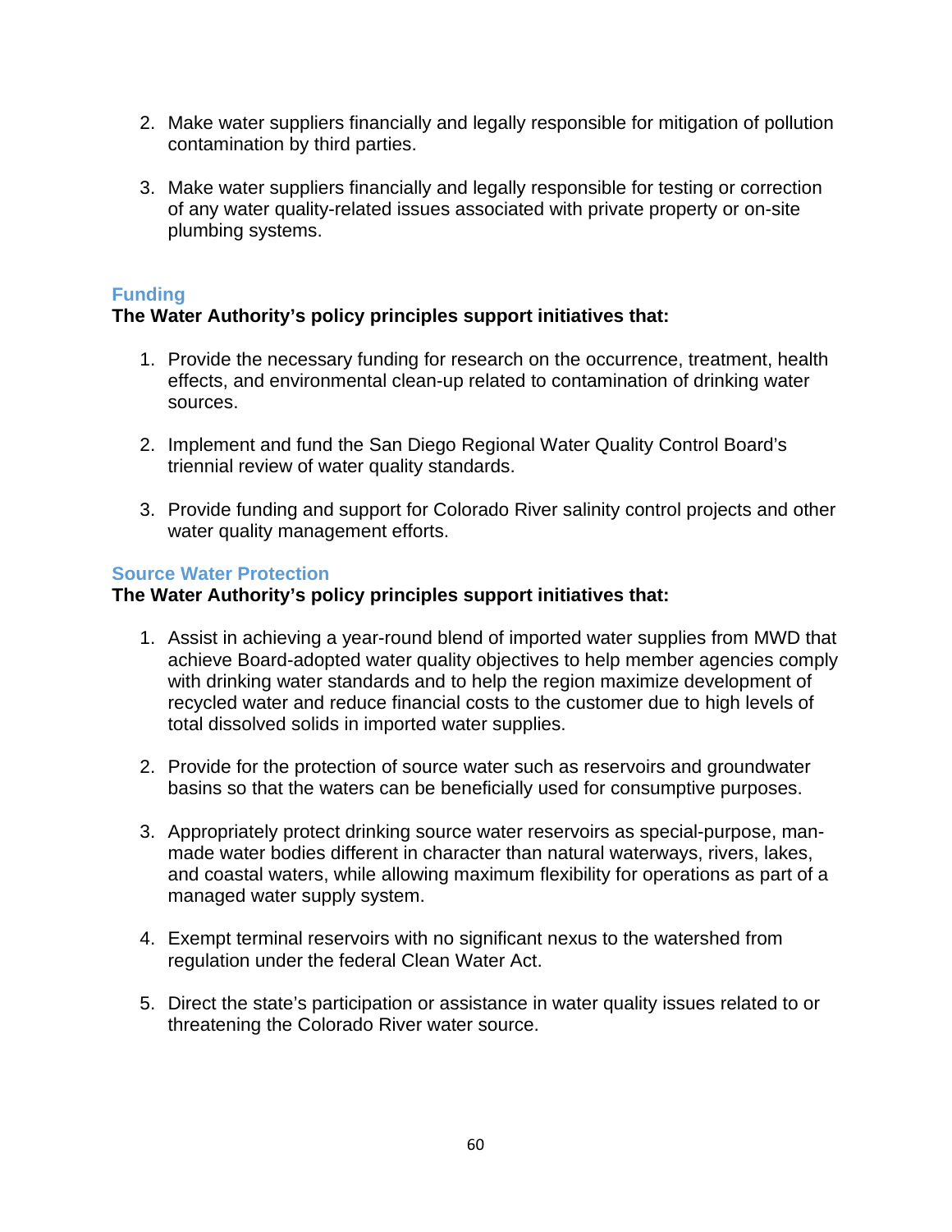2. Make water suppliers financially and legally responsible for mitigation of pollution contamination by third parties.

3. Make water suppliers financially and legally responsible for testing or correction of any water quality-related issues associated with private property or on-site plumbing systems.

## Funding

**The Water Authority's policy principles support initiatives that:**

1. Provide the necessary funding for research on the occurrence, treatment, health effects, and environmental clean-up related to contamination of drinking water sources.

2. Implement and fund the San Diego Regional Water Quality Control Board's triennial review of water quality standards.

3. Provide funding and support for Colorado River salinity control projects and other water quality management efforts.

## Source Water Protection

**The Water Authority's policy principles support initiatives that:**

1. Assist in achieving a year-round blend of imported water supplies from MWD that achieve Board-adopted water quality objectives to help member agencies comply with drinking water standards and to help the region maximize development of recycled water and reduce financial costs to the customer due to high levels of total dissolved solids in imported water supplies.

2. Provide for the protection of source water such as reservoirs and groundwater basins so that the waters can be beneficially used for consumptive purposes.

3. Appropriately protect drinking source water reservoirs as special-purpose, man-made water bodies different in character than natural waterways, rivers, lakes, and coastal waters, while allowing maximum flexibility for operations as part of a managed water supply system.

4. Exempt terminal reservoirs with no significant nexus to the watershed from regulation under the federal Clean Water Act.

5. Direct the state's participation or assistance in water quality issues related to or threatening the Colorado River water source.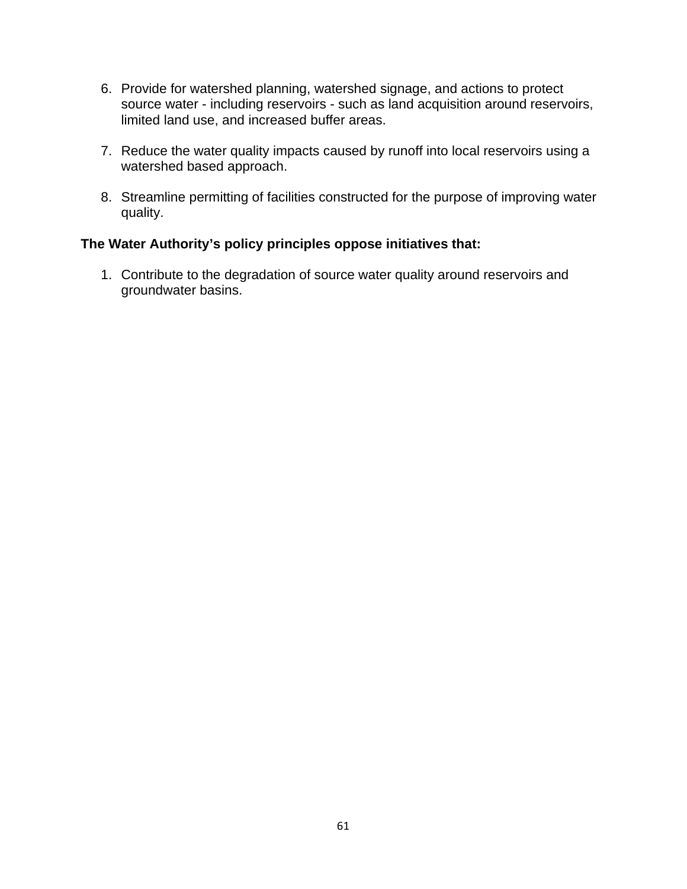6. Provide for watershed planning, watershed signage, and actions to protect source water - including reservoirs - such as land acquisition around reservoirs, limited land use, and increased buffer areas.

7. Reduce the water quality impacts caused by runoff into local reservoirs using a watershed based approach.

8. Streamline permitting of facilities constructed for the purpose of improving water quality.

**The Water Authority's policy principles oppose initiatives that:**

1. Contribute to the degradation of source water quality around reservoirs and groundwater basins.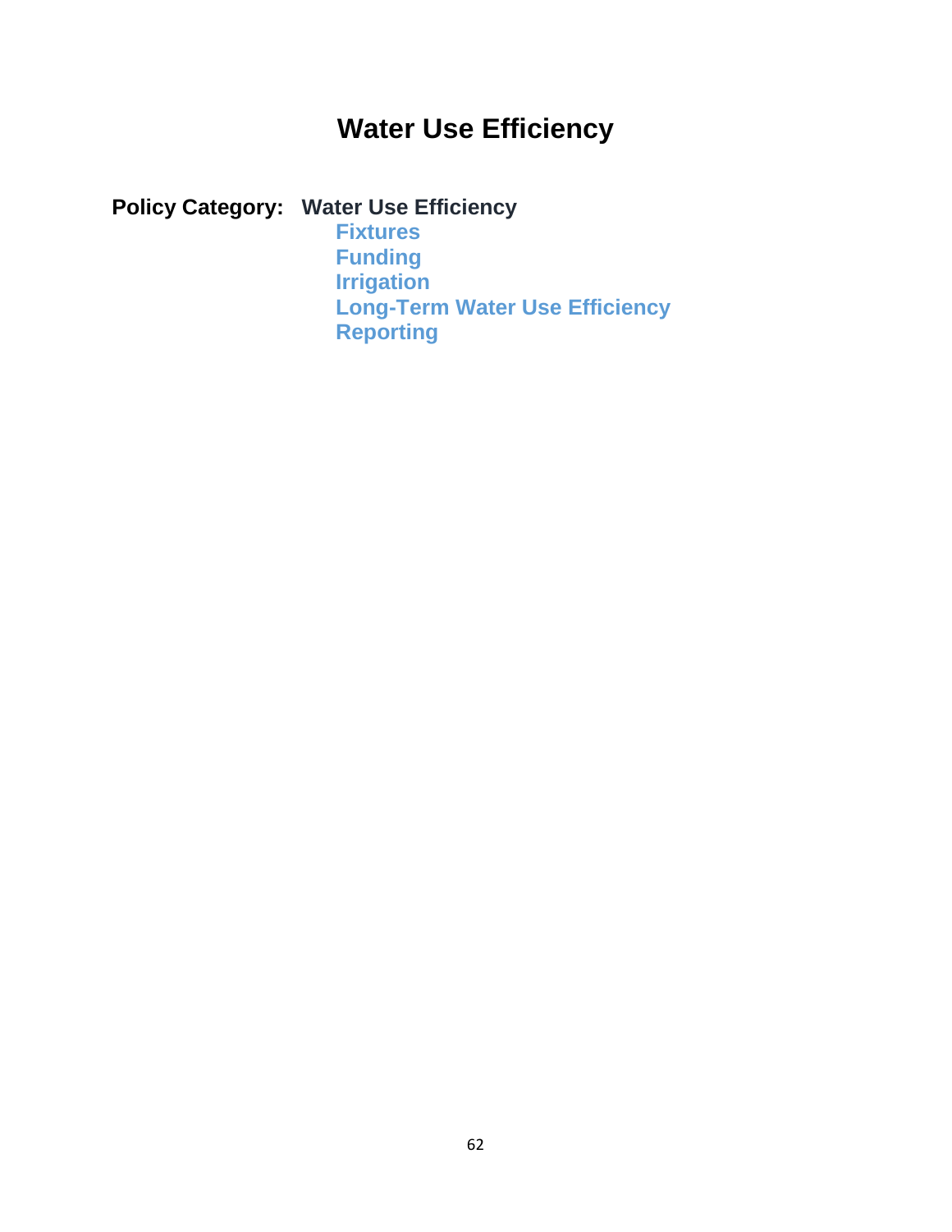# Water Use Efficiency

**Policy Category:** **Water Use Efficiency**

- **Fixtures**
- **Funding**
- **Irrigation**
- **Long-Term Water Use Efficiency**
- **Reporting**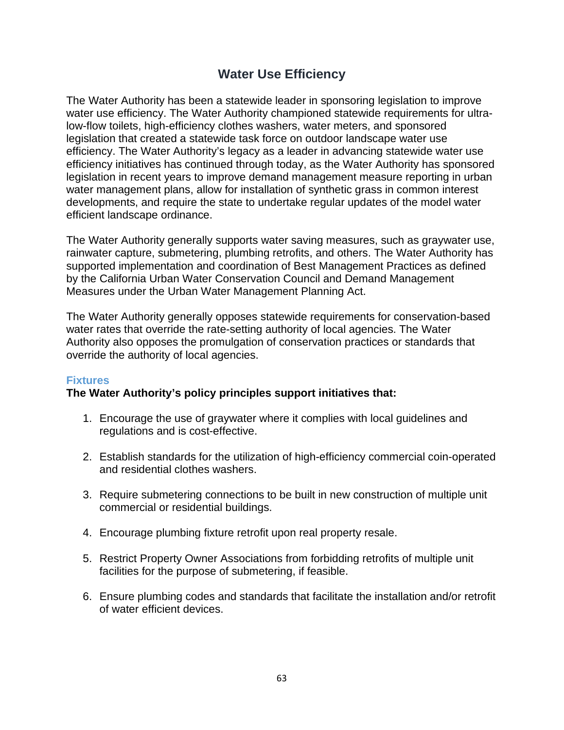# Water Use Efficiency

The Water Authority has been a statewide leader in sponsoring legislation to improve water use efficiency. The Water Authority championed statewide requirements for ultra-low-flow toilets, high-efficiency clothes washers, water meters, and sponsored legislation that created a statewide task force on outdoor landscape water use efficiency. The Water Authority's legacy as a leader in advancing statewide water use efficiency initiatives has continued through today, as the Water Authority has sponsored legislation in recent years to improve demand management measure reporting in urban water management plans, allow for installation of synthetic grass in common interest developments, and require the state to undertake regular updates of the model water efficient landscape ordinance.

The Water Authority generally supports water saving measures, such as graywater use, rainwater capture, submetering, plumbing retrofits, and others. The Water Authority has supported implementation and coordination of Best Management Practices as defined by the California Urban Water Conservation Council and Demand Management Measures under the Urban Water Management Planning Act.

The Water Authority generally opposes statewide requirements for conservation-based water rates that override the rate-setting authority of local agencies. The Water Authority also opposes the promulgation of conservation practices or standards that override the authority of local agencies.

## Fixtures

**The Water Authority's policy principles support initiatives that:**

1. Encourage the use of graywater where it complies with local guidelines and regulations and is cost-effective.

2. Establish standards for the utilization of high-efficiency commercial coin-operated and residential clothes washers.

3. Require submetering connections to be built in new construction of multiple unit commercial or residential buildings.

4. Encourage plumbing fixture retrofit upon real property resale.

5. Restrict Property Owner Associations from forbidding retrofits of multiple unit facilities for the purpose of submetering, if feasible.

6. Ensure plumbing codes and standards that facilitate the installation and/or retrofit of water efficient devices.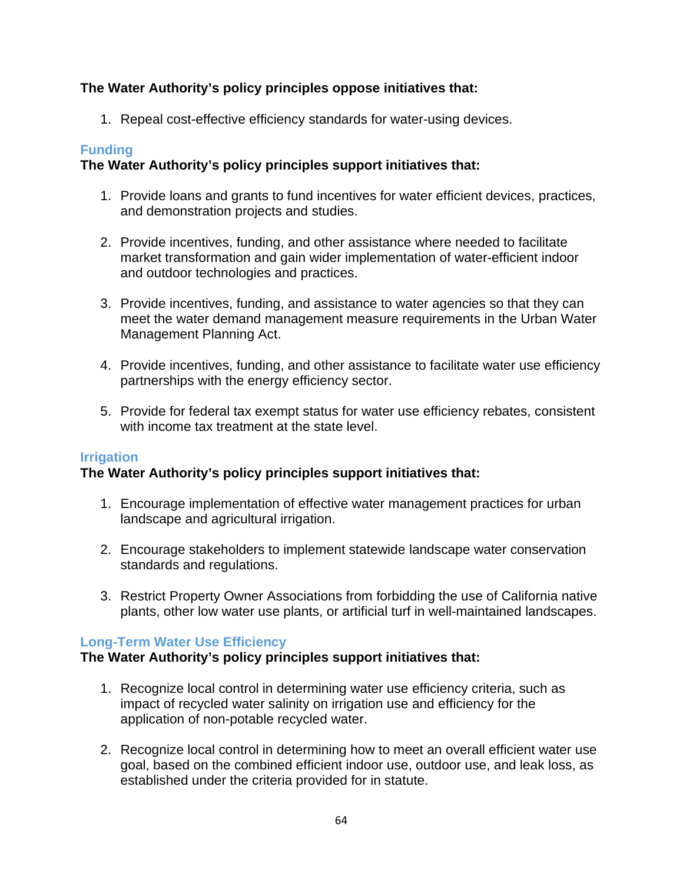**The Water Authority's policy principles oppose initiatives that:**

1. Repeal cost-effective efficiency standards for water-using devices.

### Funding

**The Water Authority's policy principles support initiatives that:**

1. Provide loans and grants to fund incentives for water efficient devices, practices, and demonstration projects and studies.

2. Provide incentives, funding, and other assistance where needed to facilitate market transformation and gain wider implementation of water-efficient indoor and outdoor technologies and practices.

3. Provide incentives, funding, and assistance to water agencies so that they can meet the water demand management measure requirements in the Urban Water Management Planning Act.

4. Provide incentives, funding, and other assistance to facilitate water use efficiency partnerships with the energy efficiency sector.

5. Provide for federal tax exempt status for water use efficiency rebates, consistent with income tax treatment at the state level.

### Irrigation

**The Water Authority's policy principles support initiatives that:**

1. Encourage implementation of effective water management practices for urban landscape and agricultural irrigation.

2. Encourage stakeholders to implement statewide landscape water conservation standards and regulations.

3. Restrict Property Owner Associations from forbidding the use of California native plants, other low water use plants, or artificial turf in well-maintained landscapes.

### Long-Term Water Use Efficiency

**The Water Authority's policy principles support initiatives that:**

1. Recognize local control in determining water use efficiency criteria, such as impact of recycled water salinity on irrigation use and efficiency for the application of non-potable recycled water.

2. Recognize local control in determining how to meet an overall efficient water use goal, based on the combined efficient indoor use, outdoor use, and leak loss, as established under the criteria provided for in statute.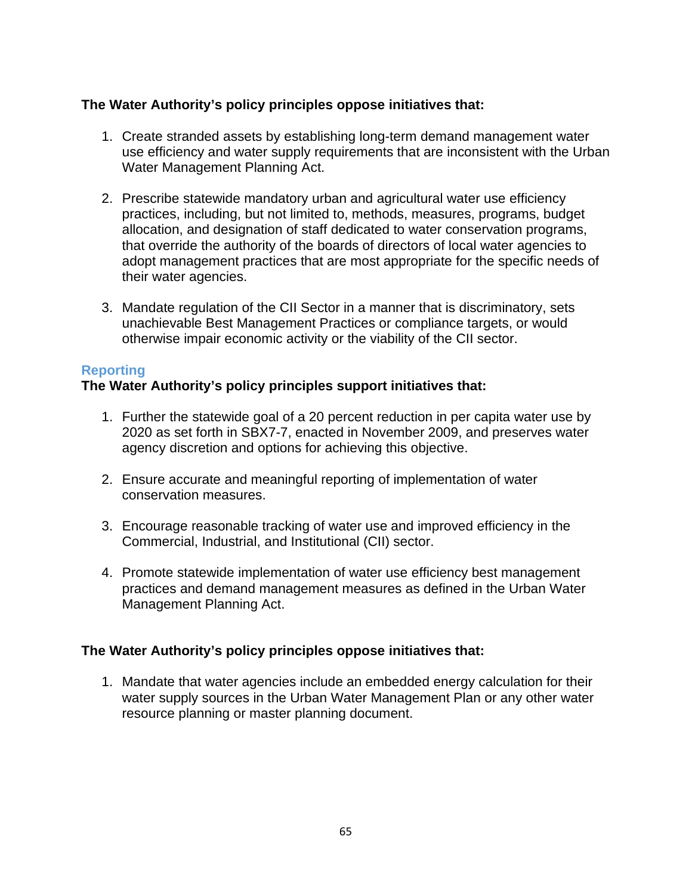**The Water Authority's policy principles oppose initiatives that:**

1. Create stranded assets by establishing long-term demand management water use efficiency and water supply requirements that are inconsistent with the Urban Water Management Planning Act.

2. Prescribe statewide mandatory urban and agricultural water use efficiency practices, including, but not limited to, methods, measures, programs, budget allocation, and designation of staff dedicated to water conservation programs, that override the authority of the boards of directors of local water agencies to adopt management practices that are most appropriate for the specific needs of their water agencies.

3. Mandate regulation of the CII Sector in a manner that is discriminatory, sets unachievable Best Management Practices or compliance targets, or would otherwise impair economic activity or the viability of the CII sector.

### Reporting

**The Water Authority's policy principles support initiatives that:**

1. Further the statewide goal of a 20 percent reduction in per capita water use by 2020 as set forth in SBX7-7, enacted in November 2009, and preserves water agency discretion and options for achieving this objective.

2. Ensure accurate and meaningful reporting of implementation of water conservation measures.

3. Encourage reasonable tracking of water use and improved efficiency in the Commercial, Industrial, and Institutional (CII) sector.

4. Promote statewide implementation of water use efficiency best management practices and demand management measures as defined in the Urban Water Management Planning Act.

**The Water Authority's policy principles oppose initiatives that:**

1. Mandate that water agencies include an embedded energy calculation for their water supply sources in the Urban Water Management Plan or any other water resource planning or master planning document.